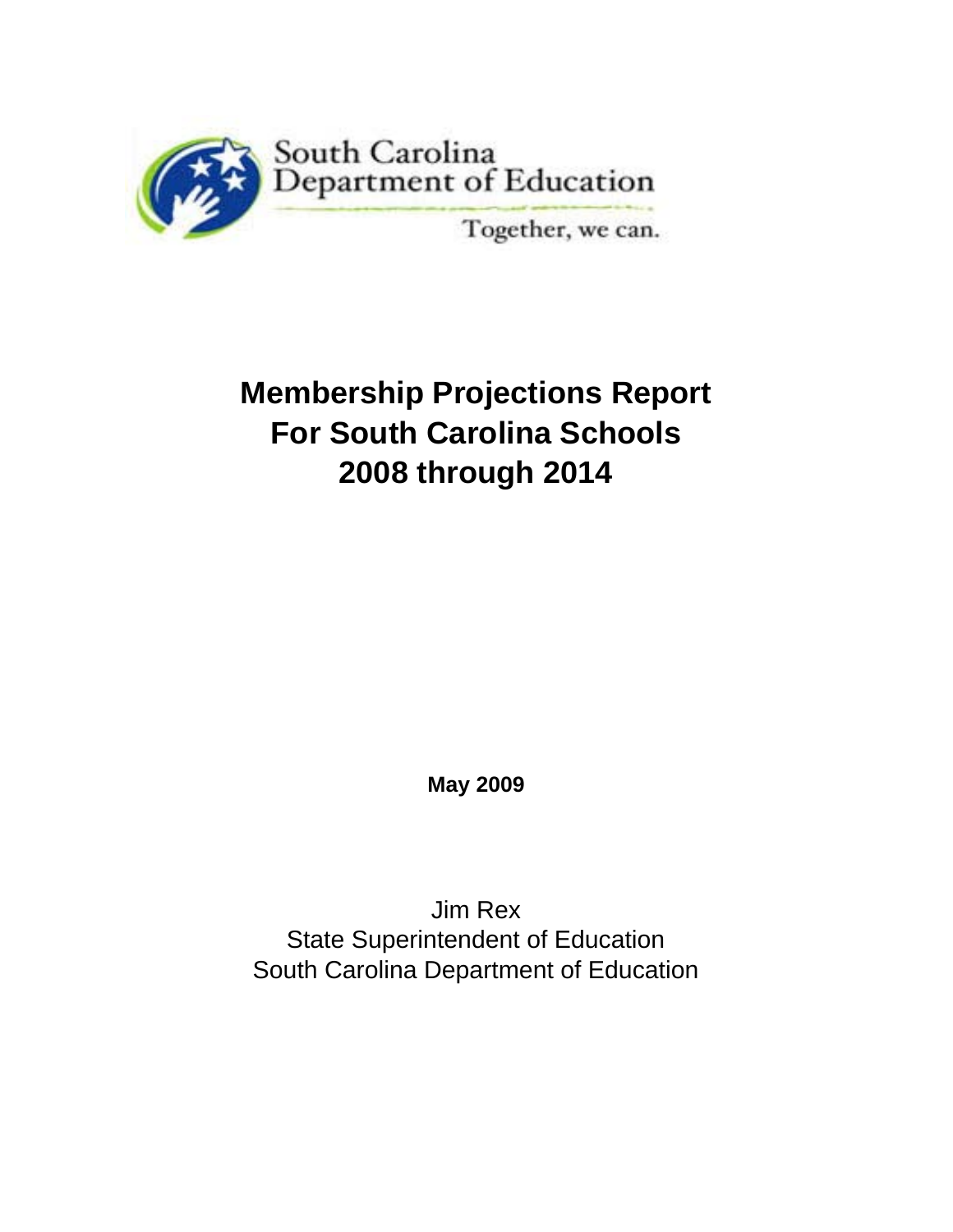South Carolina
Department of Education

Together, we can.

# Membership Projections Report
# For South Carolina Schools
# 2008 through 2014

**May 2009**

Jim Rex
State Superintendent of Education
South Carolina Department of Education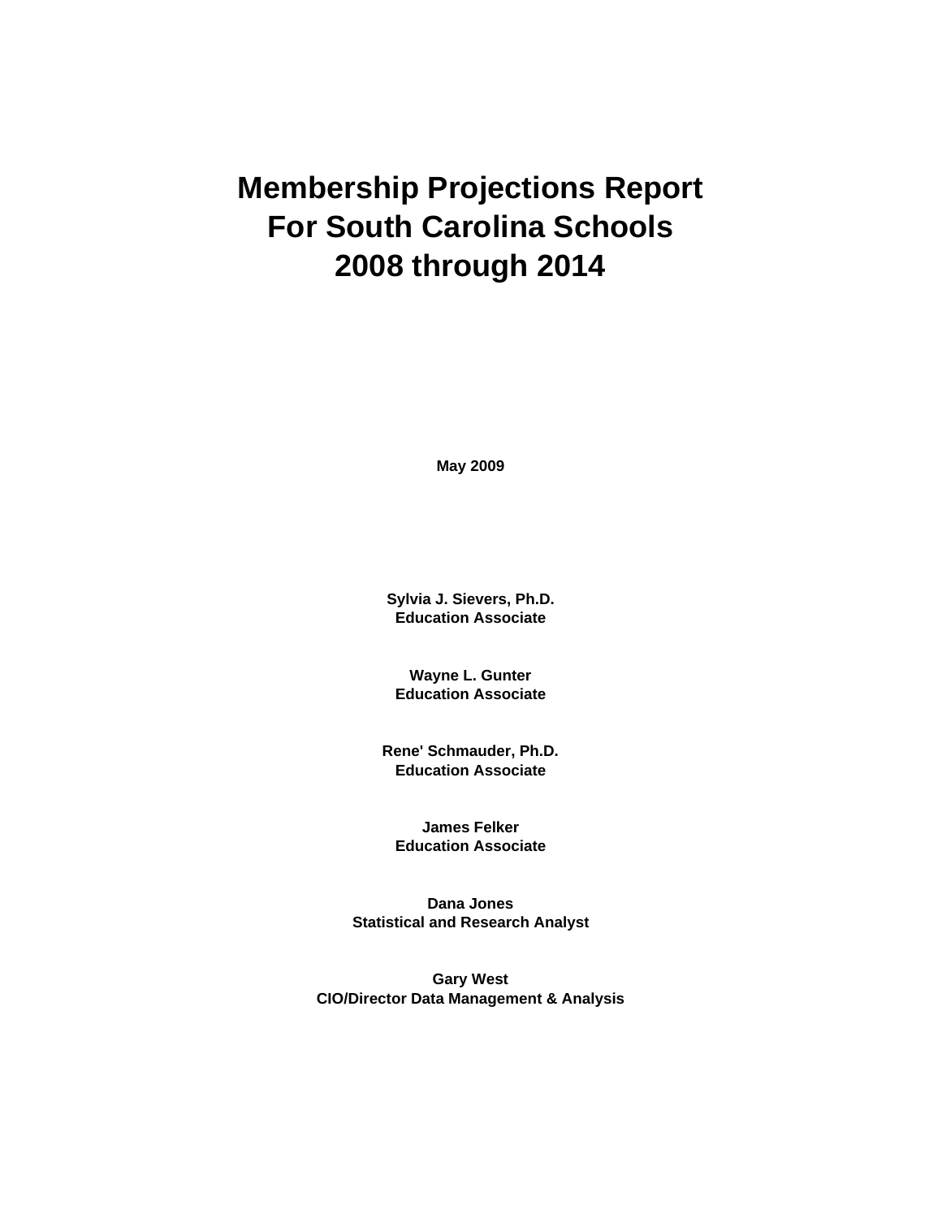# Membership Projections Report
# For South Carolina Schools
# 2008 through 2014

**May 2009**

**Sylvia J. Sievers, Ph.D.**
**Education Associate**

**Wayne L. Gunter**
**Education Associate**

**Rene' Schmauder, Ph.D.**
**Education Associate**

**James Felker**
**Education Associate**

**Dana Jones**
**Statistical and Research Analyst**

**Gary West**
**CIO/Director Data Management & Analysis**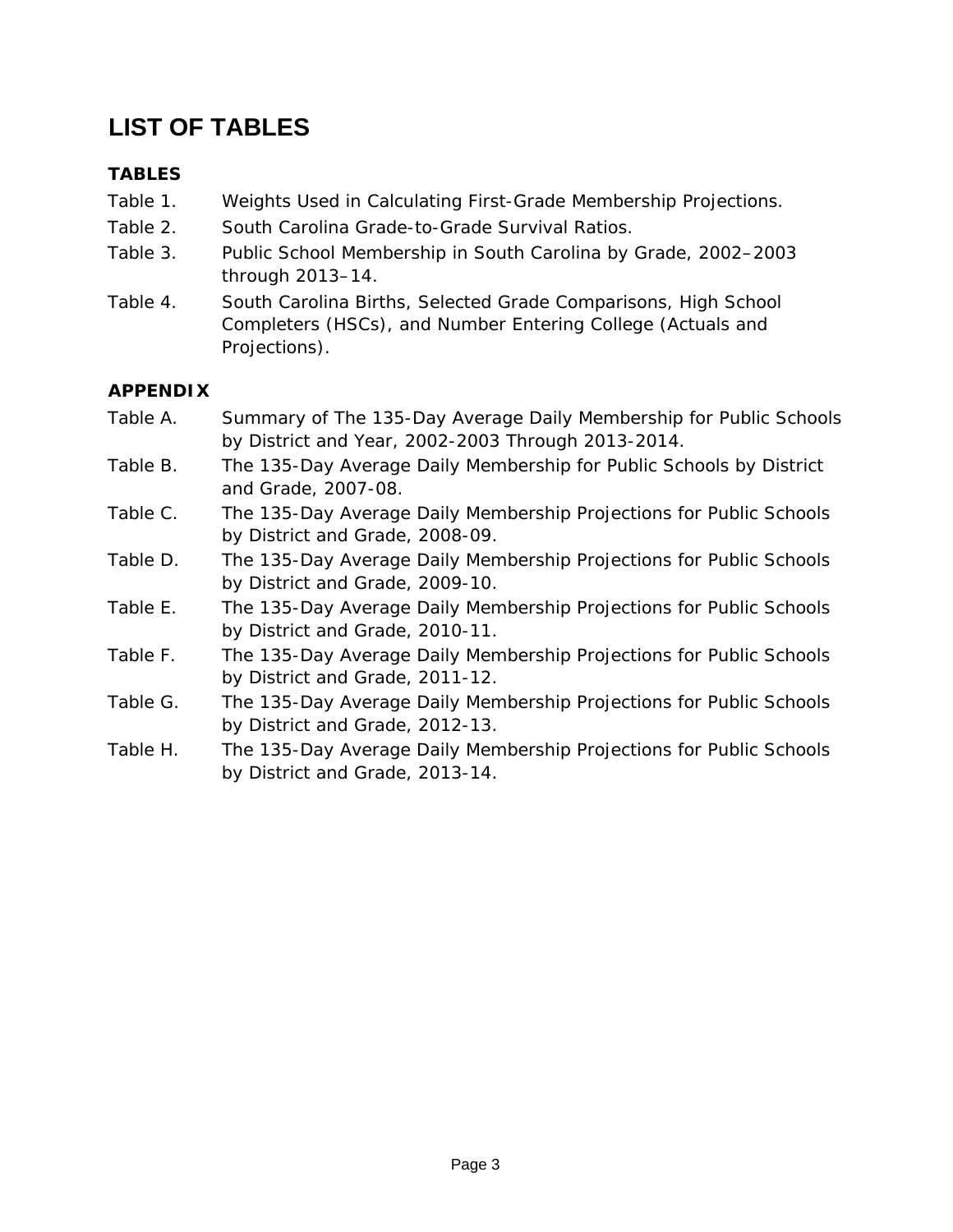# LIST OF TABLES

**TABLES**

Table 1. Weights Used in Calculating First-Grade Membership Projections.

Table 2. South Carolina Grade-to-Grade Survival Ratios.

Table 3. Public School Membership in South Carolina by Grade, 2002–2003 through 2013–14.

Table 4. South Carolina Births, Selected Grade Comparisons, High School Completers (HSCs), and Number Entering College (Actuals and Projections).

**APPENDIX**

Table A. Summary of The 135-Day Average Daily Membership for Public Schools by District and Year, 2002-2003 Through 2013-2014.

Table B. The 135-Day Average Daily Membership for Public Schools by District and Grade, 2007-08.

Table C. The 135-Day Average Daily Membership Projections for Public Schools by District and Grade, 2008-09.

Table D. The 135-Day Average Daily Membership Projections for Public Schools by District and Grade, 2009-10.

Table E. The 135-Day Average Daily Membership Projections for Public Schools by District and Grade, 2010-11.

Table F. The 135-Day Average Daily Membership Projections for Public Schools by District and Grade, 2011-12.

Table G. The 135-Day Average Daily Membership Projections for Public Schools by District and Grade, 2012-13.

Table H. The 135-Day Average Daily Membership Projections for Public Schools by District and Grade, 2013-14.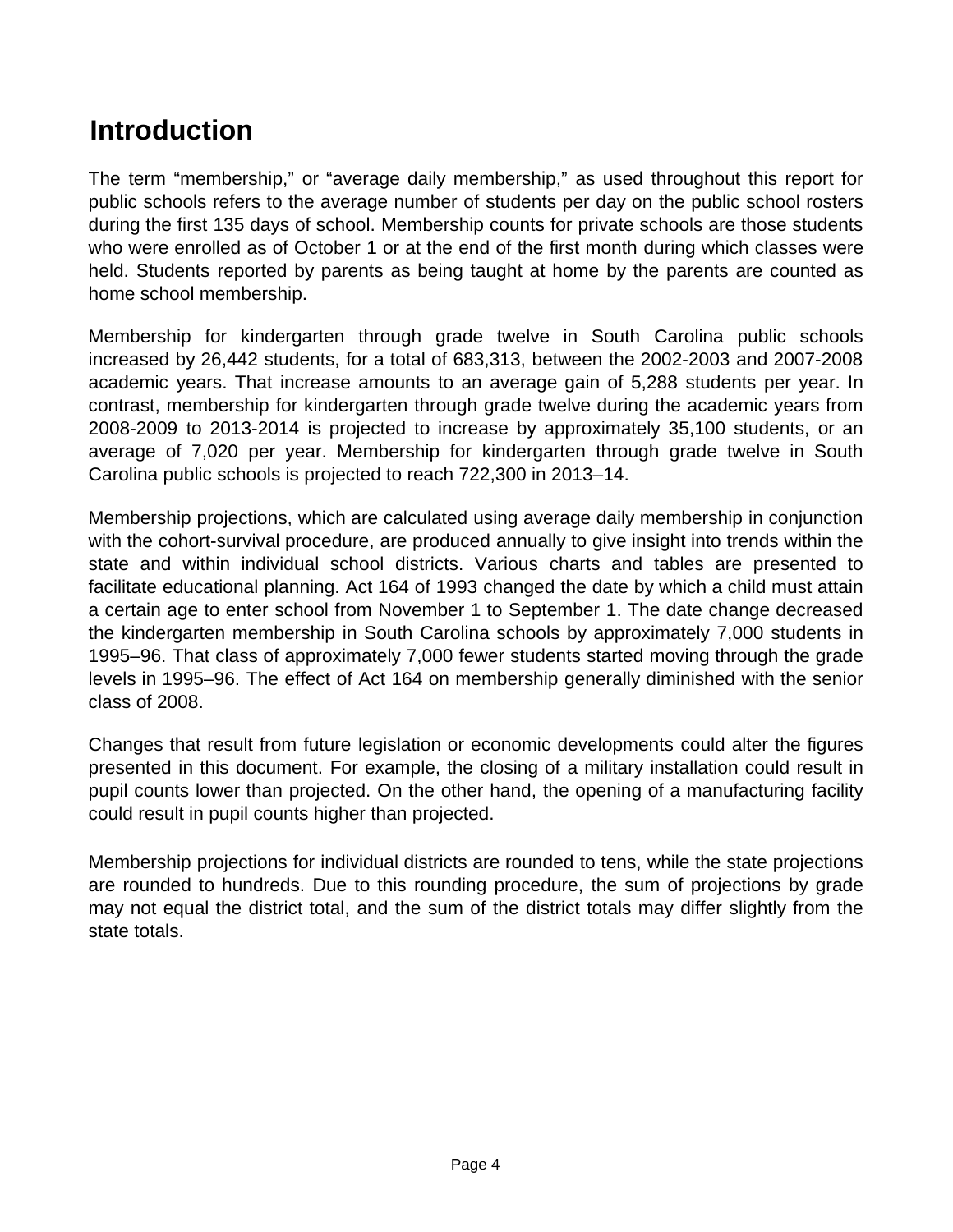# Introduction

The term “membership,” or “average daily membership,” as used throughout this report for public schools refers to the average number of students per day on the public school rosters during the first 135 days of school. Membership counts for private schools are those students who were enrolled as of October 1 or at the end of the first month during which classes were held. Students reported by parents as being taught at home by the parents are counted as home school membership.

Membership for kindergarten through grade twelve in South Carolina public schools increased by 26,442 students, for a total of 683,313, between the 2002-2003 and 2007-2008 academic years. That increase amounts to an average gain of 5,288 students per year. In contrast, membership for kindergarten through grade twelve during the academic years from 2008-2009 to 2013-2014 is projected to increase by approximately 35,100 students, or an average of 7,020 per year. Membership for kindergarten through grade twelve in South Carolina public schools is projected to reach 722,300 in 2013–14.

Membership projections, which are calculated using average daily membership in conjunction with the cohort-survival procedure, are produced annually to give insight into trends within the state and within individual school districts. Various charts and tables are presented to facilitate educational planning. Act 164 of 1993 changed the date by which a child must attain a certain age to enter school from November 1 to September 1. The date change decreased the kindergarten membership in South Carolina schools by approximately 7,000 students in 1995–96. That class of approximately 7,000 fewer students started moving through the grade levels in 1995–96. The effect of Act 164 on membership generally diminished with the senior class of 2008.

Changes that result from future legislation or economic developments could alter the figures presented in this document. For example, the closing of a military installation could result in pupil counts lower than projected. On the other hand, the opening of a manufacturing facility could result in pupil counts higher than projected.

Membership projections for individual districts are rounded to tens, while the state projections are rounded to hundreds. Due to this rounding procedure, the sum of projections by grade may not equal the district total, and the sum of the district totals may differ slightly from the state totals.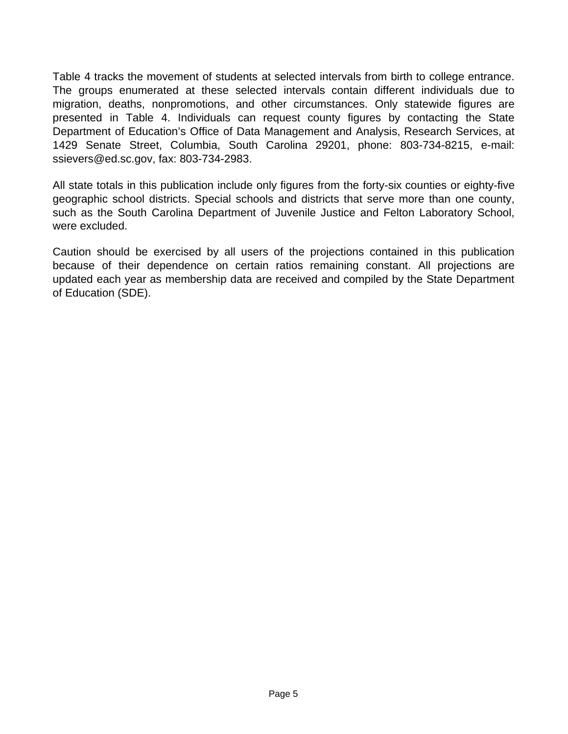Table 4 tracks the movement of students at selected intervals from birth to college entrance. The groups enumerated at these selected intervals contain different individuals due to migration, deaths, nonpromotions, and other circumstances. Only statewide figures are presented in Table 4. Individuals can request county figures by contacting the State Department of Education's Office of Data Management and Analysis, Research Services, at 1429 Senate Street, Columbia, South Carolina 29201, phone: 803-734-8215, e-mail: ssievers@ed.sc.gov, fax: 803-734-2983.

All state totals in this publication include only figures from the forty-six counties or eighty-five geographic school districts. Special schools and districts that serve more than one county, such as the South Carolina Department of Juvenile Justice and Felton Laboratory School, were excluded.

Caution should be exercised by all users of the projections contained in this publication because of their dependence on certain ratios remaining constant. All projections are updated each year as membership data are received and compiled by the State Department of Education (SDE).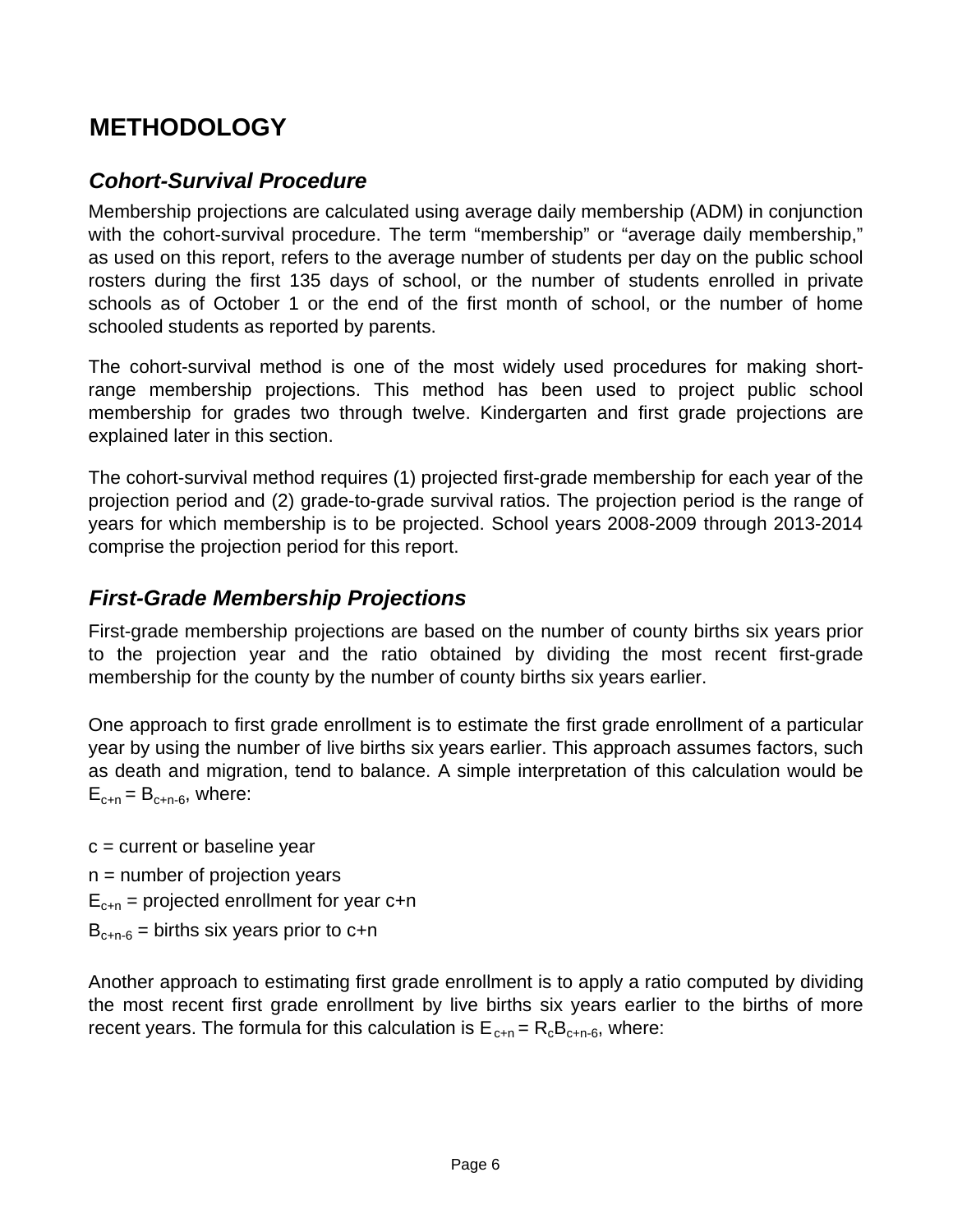# METHODOLOGY

## *Cohort-Survival Procedure*

Membership projections are calculated using average daily membership (ADM) in conjunction with the cohort-survival procedure. The term "membership" or "average daily membership," as used on this report, refers to the average number of students per day on the public school rosters during the first 135 days of school, or the number of students enrolled in private schools as of October 1 or the end of the first month of school, or the number of home schooled students as reported by parents.

The cohort-survival method is one of the most widely used procedures for making short-range membership projections. This method has been used to project public school membership for grades two through twelve. Kindergarten and first grade projections are explained later in this section.

The cohort-survival method requires (1) projected first-grade membership for each year of the projection period and (2) grade-to-grade survival ratios. The projection period is the range of years for which membership is to be projected. School years 2008-2009 through 2013-2014 comprise the projection period for this report.

## *First-Grade Membership Projections*

First-grade membership projections are based on the number of county births six years prior to the projection year and the ratio obtained by dividing the most recent first-grade membership for the county by the number of county births six years earlier.

One approach to first grade enrollment is to estimate the first grade enrollment of a particular year by using the number of live births six years earlier. This approach assumes factors, such as death and migration, tend to balance. A simple interpretation of this calculation would be $E_{c+n} = B_{c+n-6}$, where:

c = current or baseline year

n = number of projection years

$E_{c+n}$ = projected enrollment for year c+n

$B_{c+n-6}$ = births six years prior to c+n

Another approach to estimating first grade enrollment is to apply a ratio computed by dividing the most recent first grade enrollment by live births six years earlier to the births of more recent years. The formula for this calculation is $E_{c+n} = R_c B_{c+n-6}$, where: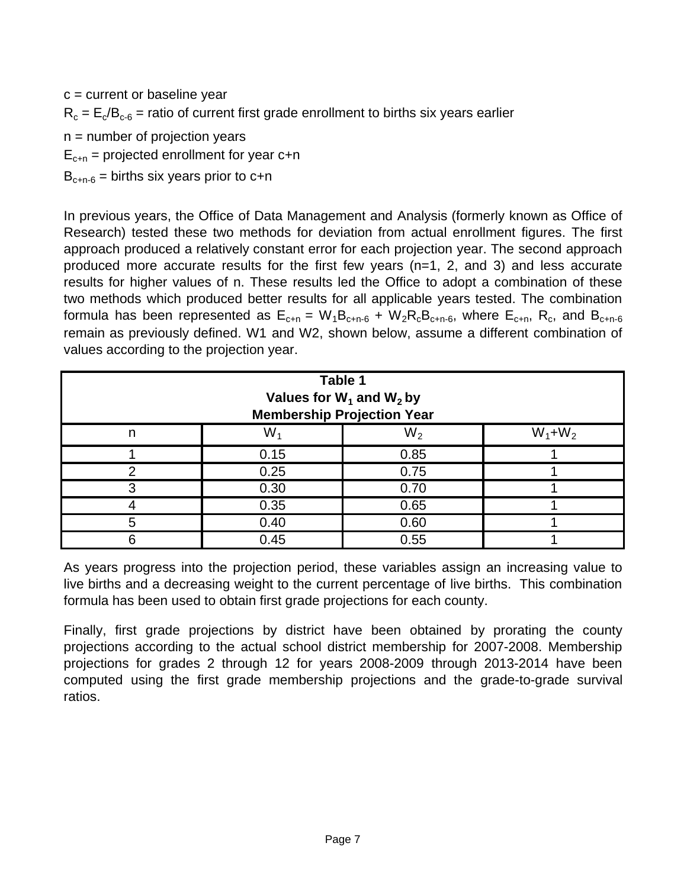c = current or baseline year

$R_c = E_c/B_{c-6}$ = ratio of current first grade enrollment to births six years earlier

n = number of projection years

$E_{c+n}$ = projected enrollment for year c+n

$B_{c+n-6}$ = births six years prior to c+n

In previous years, the Office of Data Management and Analysis (formerly known as Office of Research) tested these two methods for deviation from actual enrollment figures. The first approach produced a relatively constant error for each projection year. The second approach produced more accurate results for the first few years (n=1, 2, and 3) and less accurate results for higher values of n. These results led the Office to adopt a combination of these two methods which produced better results for all applicable years tested. The combination formula has been represented as $E_{c+n} = W_1B_{c+n-6} + W_2R_cB_{c+n-6}$, where $E_{c+n}$, $R_c$, and $B_{c+n-6}$ remain as previously defined. W1 and W2, shown below, assume a different combination of values according to the projection year.

**Table 1**
**Values for $W_1$ and $W_2$ by**
**Membership Projection Year**

| n | $W_1$ | $W_2$ | $W_1$+$W_2$ |
|---|---|---|---|
| 1 | 0.15 | 0.85 | 1 |
| 2 | 0.25 | 0.75 | 1 |
| 3 | 0.30 | 0.70 | 1 |
| 4 | 0.35 | 0.65 | 1 |
| 5 | 0.40 | 0.60 | 1 |
| 6 | 0.45 | 0.55 | 1 |

As years progress into the projection period, these variables assign an increasing value to live births and a decreasing weight to the current percentage of live births. This combination formula has been used to obtain first grade projections for each county.

Finally, first grade projections by district have been obtained by prorating the county projections according to the actual school district membership for 2007-2008. Membership projections for grades 2 through 12 for years 2008-2009 through 2013-2014 have been computed using the first grade membership projections and the grade-to-grade survival ratios.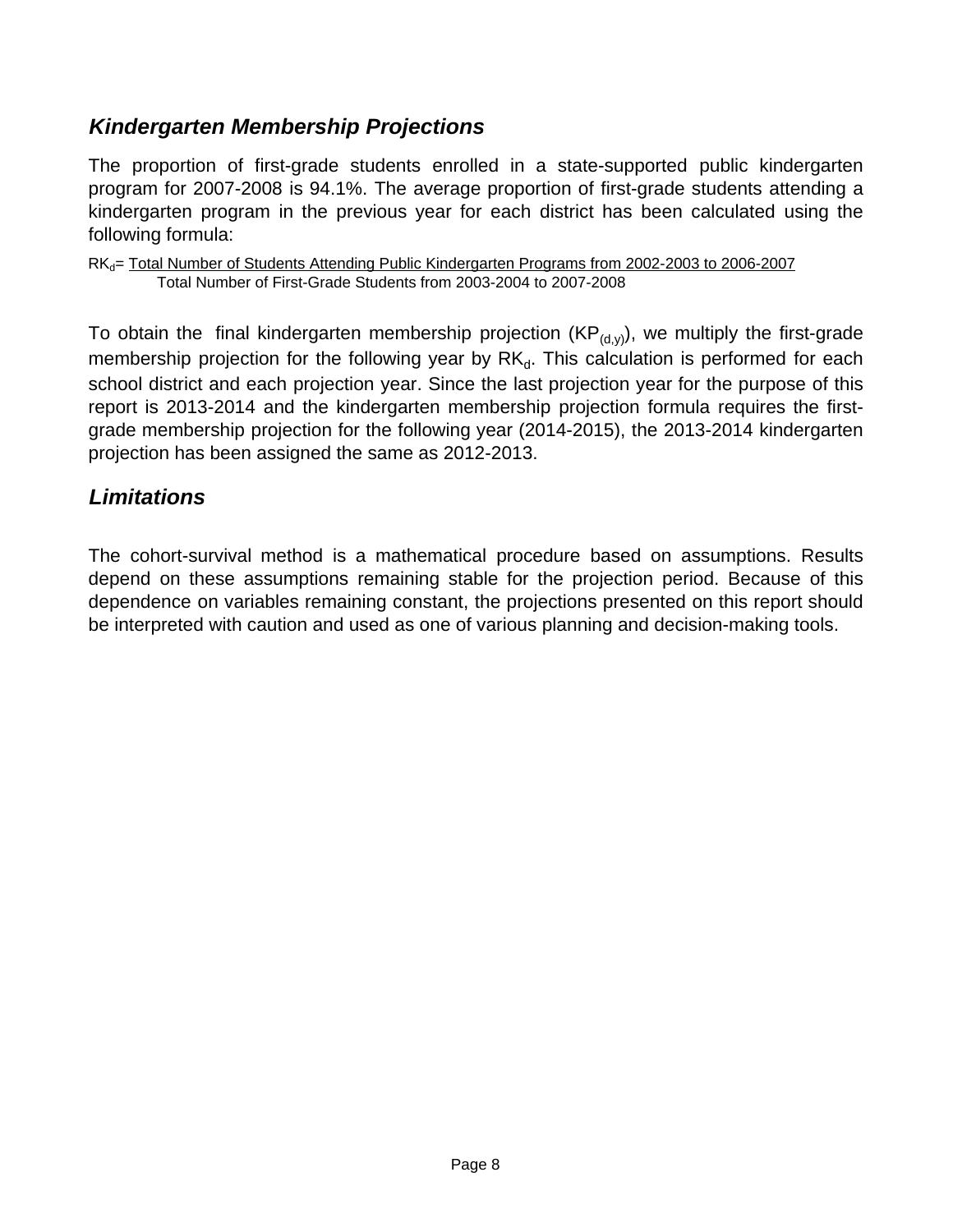## *Kindergarten Membership Projections*

The proportion of first-grade students enrolled in a state-supported public kindergarten program for 2007-2008 is 94.1%. The average proportion of first-grade students attending a kindergarten program in the previous year for each district has been calculated using the following formula:

$$RK_d = \frac{\text{Total Number of Students Attending Public Kindergarten Programs from 2002-2003 to 2006-2007}}{\text{Total Number of First-Grade Students from 2003-2004 to 2007-2008}}$$

To obtain the final kindergarten membership projection ($KP_{(d,y)}$), we multiply the first-grade membership projection for the following year by $RK_d$. This calculation is performed for each school district and each projection year. Since the last projection year for the purpose of this report is 2013-2014 and the kindergarten membership projection formula requires the first-grade membership projection for the following year (2014-2015), the 2013-2014 kindergarten projection has been assigned the same as 2012-2013.

## *Limitations*

The cohort-survival method is a mathematical procedure based on assumptions. Results depend on these assumptions remaining stable for the projection period. Because of this dependence on variables remaining constant, the projections presented on this report should be interpreted with caution and used as one of various planning and decision-making tools.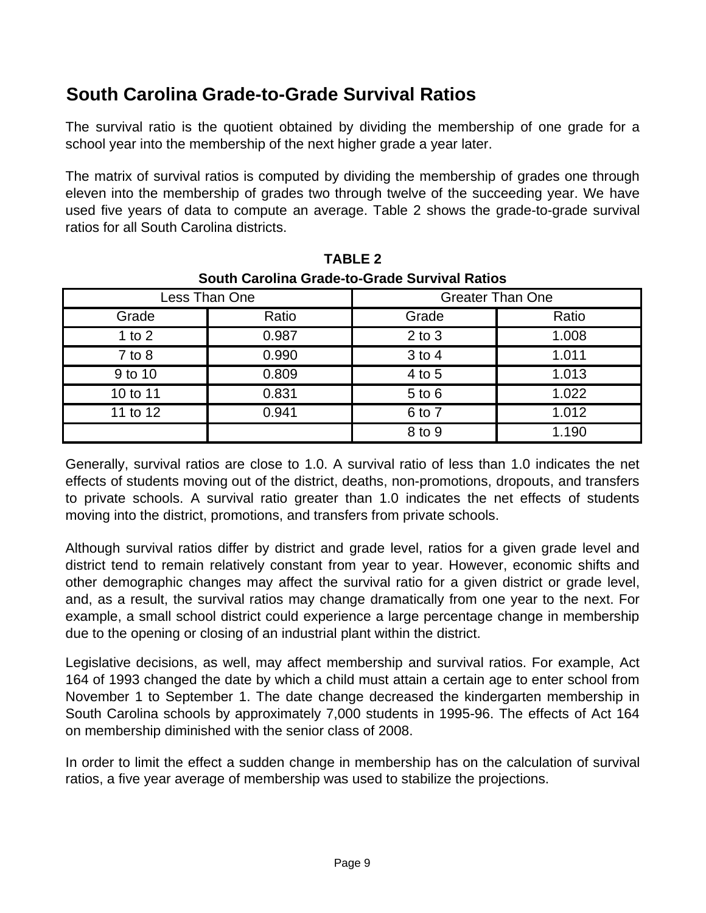## South Carolina Grade-to-Grade Survival Ratios

The survival ratio is the quotient obtained by dividing the membership of one grade for a school year into the membership of the next higher grade a year later.

The matrix of survival ratios is computed by dividing the membership of grades one through eleven into the membership of grades two through twelve of the succeeding year. We have used five years of data to compute an average. Table 2 shows the grade-to-grade survival ratios for all South Carolina districts.

**TABLE 2**
**South Carolina Grade-to-Grade Survival Ratios**

| Less Than One | | Greater Than One | |
|---|---|---|---|
| Grade | Ratio | Grade | Ratio |
| 1 to 2 | 0.987 | 2 to 3 | 1.008 |
| 7 to 8 | 0.990 | 3 to 4 | 1.011 |
| 9 to 10 | 0.809 | 4 to 5 | 1.013 |
| 10 to 11 | 0.831 | 5 to 6 | 1.022 |
| 11 to 12 | 0.941 | 6 to 7 | 1.012 |
| | | 8 to 9 | 1.190 |

Generally, survival ratios are close to 1.0. A survival ratio of less than 1.0 indicates the net effects of students moving out of the district, deaths, non-promotions, dropouts, and transfers to private schools. A survival ratio greater than 1.0 indicates the net effects of students moving into the district, promotions, and transfers from private schools.

Although survival ratios differ by district and grade level, ratios for a given grade level and district tend to remain relatively constant from year to year. However, economic shifts and other demographic changes may affect the survival ratio for a given district or grade level, and, as a result, the survival ratios may change dramatically from one year to the next. For example, a small school district could experience a large percentage change in membership due to the opening or closing of an industrial plant within the district.

Legislative decisions, as well, may affect membership and survival ratios. For example, Act 164 of 1993 changed the date by which a child must attain a certain age to enter school from November 1 to September 1. The date change decreased the kindergarten membership in South Carolina schools by approximately 7,000 students in 1995-96. The effects of Act 164 on membership diminished with the senior class of 2008.

In order to limit the effect a sudden change in membership has on the calculation of survival ratios, a five year average of membership was used to stabilize the projections.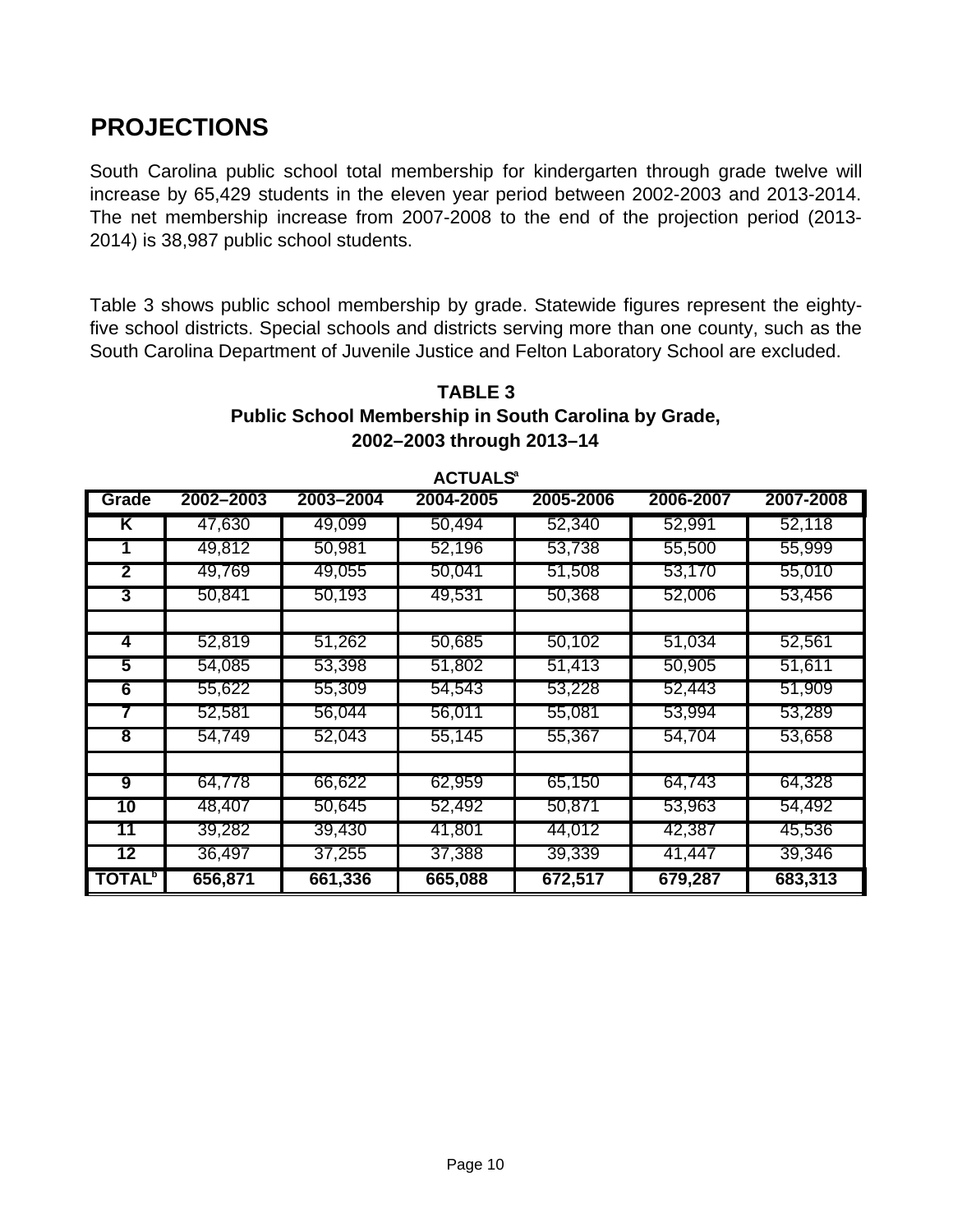## PROJECTIONS

South Carolina public school total membership for kindergarten through grade twelve will increase by 65,429 students in the eleven year period between 2002-2003 and 2013-2014. The net membership increase from 2007-2008 to the end of the projection period (2013-2014) is 38,987 public school students.

Table 3 shows public school membership by grade. Statewide figures represent the eighty-five school districts. Special schools and districts serving more than one county, such as the South Carolina Department of Juvenile Justice and Felton Laboratory School are excluded.

**TABLE 3**
**Public School Membership in South Carolina by Grade, 2002–2003 through 2013–14**

**ACTUALS**[a]

| Grade | 2002–2003 | 2003–2004 | 2004-2005 | 2005-2006 | 2006-2007 | 2007-2008 |
|---|---|---|---|---|---|---|
| K | 47,630 | 49,099 | 50,494 | 52,340 | 52,991 | 52,118 |
| 1 | 49,812 | 50,981 | 52,196 | 53,738 | 55,500 | 55,999 |
| 2 | 49,769 | 49,055 | 50,041 | 51,508 | 53,170 | 55,010 |
| 3 | 50,841 | 50,193 | 49,531 | 50,368 | 52,006 | 53,456 |
| | | | | | | |
| 4 | 52,819 | 51,262 | 50,685 | 50,102 | 51,034 | 52,561 |
| 5 | 54,085 | 53,398 | 51,802 | 51,413 | 50,905 | 51,611 |
| 6 | 55,622 | 55,309 | 54,543 | 53,228 | 52,443 | 51,909 |
| 7 | 52,581 | 56,044 | 56,011 | 55,081 | 53,994 | 53,289 |
| 8 | 54,749 | 52,043 | 55,145 | 55,367 | 54,704 | 53,658 |
| | | | | | | |
| 9 | 64,778 | 66,622 | 62,959 | 65,150 | 64,743 | 64,328 |
| 10 | 48,407 | 50,645 | 52,492 | 50,871 | 53,963 | 54,492 |
| 11 | 39,282 | 39,430 | 41,801 | 44,012 | 42,387 | 45,536 |
| 12 | 36,497 | 37,255 | 37,388 | 39,339 | 41,447 | 39,346 |
| **TOTAL**[b] | **656,871** | **661,336** | **665,088** | **672,517** | **679,287** | **683,313** |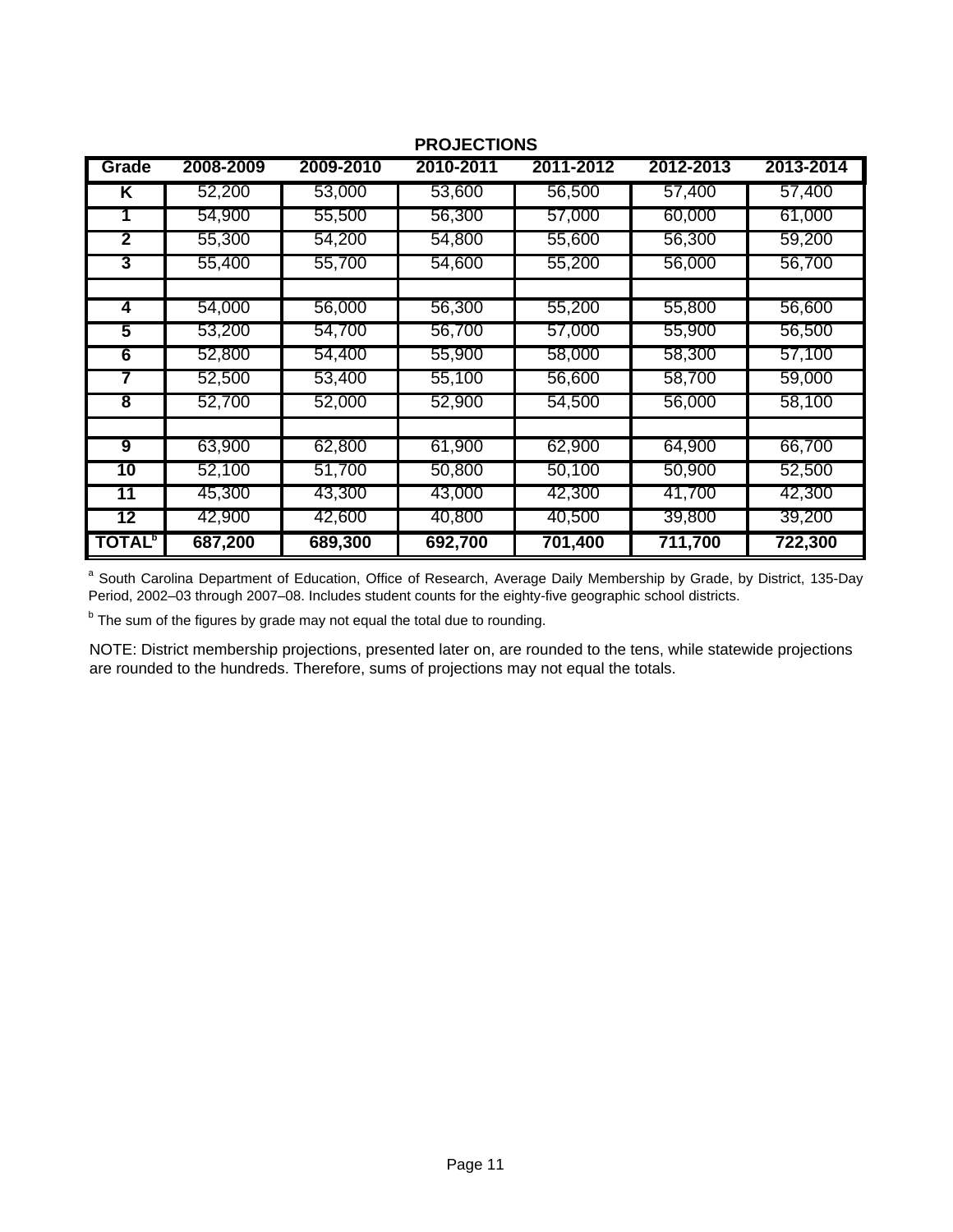**PROJECTIONS**

| Grade | 2008-2009 | 2009-2010 | 2010-2011 | 2011-2012 | 2012-2013 | 2013-2014 |
|---|---|---|---|---|---|---|
| K | 52,200 | 53,000 | 53,600 | 56,500 | 57,400 | 57,400 |
| 1 | 54,900 | 55,500 | 56,300 | 57,000 | 60,000 | 61,000 |
| 2 | 55,300 | 54,200 | 54,800 | 55,600 | 56,300 | 59,200 |
| 3 | 55,400 | 55,700 | 54,600 | 55,200 | 56,000 | 56,700 |
| | | | | | | |
| 4 | 54,000 | 56,000 | 56,300 | 55,200 | 55,800 | 56,600 |
| 5 | 53,200 | 54,700 | 56,700 | 57,000 | 55,900 | 56,500 |
| 6 | 52,800 | 54,400 | 55,900 | 58,000 | 58,300 | 57,100 |
| 7 | 52,500 | 53,400 | 55,100 | 56,600 | 58,700 | 59,000 |
| 8 | 52,700 | 52,000 | 52,900 | 54,500 | 56,000 | 58,100 |
| | | | | | | |
| 9 | 63,900 | 62,800 | 61,900 | 62,900 | 64,900 | 66,700 |
| 10 | 52,100 | 51,700 | 50,800 | 50,100 | 50,900 | 52,500 |
| 11 | 45,300 | 43,300 | 43,000 | 42,300 | 41,700 | 42,300 |
| 12 | 42,900 | 42,600 | 40,800 | 40,500 | 39,800 | 39,200 |
| **TOTAL[b]** | **687,200** | **689,300** | **692,700** | **701,400** | **711,700** | **722,300** |

[a] South Carolina Department of Education, Office of Research, Average Daily Membership by Grade, by District, 135-Day Period, 2002–03 through 2007–08. Includes student counts for the eighty-five geographic school districts.

[b] The sum of the figures by grade may not equal the total due to rounding.

NOTE: District membership projections, presented later on, are rounded to the tens, while statewide projections are rounded to the hundreds. Therefore, sums of projections may not equal the totals.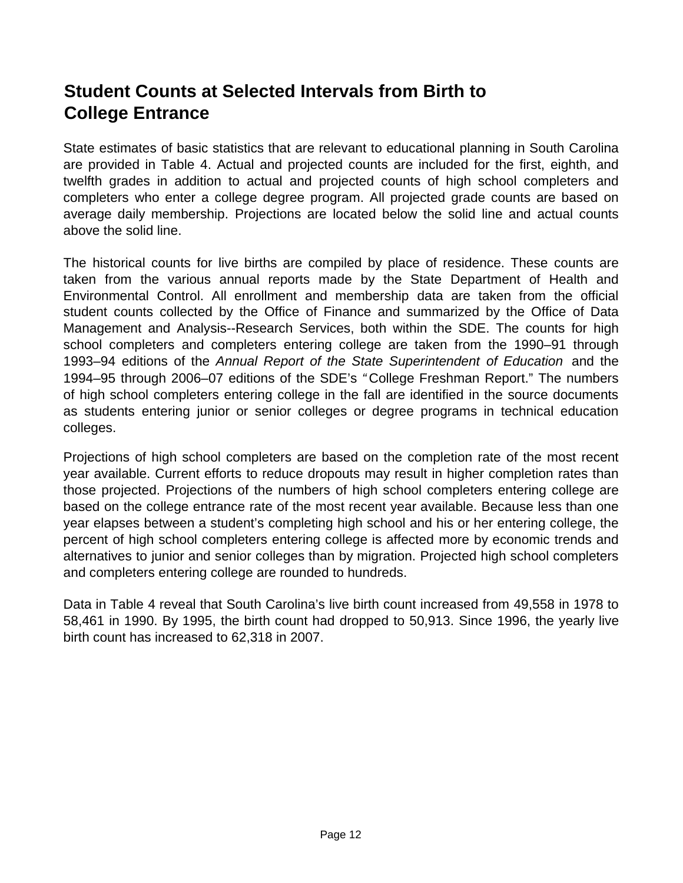# Student Counts at Selected Intervals from Birth to College Entrance

State estimates of basic statistics that are relevant to educational planning in South Carolina are provided in Table 4. Actual and projected counts are included for the first, eighth, and twelfth grades in addition to actual and projected counts of high school completers and completers who enter a college degree program. All projected grade counts are based on average daily membership. Projections are located below the solid line and actual counts above the solid line.

The historical counts for live births are compiled by place of residence. These counts are taken from the various annual reports made by the State Department of Health and Environmental Control. All enrollment and membership data are taken from the official student counts collected by the Office of Finance and summarized by the Office of Data Management and Analysis--Research Services, both within the SDE. The counts for high school completers and completers entering college are taken from the 1990–91 through 1993–94 editions of the *Annual Report of the State Superintendent of Education* and the 1994–95 through 2006–07 editions of the SDE's "College Freshman Report." The numbers of high school completers entering college in the fall are identified in the source documents as students entering junior or senior colleges or degree programs in technical education colleges.

Projections of high school completers are based on the completion rate of the most recent year available. Current efforts to reduce dropouts may result in higher completion rates than those projected. Projections of the numbers of high school completers entering college are based on the college entrance rate of the most recent year available. Because less than one year elapses between a student's completing high school and his or her entering college, the percent of high school completers entering college is affected more by economic trends and alternatives to junior and senior colleges than by migration. Projected high school completers and completers entering college are rounded to hundreds.

Data in Table 4 reveal that South Carolina's live birth count increased from 49,558 in 1978 to 58,461 in 1990. By 1995, the birth count had dropped to 50,913. Since 1996, the yearly live birth count has increased to 62,318 in 2007.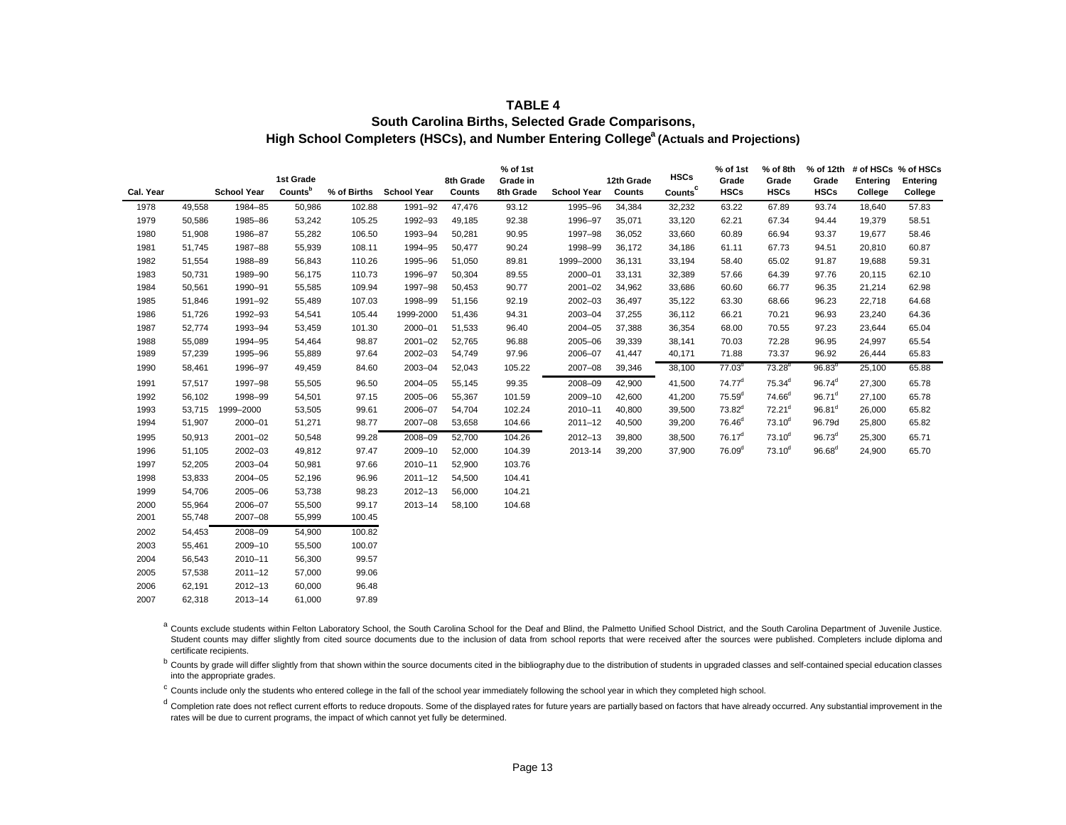# TABLE 4

## South Carolina Births, Selected Grade Comparisons, High School Completers (HSCs), and Number Entering College[a] (Actuals and Projections)

| Cal. Year | | School Year | 1st Grade Counts[b] | % of Births | School Year | 8th Grade Counts | % of 1st Grade in 8th Grade | School Year | 12th Grade Counts | HSCs Counts[c] | % of 1st Grade HSCs | % of 8th Grade HSCs | % of 12th Grade HSCs | # of HSCs Entering College | % of HSCs Entering College |
|---|---|---|---|---|---|---|---|---|---|---|---|---|---|---|---|
| 1978 | 49,558 | 1984–85 | 50,986 | 102.88 | 1991–92 | 47,476 | 93.12 | 1995–96 | 34,384 | 32,232 | 63.22 | 67.89 | 93.74 | 18,640 | 57.83 |
| 1979 | 50,586 | 1985–86 | 53,242 | 105.25 | 1992–93 | 49,185 | 92.38 | 1996–97 | 35,071 | 33,120 | 62.21 | 67.34 | 94.44 | 19,379 | 58.51 |
| 1980 | 51,908 | 1986–87 | 55,282 | 106.50 | 1993–94 | 50,281 | 90.95 | 1997–98 | 36,052 | 33,660 | 60.89 | 66.94 | 93.37 | 19,677 | 58.46 |
| 1981 | 51,745 | 1987–88 | 55,939 | 108.11 | 1994–95 | 50,477 | 90.24 | 1998–99 | 36,172 | 34,186 | 61.11 | 67.73 | 94.51 | 20,810 | 60.87 |
| 1982 | 51,554 | 1988–89 | 56,843 | 110.26 | 1995–96 | 51,050 | 89.81 | 1999–2000 | 36,131 | 33,194 | 58.40 | 65.02 | 91.87 | 19,688 | 59.31 |
| 1983 | 50,731 | 1989–90 | 56,175 | 110.73 | 1996–97 | 50,304 | 89.55 | 2000–01 | 33,131 | 32,389 | 57.66 | 64.39 | 97.76 | 20,115 | 62.10 |
| 1984 | 50,561 | 1990–91 | 55,585 | 109.94 | 1997–98 | 50,453 | 90.77 | 2001–02 | 34,962 | 33,686 | 60.60 | 66.77 | 96.35 | 21,214 | 62.98 |
| 1985 | 51,846 | 1991–92 | 55,489 | 107.03 | 1998–99 | 51,156 | 92.19 | 2002–03 | 36,497 | 35,122 | 63.30 | 68.66 | 96.23 | 22,718 | 64.68 |
| 1986 | 51,726 | 1992–93 | 54,541 | 105.44 | 1999-2000 | 51,436 | 94.31 | 2003–04 | 37,255 | 36,112 | 66.21 | 70.21 | 96.93 | 23,240 | 64.36 |
| 1987 | 52,774 | 1993–94 | 53,459 | 101.30 | 2000–01 | 51,533 | 96.40 | 2004–05 | 37,388 | 36,354 | 68.00 | 70.55 | 97.23 | 23,644 | 65.04 |
| 1988 | 55,089 | 1994–95 | 54,464 | 98.87 | 2001–02 | 52,765 | 96.88 | 2005–06 | 39,339 | 38,141 | 70.03 | 72.28 | 96.95 | 24,997 | 65.54 |
| 1989 | 57,239 | 1995–96 | 55,889 | 97.64 | 2002–03 | 54,749 | 97.96 | 2006–07 | 41,447 | 40,171 | 71.88 | 73.37 | 96.92 | 26,444 | 65.83 |
| 1990 | 58,461 | 1996–97 | 49,459 | 84.60 | 2003–04 | 52,043 | 105.22 | 2007–08 | 39,346 | 38,100 | 77.03[d] | 73.28[d] | 96.83[d] | 25,100 | 65.88 |
| 1991 | 57,517 | 1997–98 | 55,505 | 96.50 | 2004–05 | 55,145 | 99.35 | 2008–09 | 42,900 | 41,500 | 74.77[d] | 75.34[d] | 96.74[d] | 27,300 | 65.78 |
| 1992 | 56,102 | 1998–99 | 54,501 | 97.15 | 2005–06 | 55,367 | 101.59 | 2009–10 | 42,600 | 41,200 | 75.59[d] | 74.66[d] | 96.71[d] | 27,100 | 65.78 |
| 1993 | 53,715 | 1999–2000 | 53,505 | 99.61 | 2006–07 | 54,704 | 102.24 | 2010–11 | 40,800 | 39,500 | 73.82[d] | 72.21[d] | 96.81[d] | 26,000 | 65.82 |
| 1994 | 51,907 | 2000–01 | 51,271 | 98.77 | 2007–08 | 53,658 | 104.66 | 2011–12 | 40,500 | 39,200 | 76.46[d] | 73.10[d] | 96.79d | 25,800 | 65.82 |
| 1995 | 50,913 | 2001–02 | 50,548 | 99.28 | 2008–09 | 52,700 | 104.26 | 2012–13 | 39,800 | 38,500 | 76.17[d] | 73.10[d] | 96.73[d] | 25,300 | 65.71 |
| 1996 | 51,105 | 2002–03 | 49,812 | 97.47 | 2009–10 | 52,000 | 104.39 | 2013-14 | 39,200 | 37,900 | 76.09[d] | 73.10[d] | 96.68[d] | 24,900 | 65.70 |
| 1997 | 52,205 | 2003–04 | 50,981 | 97.66 | 2010–11 | 52,900 | 103.76 | | | | | | | | |
| 1998 | 53,833 | 2004–05 | 52,196 | 96.96 | 2011–12 | 54,500 | 104.41 | | | | | | | | |
| 1999 | 54,706 | 2005–06 | 53,738 | 98.23 | 2012–13 | 56,000 | 104.21 | | | | | | | | |
| 2000 | 55,964 | 2006–07 | 55,500 | 99.17 | 2013–14 | 58,100 | 104.68 | | | | | | | | |
| 2001 | 55,748 | 2007–08 | 55,999 | 100.45 | | | | | | | | | | | |
| 2002 | 54,453 | 2008–09 | 54,900 | 100.82 | | | | | | | | | | | |
| 2003 | 55,461 | 2009–10 | 55,500 | 100.07 | | | | | | | | | | | |
| 2004 | 56,543 | 2010–11 | 56,300 | 99.57 | | | | | | | | | | | |
| 2005 | 57,538 | 2011–12 | 57,000 | 99.06 | | | | | | | | | | | |
| 2006 | 62,191 | 2012–13 | 60,000 | 96.48 | | | | | | | | | | | |
| 2007 | 62,318 | 2013–14 | 61,000 | 97.89 | | | | | | | | | | | |

[a] Counts exclude students within Felton Laboratory School, the South Carolina School for the Deaf and Blind, the Palmetto Unified School District, and the South Carolina Department of Juvenile Justice. Student counts may differ slightly from cited source documents due to the inclusion of data from school reports that were received after the sources were published. Completers include diploma and certificate recipients.

[b] Counts by grade will differ slightly from that shown within the source documents cited in the bibliography due to the distribution of students in upgraded classes and self-contained special education classes into the appropriate grades.

[c] Counts include only the students who entered college in the fall of the school year immediately following the school year in which they completed high school.

[d] Completion rate does not reflect current efforts to reduce dropouts. Some of the displayed rates for future years are partially based on factors that have already occurred. Any substantial improvement in the rates will be due to current programs, the impact of which cannot yet fully be determined.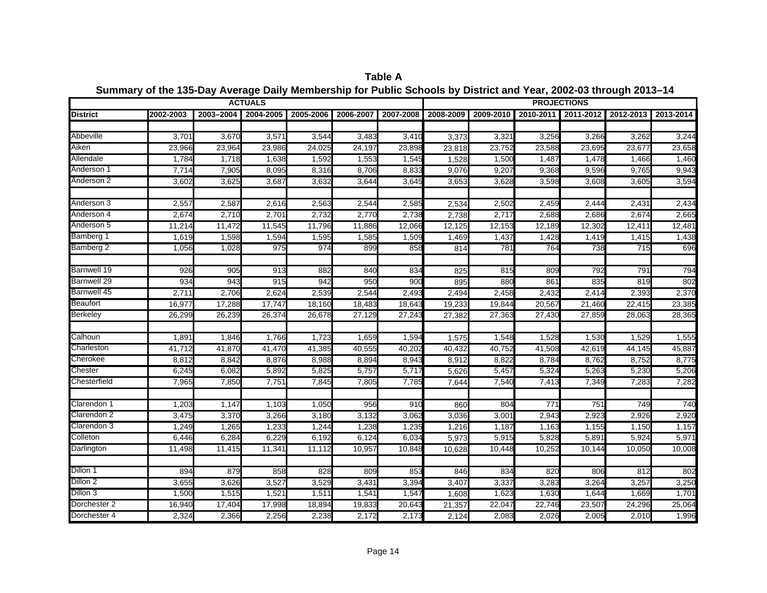**Table A**

**Summary of the 135-Day Average Daily Membership for Public Schools by District and Year, 2002-03 through 2013–14**

| | ACTUALS | | | | | | PROJECTIONS | | | | | |
|---|---|---|---|---|---|---|---|---|---|---|---|---|
| **District** | **2002-2003** | **2003–2004** | **2004-2005** | **2005-2006** | **2006-2007** | **2007-2008** | **2008-2009** | **2009-2010** | **2010-2011** | **2011-2012** | **2012-2013** | **2013-2014** |
| | | | | | | | | | | | | |
| Abbeville | 3,701 | 3,670 | 3,571 | 3,544 | 3,483 | 3,410 | 3,373 | 3,321 | 3,256 | 3,266 | 3,262 | 3,244 |
| Aiken | 23,966 | 23,964 | 23,986 | 24,025 | 24,197 | 23,898 | 23,818 | 23,752 | 23,588 | 23,695 | 23,677 | 23,658 |
| Allendale | 1,784 | 1,718 | 1,638 | 1,592 | 1,553 | 1,545 | 1,528 | 1,500 | 1,487 | 1,478 | 1,466 | 1,460 |
| Anderson 1 | 7,714 | 7,905 | 8,095 | 8,316 | 8,706 | 8,833 | 9,076 | 9,207 | 9,368 | 9,596 | 9,765 | 9,943 |
| Anderson 2 | 3,602 | 3,625 | 3,687 | 3,632 | 3,644 | 3,645 | 3,653 | 3,628 | 3,598 | 3,608 | 3,605 | 3,594 |
| | | | | | | | | | | | | |
| Anderson 3 | 2,557 | 2,587 | 2,616 | 2,563 | 2,544 | 2,585 | 2,534 | 2,502 | 2,459 | 2,444 | 2,431 | 2,434 |
| Anderson 4 | 2,674 | 2,710 | 2,701 | 2,732 | 2,770 | 2,738 | 2,738 | 2,717 | 2,688 | 2,686 | 2,674 | 2,665 |
| Anderson 5 | 11,214 | 11,472 | 11,545 | 11,796 | 11,886 | 12,066 | 12,125 | 12,153 | 12,189 | 12,302 | 12,411 | 12,481 |
| Bamberg 1 | 1,619 | 1,598 | 1,594 | 1,595 | 1,585 | 1,509 | 1,469 | 1,437 | 1,428 | 1,419 | 1,415 | 1,438 |
| Bamberg 2 | 1,056 | 1,028 | 975 | 974 | 899 | 858 | 814 | 781 | 764 | 738 | 715 | 696 |
| | | | | | | | | | | | | |
| Barnwell 19 | 926 | 905 | 913 | 882 | 840 | 834 | 825 | 815 | 809 | 792 | 791 | 794 |
| Barnwell 29 | 934 | 943 | 915 | 942 | 950 | 900 | 895 | 880 | 861 | 835 | 819 | 802 |
| Barnwell 45 | 2,711 | 2,706 | 2,624 | 2,539 | 2,544 | 2,493 | 2,494 | 2,458 | 2,432 | 2,414 | 2,393 | 2,370 |
| Beaufort | 16,977 | 17,288 | 17,747 | 18,160 | 18,483 | 18,643 | 19,233 | 19,844 | 20,567 | 21,460 | 22,415 | 23,385 |
| Berkeley | 26,299 | 26,239 | 26,374 | 26,678 | 27,129 | 27,243 | 27,382 | 27,363 | 27,430 | 27,859 | 28,063 | 28,365 |
| | | | | | | | | | | | | |
| Calhoun | 1,891 | 1,846 | 1,766 | 1,723 | 1,659 | 1,594 | 1,575 | 1,548 | 1,528 | 1,530 | 1,529 | 1,555 |
| Charleston | 41,712 | 41,870 | 41,470 | 41,385 | 40,555 | 40,202 | 40,432 | 40,752 | 41,508 | 42,619 | 44,145 | 45,887 |
| Cherokee | 8,812 | 8,842 | 8,876 | 8,988 | 8,894 | 8,943 | 8,912 | 8,822 | 8,784 | 8,762 | 8,752 | 8,775 |
| Chester | 6,245 | 6,082 | 5,892 | 5,825 | 5,757 | 5,717 | 5,626 | 5,457 | 5,324 | 5,263 | 5,230 | 5,206 |
| Chesterfield | 7,965 | 7,850 | 7,751 | 7,845 | 7,805 | 7,785 | 7,644 | 7,540 | 7,413 | 7,349 | 7,283 | 7,282 |
| | | | | | | | | | | | | |
| Clarendon 1 | 1,203 | 1,147 | 1,103 | 1,050 | 956 | 910 | 860 | 804 | 771 | 751 | 749 | 740 |
| Clarendon 2 | 3,475 | 3,370 | 3,266 | 3,180 | 3,132 | 3,062 | 3,036 | 3,001 | 2,943 | 2,923 | 2,926 | 2,920 |
| Clarendon 3 | 1,249 | 1,265 | 1,233 | 1,244 | 1,238 | 1,235 | 1,216 | 1,187 | 1,163 | 1,155 | 1,150 | 1,157 |
| Colleton | 6,446 | 6,284 | 6,229 | 6,192 | 6,124 | 6,034 | 5,973 | 5,915 | 5,828 | 5,891 | 5,924 | 5,971 |
| Darlington | 11,498 | 11,415 | 11,341 | 11,112 | 10,957 | 10,848 | 10,628 | 10,448 | 10,252 | 10,144 | 10,050 | 10,008 |
| | | | | | | | | | | | | |
| Dillon 1 | 894 | 879 | 858 | 828 | 809 | 853 | 846 | 834 | 820 | 806 | 812 | 802 |
| Dillon 2 | 3,655 | 3,626 | 3,527 | 3,529 | 3,431 | 3,394 | 3,407 | 3,337 | 3,283 | 3,264 | 3,257 | 3,250 |
| Dillon 3 | 1,500 | 1,515 | 1,521 | 1,511 | 1,541 | 1,547 | 1,608 | 1,623 | 1,630 | 1,644 | 1,669 | 1,701 |
| Dorchester 2 | 16,940 | 17,404 | 17,998 | 18,894 | 19,833 | 20,643 | 21,357 | 22,047 | 22,746 | 23,507 | 24,296 | 25,064 |
| Dorchester 4 | 2,324 | 2,366 | 2,256 | 2,238 | 2,172 | 2,173 | 2,124 | 2,083 | 2,026 | 2,005 | 2,010 | 1,996 |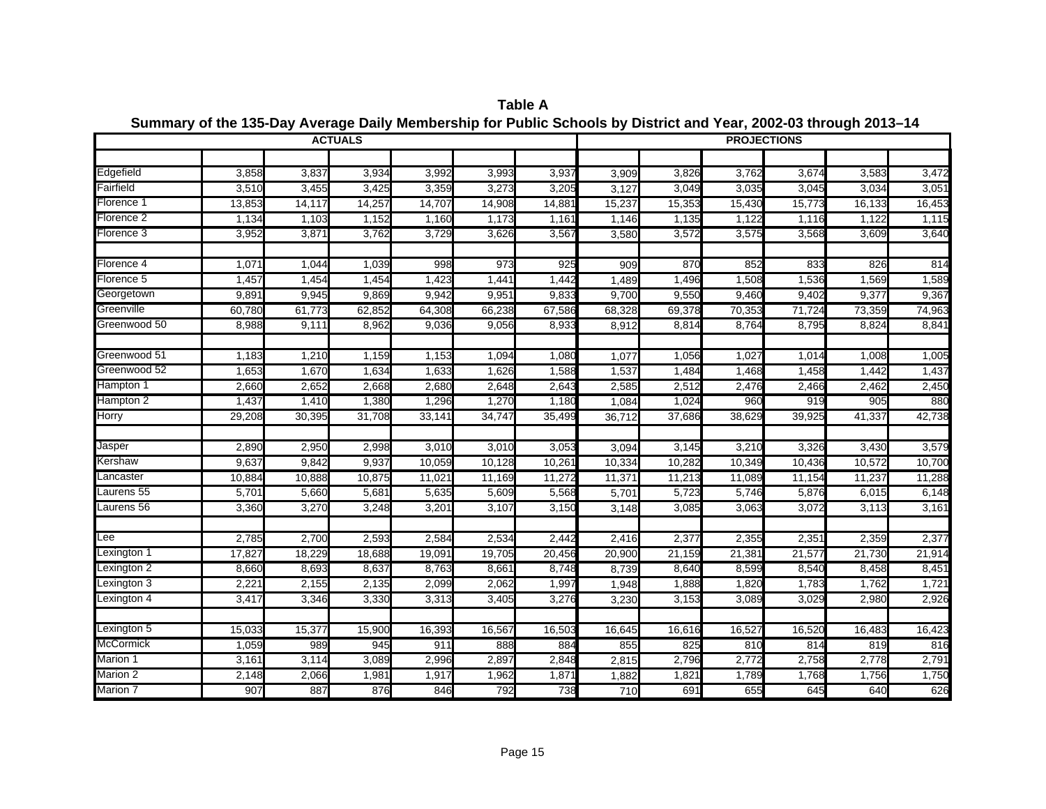**Table A**

**Summary of the 135-Day Average Daily Membership for Public Schools by District and Year, 2002-03 through 2013–14**

| | ACTUALS | | | | | | PROJECTIONS | | | | | |
|---|---|---|---|---|---|---|---|---|---|---|---|---|
| | | | | | | | | | | | | |
| Edgefield | 3,858 | 3,837 | 3,934 | 3,992 | 3,993 | 3,937 | 3,909 | 3,826 | 3,762 | 3,674 | 3,583 | 3,472 |
| Fairfield | 3,510 | 3,455 | 3,425 | 3,359 | 3,273 | 3,205 | 3,127 | 3,049 | 3,035 | 3,045 | 3,034 | 3,051 |
| Florence 1 | 13,853 | 14,117 | 14,257 | 14,707 | 14,908 | 14,881 | 15,237 | 15,353 | 15,430 | 15,773 | 16,133 | 16,453 |
| Florence 2 | 1,134 | 1,103 | 1,152 | 1,160 | 1,173 | 1,161 | 1,146 | 1,135 | 1,122 | 1,116 | 1,122 | 1,115 |
| Florence 3 | 3,952 | 3,871 | 3,762 | 3,729 | 3,626 | 3,567 | 3,580 | 3,572 | 3,575 | 3,568 | 3,609 | 3,640 |
| | | | | | | | | | | | | |
| Florence 4 | 1,071 | 1,044 | 1,039 | 998 | 973 | 925 | 909 | 870 | 852 | 833 | 826 | 814 |
| Florence 5 | 1,457 | 1,454 | 1,454 | 1,423 | 1,441 | 1,442 | 1,489 | 1,496 | 1,508 | 1,536 | 1,569 | 1,589 |
| Georgetown | 9,891 | 9,945 | 9,869 | 9,942 | 9,951 | 9,833 | 9,700 | 9,550 | 9,460 | 9,402 | 9,377 | 9,367 |
| Greenville | 60,780 | 61,773 | 62,852 | 64,308 | 66,238 | 67,586 | 68,328 | 69,378 | 70,353 | 71,724 | 73,359 | 74,963 |
| Greenwood 50 | 8,988 | 9,111 | 8,962 | 9,036 | 9,056 | 8,933 | 8,912 | 8,814 | 8,764 | 8,795 | 8,824 | 8,841 |
| | | | | | | | | | | | | |
| Greenwood 51 | 1,183 | 1,210 | 1,159 | 1,153 | 1,094 | 1,080 | 1,077 | 1,056 | 1,027 | 1,014 | 1,008 | 1,005 |
| Greenwood 52 | 1,653 | 1,670 | 1,634 | 1,633 | 1,626 | 1,588 | 1,537 | 1,484 | 1,468 | 1,458 | 1,442 | 1,437 |
| Hampton 1 | 2,660 | 2,652 | 2,668 | 2,680 | 2,648 | 2,643 | 2,585 | 2,512 | 2,476 | 2,466 | 2,462 | 2,450 |
| Hampton 2 | 1,437 | 1,410 | 1,380 | 1,296 | 1,270 | 1,180 | 1,084 | 1,024 | 960 | 919 | 905 | 880 |
| Horry | 29,208 | 30,395 | 31,708 | 33,141 | 34,747 | 35,499 | 36,712 | 37,686 | 38,629 | 39,925 | 41,337 | 42,738 |
| | | | | | | | | | | | | |
| Jasper | 2,890 | 2,950 | 2,998 | 3,010 | 3,010 | 3,053 | 3,094 | 3,145 | 3,210 | 3,326 | 3,430 | 3,579 |
| Kershaw | 9,637 | 9,842 | 9,937 | 10,059 | 10,128 | 10,261 | 10,334 | 10,282 | 10,349 | 10,436 | 10,572 | 10,700 |
| Lancaster | 10,884 | 10,888 | 10,875 | 11,021 | 11,169 | 11,272 | 11,371 | 11,213 | 11,089 | 11,154 | 11,237 | 11,288 |
| Laurens 55 | 5,701 | 5,660 | 5,681 | 5,635 | 5,609 | 5,568 | 5,701 | 5,723 | 5,746 | 5,876 | 6,015 | 6,148 |
| Laurens 56 | 3,360 | 3,270 | 3,248 | 3,201 | 3,107 | 3,150 | 3,148 | 3,085 | 3,063 | 3,072 | 3,113 | 3,161 |
| | | | | | | | | | | | | |
| Lee | 2,785 | 2,700 | 2,593 | 2,584 | 2,534 | 2,442 | 2,416 | 2,377 | 2,355 | 2,351 | 2,359 | 2,377 |
| Lexington 1 | 17,827 | 18,229 | 18,688 | 19,091 | 19,705 | 20,456 | 20,900 | 21,159 | 21,381 | 21,577 | 21,730 | 21,914 |
| Lexington 2 | 8,660 | 8,693 | 8,637 | 8,763 | 8,661 | 8,748 | 8,739 | 8,640 | 8,599 | 8,540 | 8,458 | 8,451 |
| Lexington 3 | 2,221 | 2,155 | 2,135 | 2,099 | 2,062 | 1,997 | 1,948 | 1,888 | 1,820 | 1,783 | 1,762 | 1,721 |
| Lexington 4 | 3,417 | 3,346 | 3,330 | 3,313 | 3,405 | 3,276 | 3,230 | 3,153 | 3,089 | 3,029 | 2,980 | 2,926 |
| | | | | | | | | | | | | |
| Lexington 5 | 15,033 | 15,377 | 15,900 | 16,393 | 16,567 | 16,503 | 16,645 | 16,616 | 16,527 | 16,520 | 16,483 | 16,423 |
| McCormick | 1,059 | 989 | 945 | 911 | 888 | 884 | 855 | 825 | 810 | 814 | 819 | 816 |
| Marion 1 | 3,161 | 3,114 | 3,089 | 2,996 | 2,897 | 2,848 | 2,815 | 2,796 | 2,772 | 2,758 | 2,778 | 2,791 |
| Marion 2 | 2,148 | 2,066 | 1,981 | 1,917 | 1,962 | 1,871 | 1,882 | 1,821 | 1,789 | 1,768 | 1,756 | 1,750 |
| Marion 7 | 907 | 887 | 876 | 846 | 792 | 738 | 710 | 691 | 655 | 645 | 640 | 626 |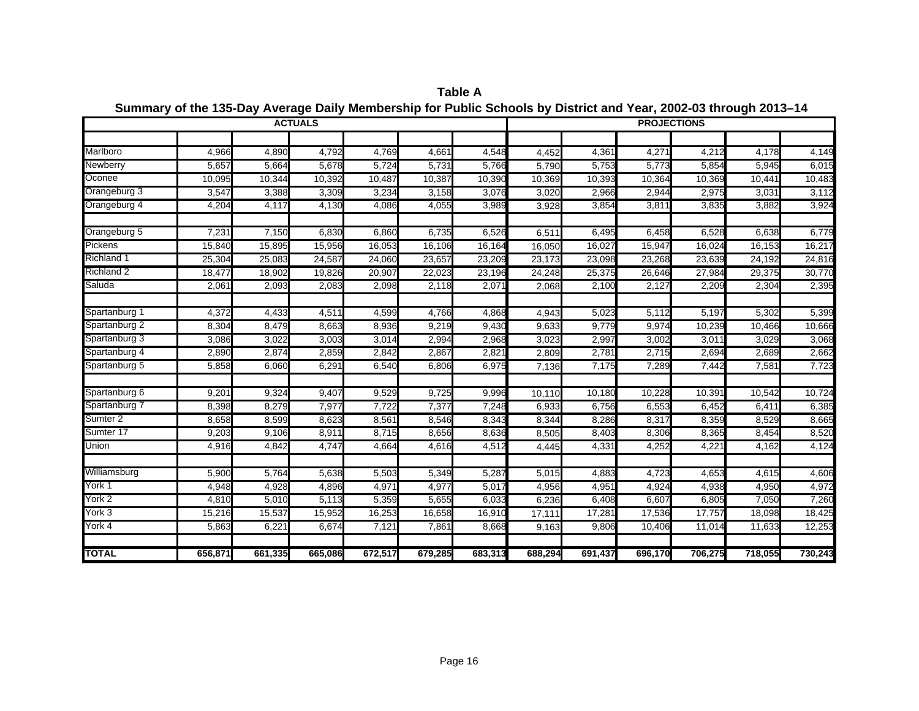**Table A**

**Summary of the 135-Day Average Daily Membership for Public Schools by District and Year, 2002-03 through 2013–14**

| | ACTUALS | | | | | | PROJECTIONS | | | | | |
|---|---|---|---|---|---|---|---|---|---|---|---|---|
| | | | | | | | | | | | | |
| Marlboro | 4,966 | 4,890 | 4,792 | 4,769 | 4,661 | 4,548 | 4,452 | 4,361 | 4,271 | 4,212 | 4,178 | 4,149 |
| Newberry | 5,657 | 5,664 | 5,678 | 5,724 | 5,731 | 5,766 | 5,790 | 5,753 | 5,773 | 5,854 | 5,945 | 6,015 |
| Oconee | 10,095 | 10,344 | 10,392 | 10,487 | 10,387 | 10,390 | 10,369 | 10,393 | 10,364 | 10,369 | 10,441 | 10,483 |
| Orangeburg 3 | 3,547 | 3,388 | 3,309 | 3,234 | 3,158 | 3,076 | 3,020 | 2,966 | 2,944 | 2,975 | 3,031 | 3,112 |
| Orangeburg 4 | 4,204 | 4,117 | 4,130 | 4,086 | 4,055 | 3,989 | 3,928 | 3,854 | 3,811 | 3,835 | 3,882 | 3,924 |
| | | | | | | | | | | | | |
| Orangeburg 5 | 7,231 | 7,150 | 6,830 | 6,860 | 6,735 | 6,526 | 6,511 | 6,495 | 6,458 | 6,528 | 6,638 | 6,779 |
| Pickens | 15,840 | 15,895 | 15,956 | 16,053 | 16,106 | 16,164 | 16,050 | 16,027 | 15,947 | 16,024 | 16,153 | 16,217 |
| Richland 1 | 25,304 | 25,083 | 24,587 | 24,060 | 23,657 | 23,209 | 23,173 | 23,098 | 23,268 | 23,639 | 24,192 | 24,816 |
| Richland 2 | 18,477 | 18,902 | 19,826 | 20,907 | 22,023 | 23,196 | 24,248 | 25,375 | 26,646 | 27,984 | 29,375 | 30,770 |
| Saluda | 2,061 | 2,093 | 2,083 | 2,098 | 2,118 | 2,071 | 2,068 | 2,100 | 2,127 | 2,209 | 2,304 | 2,395 |
| | | | | | | | | | | | | |
| Spartanburg 1 | 4,372 | 4,433 | 4,511 | 4,599 | 4,766 | 4,868 | 4,943 | 5,023 | 5,112 | 5,197 | 5,302 | 5,399 |
| Spartanburg 2 | 8,304 | 8,479 | 8,663 | 8,936 | 9,219 | 9,430 | 9,633 | 9,779 | 9,974 | 10,239 | 10,466 | 10,666 |
| Spartanburg 3 | 3,086 | 3,022 | 3,003 | 3,014 | 2,994 | 2,968 | 3,023 | 2,997 | 3,002 | 3,011 | 3,029 | 3,068 |
| Spartanburg 4 | 2,890 | 2,874 | 2,859 | 2,842 | 2,867 | 2,821 | 2,809 | 2,781 | 2,715 | 2,694 | 2,689 | 2,662 |
| Spartanburg 5 | 5,858 | 6,060 | 6,291 | 6,540 | 6,806 | 6,975 | 7,136 | 7,175 | 7,289 | 7,442 | 7,581 | 7,723 |
| | | | | | | | | | | | | |
| Spartanburg 6 | 9,201 | 9,324 | 9,407 | 9,529 | 9,725 | 9,996 | 10,110 | 10,180 | 10,228 | 10,391 | 10,542 | 10,724 |
| Spartanburg 7 | 8,398 | 8,279 | 7,977 | 7,722 | 7,377 | 7,248 | 6,933 | 6,756 | 6,553 | 6,452 | 6,411 | 6,385 |
| Sumter 2 | 8,658 | 8,599 | 8,623 | 8,561 | 8,546 | 8,343 | 8,344 | 8,286 | 8,317 | 8,359 | 8,529 | 8,665 |
| Sumter 17 | 9,203 | 9,106 | 8,911 | 8,715 | 8,656 | 8,636 | 8,505 | 8,403 | 8,306 | 8,365 | 8,454 | 8,520 |
| Union | 4,916 | 4,842 | 4,747 | 4,664 | 4,616 | 4,512 | 4,445 | 4,331 | 4,252 | 4,221 | 4,162 | 4,124 |
| | | | | | | | | | | | | |
| Williamsburg | 5,900 | 5,764 | 5,638 | 5,503 | 5,349 | 5,287 | 5,015 | 4,883 | 4,723 | 4,653 | 4,615 | 4,606 |
| York 1 | 4,948 | 4,928 | 4,896 | 4,971 | 4,977 | 5,017 | 4,956 | 4,951 | 4,924 | 4,938 | 4,950 | 4,972 |
| York 2 | 4,810 | 5,010 | 5,113 | 5,359 | 5,655 | 6,033 | 6,236 | 6,408 | 6,607 | 6,805 | 7,050 | 7,260 |
| York 3 | 15,216 | 15,537 | 15,952 | 16,253 | 16,658 | 16,910 | 17,111 | 17,281 | 17,536 | 17,757 | 18,098 | 18,425 |
| York 4 | 5,863 | 6,221 | 6,674 | 7,121 | 7,861 | 8,668 | 9,163 | 9,806 | 10,406 | 11,014 | 11,633 | 12,253 |
| | | | | | | | | | | | | |
| **TOTAL** | **656,871** | **661,335** | **665,086** | **672,517** | **679,285** | **683,313** | **688,294** | **691,437** | **696,170** | **706,275** | **718,055** | **730,243** |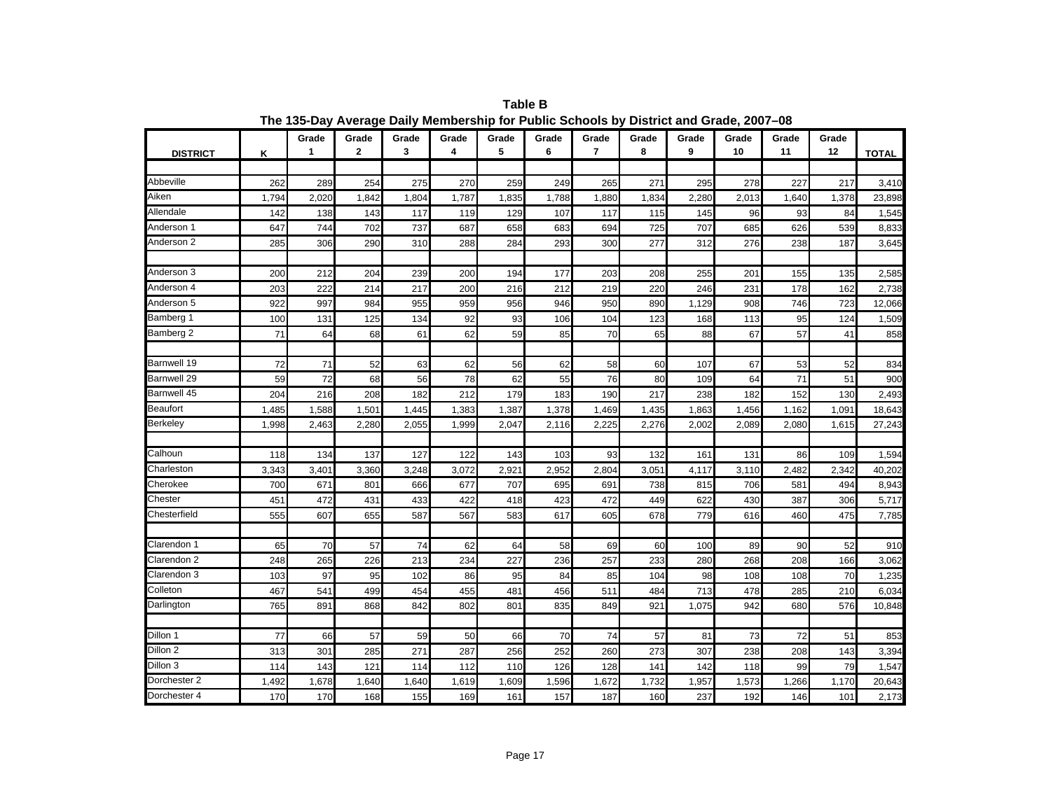**Table B**

**The 135-Day Average Daily Membership for Public Schools by District and Grade, 2007–08**

| DISTRICT | K | Grade 1 | Grade 2 | Grade 3 | Grade 4 | Grade 5 | Grade 6 | Grade 7 | Grade 8 | Grade 9 | Grade 10 | Grade 11 | Grade 12 | TOTAL |
|---|---|---|---|---|---|---|---|---|---|---|---|---|---|---|
| Abbeville | 262 | 289 | 254 | 275 | 270 | 259 | 249 | 265 | 271 | 295 | 278 | 227 | 217 | 3,410 |
| Aiken | 1,794 | 2,020 | 1,842 | 1,804 | 1,787 | 1,835 | 1,788 | 1,880 | 1,834 | 2,280 | 2,013 | 1,640 | 1,378 | 23,898 |
| Allendale | 142 | 138 | 143 | 117 | 119 | 129 | 107 | 117 | 115 | 145 | 96 | 93 | 84 | 1,545 |
| Anderson 1 | 647 | 744 | 702 | 737 | 687 | 658 | 683 | 694 | 725 | 707 | 685 | 626 | 539 | 8,833 |
| Anderson 2 | 285 | 306 | 290 | 310 | 288 | 284 | 293 | 300 | 277 | 312 | 276 | 238 | 187 | 3,645 |
| Anderson 3 | 200 | 212 | 204 | 239 | 200 | 194 | 177 | 203 | 208 | 255 | 201 | 155 | 135 | 2,585 |
| Anderson 4 | 203 | 222 | 214 | 217 | 200 | 216 | 212 | 219 | 220 | 246 | 231 | 178 | 162 | 2,738 |
| Anderson 5 | 922 | 997 | 984 | 955 | 959 | 956 | 946 | 950 | 890 | 1,129 | 908 | 746 | 723 | 12,066 |
| Bamberg 1 | 100 | 131 | 125 | 134 | 92 | 93 | 106 | 104 | 123 | 168 | 113 | 95 | 124 | 1,509 |
| Bamberg 2 | 71 | 64 | 68 | 61 | 62 | 59 | 85 | 70 | 65 | 88 | 67 | 57 | 41 | 858 |
| Barnwell 19 | 72 | 71 | 52 | 63 | 62 | 56 | 62 | 58 | 60 | 107 | 67 | 53 | 52 | 834 |
| Barnwell 29 | 59 | 72 | 68 | 56 | 78 | 62 | 55 | 76 | 80 | 109 | 64 | 71 | 51 | 900 |
| Barnwell 45 | 204 | 216 | 208 | 182 | 212 | 179 | 183 | 190 | 217 | 238 | 182 | 152 | 130 | 2,493 |
| Beaufort | 1,485 | 1,588 | 1,501 | 1,445 | 1,383 | 1,387 | 1,378 | 1,469 | 1,435 | 1,863 | 1,456 | 1,162 | 1,091 | 18,643 |
| Berkeley | 1,998 | 2,463 | 2,280 | 2,055 | 1,999 | 2,047 | 2,116 | 2,225 | 2,276 | 2,002 | 2,089 | 2,080 | 1,615 | 27,243 |
| Calhoun | 118 | 134 | 137 | 127 | 122 | 143 | 103 | 93 | 132 | 161 | 131 | 86 | 109 | 1,594 |
| Charleston | 3,343 | 3,401 | 3,360 | 3,248 | 3,072 | 2,921 | 2,952 | 2,804 | 3,051 | 4,117 | 3,110 | 2,482 | 2,342 | 40,202 |
| Cherokee | 700 | 671 | 801 | 666 | 677 | 707 | 695 | 691 | 738 | 815 | 706 | 581 | 494 | 8,943 |
| Chester | 451 | 472 | 431 | 433 | 422 | 418 | 423 | 472 | 449 | 622 | 430 | 387 | 306 | 5,717 |
| Chesterfield | 555 | 607 | 655 | 587 | 567 | 583 | 617 | 605 | 678 | 779 | 616 | 460 | 475 | 7,785 |
| Clarendon 1 | 65 | 70 | 57 | 74 | 62 | 64 | 58 | 69 | 60 | 100 | 89 | 90 | 52 | 910 |
| Clarendon 2 | 248 | 265 | 226 | 213 | 234 | 227 | 236 | 257 | 233 | 280 | 268 | 208 | 166 | 3,062 |
| Clarendon 3 | 103 | 97 | 95 | 102 | 86 | 95 | 84 | 85 | 104 | 98 | 108 | 108 | 70 | 1,235 |
| Colleton | 467 | 541 | 499 | 454 | 455 | 481 | 456 | 511 | 484 | 713 | 478 | 285 | 210 | 6,034 |
| Darlington | 765 | 891 | 868 | 842 | 802 | 801 | 835 | 849 | 921 | 1,075 | 942 | 680 | 576 | 10,848 |
| Dillon 1 | 77 | 66 | 57 | 59 | 50 | 66 | 70 | 74 | 57 | 81 | 73 | 72 | 51 | 853 |
| Dillon 2 | 313 | 301 | 285 | 271 | 287 | 256 | 252 | 260 | 273 | 307 | 238 | 208 | 143 | 3,394 |
| Dillon 3 | 114 | 143 | 121 | 114 | 112 | 110 | 126 | 128 | 141 | 142 | 118 | 99 | 79 | 1,547 |
| Dorchester 2 | 1,492 | 1,678 | 1,640 | 1,640 | 1,619 | 1,609 | 1,596 | 1,672 | 1,732 | 1,957 | 1,573 | 1,266 | 1,170 | 20,643 |
| Dorchester 4 | 170 | 170 | 168 | 155 | 169 | 161 | 157 | 187 | 160 | 237 | 192 | 146 | 101 | 2,173 |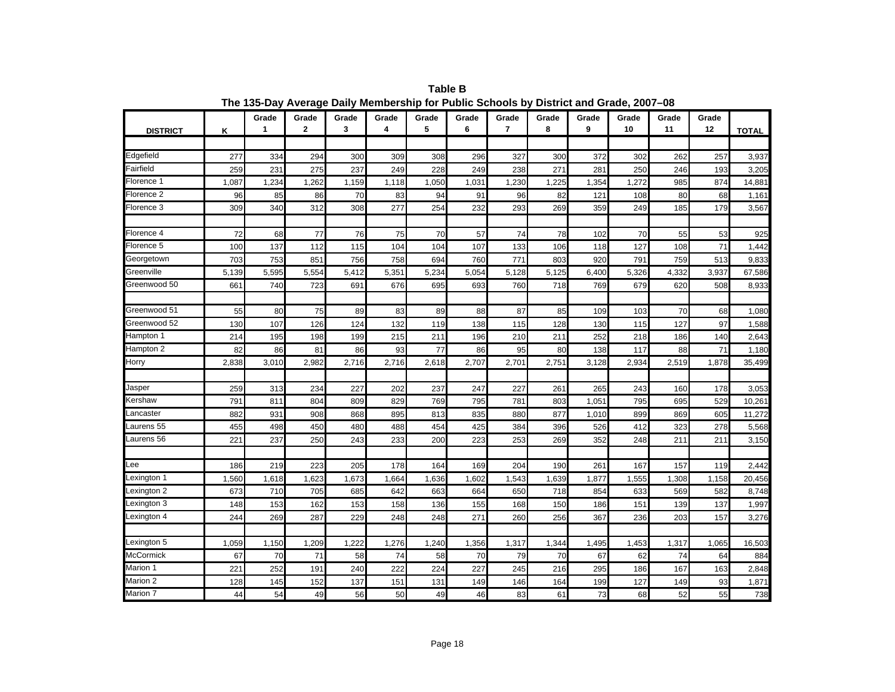**Table B**

**The 135-Day Average Daily Membership for Public Schools by District and Grade, 2007–08**

| DISTRICT | K | Grade 1 | Grade 2 | Grade 3 | Grade 4 | Grade 5 | Grade 6 | Grade 7 | Grade 8 | Grade 9 | Grade 10 | Grade 11 | Grade 12 | TOTAL |
|---|---|---|---|---|---|---|---|---|---|---|---|---|---|---|
| Edgefield | 277 | 334 | 294 | 300 | 309 | 308 | 296 | 327 | 300 | 372 | 302 | 262 | 257 | 3,937 |
| Fairfield | 259 | 231 | 275 | 237 | 249 | 228 | 249 | 238 | 271 | 281 | 250 | 246 | 193 | 3,205 |
| Florence 1 | 1,087 | 1,234 | 1,262 | 1,159 | 1,118 | 1,050 | 1,031 | 1,230 | 1,225 | 1,354 | 1,272 | 985 | 874 | 14,881 |
| Florence 2 | 96 | 85 | 86 | 70 | 83 | 94 | 91 | 96 | 82 | 121 | 108 | 80 | 68 | 1,161 |
| Florence 3 | 309 | 340 | 312 | 308 | 277 | 254 | 232 | 293 | 269 | 359 | 249 | 185 | 179 | 3,567 |
| Florence 4 | 72 | 68 | 77 | 76 | 75 | 70 | 57 | 74 | 78 | 102 | 70 | 55 | 53 | 925 |
| Florence 5 | 100 | 137 | 112 | 115 | 104 | 104 | 107 | 133 | 106 | 118 | 127 | 108 | 71 | 1,442 |
| Georgetown | 703 | 753 | 851 | 756 | 758 | 694 | 760 | 771 | 803 | 920 | 791 | 759 | 513 | 9,833 |
| Greenville | 5,139 | 5,595 | 5,554 | 5,412 | 5,351 | 5,234 | 5,054 | 5,128 | 5,125 | 6,400 | 5,326 | 4,332 | 3,937 | 67,586 |
| Greenwood 50 | 661 | 740 | 723 | 691 | 676 | 695 | 693 | 760 | 718 | 769 | 679 | 620 | 508 | 8,933 |
| Greenwood 51 | 55 | 80 | 75 | 89 | 83 | 89 | 88 | 87 | 85 | 109 | 103 | 70 | 68 | 1,080 |
| Greenwood 52 | 130 | 107 | 126 | 124 | 132 | 119 | 138 | 115 | 128 | 130 | 115 | 127 | 97 | 1,588 |
| Hampton 1 | 214 | 195 | 198 | 199 | 215 | 211 | 196 | 210 | 211 | 252 | 218 | 186 | 140 | 2,643 |
| Hampton 2 | 82 | 86 | 81 | 86 | 93 | 77 | 86 | 95 | 80 | 138 | 117 | 88 | 71 | 1,180 |
| Horry | 2,838 | 3,010 | 2,982 | 2,716 | 2,716 | 2,618 | 2,707 | 2,701 | 2,751 | 3,128 | 2,934 | 2,519 | 1,878 | 35,499 |
| Jasper | 259 | 313 | 234 | 227 | 202 | 237 | 247 | 227 | 261 | 265 | 243 | 160 | 178 | 3,053 |
| Kershaw | 791 | 811 | 804 | 809 | 829 | 769 | 795 | 781 | 803 | 1,051 | 795 | 695 | 529 | 10,261 |
| Lancaster | 882 | 931 | 908 | 868 | 895 | 813 | 835 | 880 | 877 | 1,010 | 899 | 869 | 605 | 11,272 |
| Laurens 55 | 455 | 498 | 450 | 480 | 488 | 454 | 425 | 384 | 396 | 526 | 412 | 323 | 278 | 5,568 |
| Laurens 56 | 221 | 237 | 250 | 243 | 233 | 200 | 223 | 253 | 269 | 352 | 248 | 211 | 211 | 3,150 |
| Lee | 186 | 219 | 223 | 205 | 178 | 164 | 169 | 204 | 190 | 261 | 167 | 157 | 119 | 2,442 |
| Lexington 1 | 1,560 | 1,618 | 1,623 | 1,673 | 1,664 | 1,636 | 1,602 | 1,543 | 1,639 | 1,877 | 1,555 | 1,308 | 1,158 | 20,456 |
| Lexington 2 | 673 | 710 | 705 | 685 | 642 | 663 | 664 | 650 | 718 | 854 | 633 | 569 | 582 | 8,748 |
| Lexington 3 | 148 | 153 | 162 | 153 | 158 | 136 | 155 | 168 | 150 | 186 | 151 | 139 | 137 | 1,997 |
| Lexington 4 | 244 | 269 | 287 | 229 | 248 | 248 | 271 | 260 | 256 | 367 | 236 | 203 | 157 | 3,276 |
| Lexington 5 | 1,059 | 1,150 | 1,209 | 1,222 | 1,276 | 1,240 | 1,356 | 1,317 | 1,344 | 1,495 | 1,453 | 1,317 | 1,065 | 16,503 |
| McCormick | 67 | 70 | 71 | 58 | 74 | 58 | 70 | 79 | 70 | 67 | 62 | 74 | 64 | 884 |
| Marion 1 | 221 | 252 | 191 | 240 | 222 | 224 | 227 | 245 | 216 | 295 | 186 | 167 | 163 | 2,848 |
| Marion 2 | 128 | 145 | 152 | 137 | 151 | 131 | 149 | 146 | 164 | 199 | 127 | 149 | 93 | 1,871 |
| Marion 7 | 44 | 54 | 49 | 56 | 50 | 49 | 46 | 83 | 61 | 73 | 68 | 52 | 55 | 738 |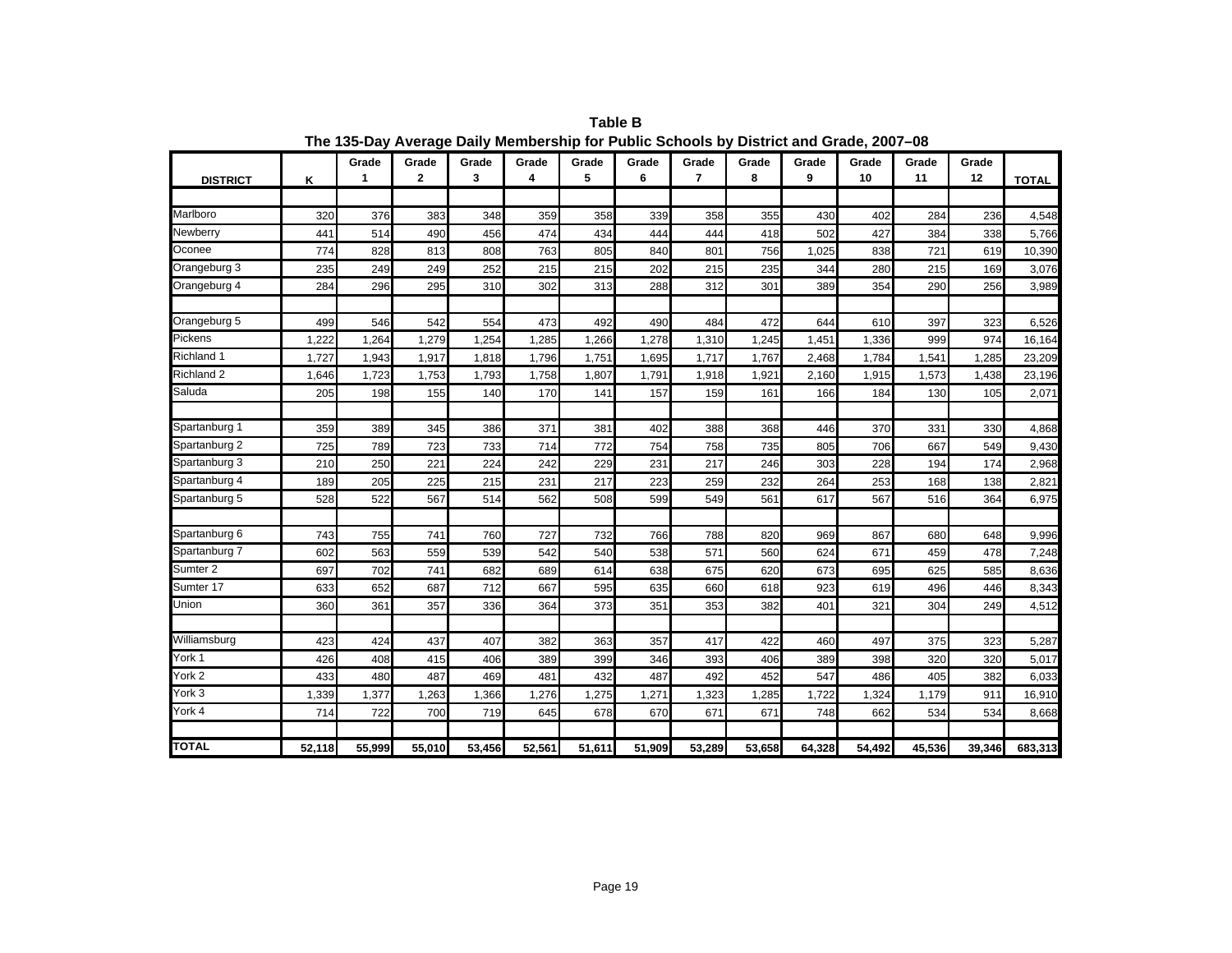**Table B**

**The 135-Day Average Daily Membership for Public Schools by District and Grade, 2007–08**

| DISTRICT | K | Grade 1 | Grade 2 | Grade 3 | Grade 4 | Grade 5 | Grade 6 | Grade 7 | Grade 8 | Grade 9 | Grade 10 | Grade 11 | Grade 12 | TOTAL |
|---|---|---|---|---|---|---|---|---|---|---|---|---|---|---|
| Marlboro | 320 | 376 | 383 | 348 | 359 | 358 | 339 | 358 | 355 | 430 | 402 | 284 | 236 | 4,548 |
| Newberry | 441 | 514 | 490 | 456 | 474 | 434 | 444 | 444 | 418 | 502 | 427 | 384 | 338 | 5,766 |
| Oconee | 774 | 828 | 813 | 808 | 763 | 805 | 840 | 801 | 756 | 1,025 | 838 | 721 | 619 | 10,390 |
| Orangeburg 3 | 235 | 249 | 249 | 252 | 215 | 215 | 202 | 215 | 235 | 344 | 280 | 215 | 169 | 3,076 |
| Orangeburg 4 | 284 | 296 | 295 | 310 | 302 | 313 | 288 | 312 | 301 | 389 | 354 | 290 | 256 | 3,989 |
| Orangeburg 5 | 499 | 546 | 542 | 554 | 473 | 492 | 490 | 484 | 472 | 644 | 610 | 397 | 323 | 6,526 |
| Pickens | 1,222 | 1,264 | 1,279 | 1,254 | 1,285 | 1,266 | 1,278 | 1,310 | 1,245 | 1,451 | 1,336 | 999 | 974 | 16,164 |
| Richland 1 | 1,727 | 1,943 | 1,917 | 1,818 | 1,796 | 1,751 | 1,695 | 1,717 | 1,767 | 2,468 | 1,784 | 1,541 | 1,285 | 23,209 |
| Richland 2 | 1,646 | 1,723 | 1,753 | 1,793 | 1,758 | 1,807 | 1,791 | 1,918 | 1,921 | 2,160 | 1,915 | 1,573 | 1,438 | 23,196 |
| Saluda | 205 | 198 | 155 | 140 | 170 | 141 | 157 | 159 | 161 | 166 | 184 | 130 | 105 | 2,071 |
| Spartanburg 1 | 359 | 389 | 345 | 386 | 371 | 381 | 402 | 388 | 368 | 446 | 370 | 331 | 330 | 4,868 |
| Spartanburg 2 | 725 | 789 | 723 | 733 | 714 | 772 | 754 | 758 | 735 | 805 | 706 | 667 | 549 | 9,430 |
| Spartanburg 3 | 210 | 250 | 221 | 224 | 242 | 229 | 231 | 217 | 246 | 303 | 228 | 194 | 174 | 2,968 |
| Spartanburg 4 | 189 | 205 | 225 | 215 | 231 | 217 | 223 | 259 | 232 | 264 | 253 | 168 | 138 | 2,821 |
| Spartanburg 5 | 528 | 522 | 567 | 514 | 562 | 508 | 599 | 549 | 561 | 617 | 567 | 516 | 364 | 6,975 |
| Spartanburg 6 | 743 | 755 | 741 | 760 | 727 | 732 | 766 | 788 | 820 | 969 | 867 | 680 | 648 | 9,996 |
| Spartanburg 7 | 602 | 563 | 559 | 539 | 542 | 540 | 538 | 571 | 560 | 624 | 671 | 459 | 478 | 7,248 |
| Sumter 2 | 697 | 702 | 741 | 682 | 689 | 614 | 638 | 675 | 620 | 673 | 695 | 625 | 585 | 8,636 |
| Sumter 17 | 633 | 652 | 687 | 712 | 667 | 595 | 635 | 660 | 618 | 923 | 619 | 496 | 446 | 8,343 |
| Union | 360 | 361 | 357 | 336 | 364 | 373 | 351 | 353 | 382 | 401 | 321 | 304 | 249 | 4,512 |
| Williamsburg | 423 | 424 | 437 | 407 | 382 | 363 | 357 | 417 | 422 | 460 | 497 | 375 | 323 | 5,287 |
| York 1 | 426 | 408 | 415 | 406 | 389 | 399 | 346 | 393 | 406 | 389 | 398 | 320 | 320 | 5,017 |
| York 2 | 433 | 480 | 487 | 469 | 481 | 432 | 487 | 492 | 452 | 547 | 486 | 405 | 382 | 6,033 |
| York 3 | 1,339 | 1,377 | 1,263 | 1,366 | 1,276 | 1,275 | 1,271 | 1,323 | 1,285 | 1,722 | 1,324 | 1,179 | 911 | 16,910 |
| York 4 | 714 | 722 | 700 | 719 | 645 | 678 | 670 | 671 | 671 | 748 | 662 | 534 | 534 | 8,668 |
| **TOTAL** | **52,118** | **55,999** | **55,010** | **53,456** | **52,561** | **51,611** | **51,909** | **53,289** | **53,658** | **64,328** | **54,492** | **45,536** | **39,346** | **683,313** |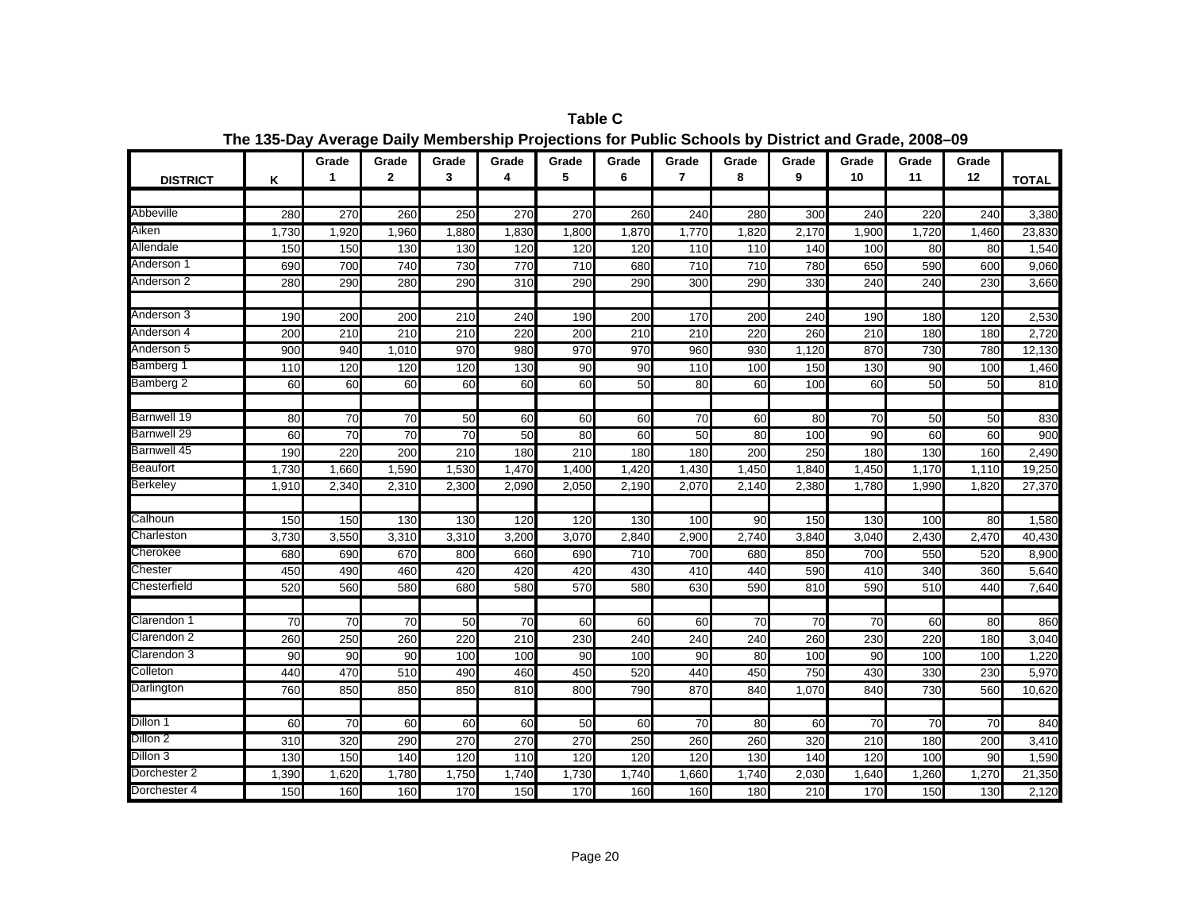**Table C**

**The 135-Day Average Daily Membership Projections for Public Schools by District and Grade, 2008–09**

| DISTRICT | K | Grade 1 | Grade 2 | Grade 3 | Grade 4 | Grade 5 | Grade 6 | Grade 7 | Grade 8 | Grade 9 | Grade 10 | Grade 11 | Grade 12 | TOTAL |
|---|---|---|---|---|---|---|---|---|---|---|---|---|---|---|
| Abbeville | 280 | 270 | 260 | 250 | 270 | 270 | 260 | 240 | 280 | 300 | 240 | 220 | 240 | 3,380 |
| Aiken | 1,730 | 1,920 | 1,960 | 1,880 | 1,830 | 1,800 | 1,870 | 1,770 | 1,820 | 2,170 | 1,900 | 1,720 | 1,460 | 23,830 |
| Allendale | 150 | 150 | 130 | 130 | 120 | 120 | 120 | 110 | 110 | 140 | 100 | 80 | 80 | 1,540 |
| Anderson 1 | 690 | 700 | 740 | 730 | 770 | 710 | 680 | 710 | 710 | 780 | 650 | 590 | 600 | 9,060 |
| Anderson 2 | 280 | 290 | 280 | 290 | 310 | 290 | 290 | 300 | 290 | 330 | 240 | 240 | 230 | 3,660 |
| Anderson 3 | 190 | 200 | 200 | 210 | 240 | 190 | 200 | 170 | 200 | 240 | 190 | 180 | 120 | 2,530 |
| Anderson 4 | 200 | 210 | 210 | 210 | 220 | 200 | 210 | 210 | 220 | 260 | 210 | 180 | 180 | 2,720 |
| Anderson 5 | 900 | 940 | 1,010 | 970 | 980 | 970 | 970 | 960 | 930 | 1,120 | 870 | 730 | 780 | 12,130 |
| Bamberg 1 | 110 | 120 | 120 | 120 | 130 | 90 | 90 | 110 | 100 | 150 | 130 | 90 | 100 | 1,460 |
| Bamberg 2 | 60 | 60 | 60 | 60 | 60 | 60 | 50 | 80 | 60 | 100 | 60 | 50 | 50 | 810 |
| Barnwell 19 | 80 | 70 | 70 | 50 | 60 | 60 | 60 | 70 | 60 | 80 | 70 | 50 | 50 | 830 |
| Barnwell 29 | 60 | 70 | 70 | 70 | 50 | 80 | 60 | 50 | 80 | 100 | 90 | 60 | 60 | 900 |
| Barnwell 45 | 190 | 220 | 200 | 210 | 180 | 210 | 180 | 180 | 200 | 250 | 180 | 130 | 160 | 2,490 |
| Beaufort | 1,730 | 1,660 | 1,590 | 1,530 | 1,470 | 1,400 | 1,420 | 1,430 | 1,450 | 1,840 | 1,450 | 1,170 | 1,110 | 19,250 |
| Berkeley | 1,910 | 2,340 | 2,310 | 2,300 | 2,090 | 2,050 | 2,190 | 2,070 | 2,140 | 2,380 | 1,780 | 1,990 | 1,820 | 27,370 |
| Calhoun | 150 | 150 | 130 | 130 | 120 | 120 | 130 | 100 | 90 | 150 | 130 | 100 | 80 | 1,580 |
| Charleston | 3,730 | 3,550 | 3,310 | 3,310 | 3,200 | 3,070 | 2,840 | 2,900 | 2,740 | 3,840 | 3,040 | 2,430 | 2,470 | 40,430 |
| Cherokee | 680 | 690 | 670 | 800 | 660 | 690 | 710 | 700 | 680 | 850 | 700 | 550 | 520 | 8,900 |
| Chester | 450 | 490 | 460 | 420 | 420 | 420 | 430 | 410 | 440 | 590 | 410 | 340 | 360 | 5,640 |
| Chesterfield | 520 | 560 | 580 | 680 | 580 | 570 | 580 | 630 | 590 | 810 | 590 | 510 | 440 | 7,640 |
| Clarendon 1 | 70 | 70 | 70 | 50 | 70 | 60 | 60 | 60 | 70 | 70 | 70 | 60 | 80 | 860 |
| Clarendon 2 | 260 | 250 | 260 | 220 | 210 | 230 | 240 | 240 | 240 | 260 | 230 | 220 | 180 | 3,040 |
| Clarendon 3 | 90 | 90 | 90 | 100 | 100 | 90 | 100 | 90 | 80 | 100 | 90 | 100 | 100 | 1,220 |
| Colleton | 440 | 470 | 510 | 490 | 460 | 450 | 520 | 440 | 450 | 750 | 430 | 330 | 230 | 5,970 |
| Darlington | 760 | 850 | 850 | 850 | 810 | 800 | 790 | 870 | 840 | 1,070 | 840 | 730 | 560 | 10,620 |
| Dillon 1 | 60 | 70 | 60 | 60 | 60 | 50 | 60 | 70 | 80 | 60 | 70 | 70 | 70 | 840 |
| Dillon 2 | 310 | 320 | 290 | 270 | 270 | 270 | 250 | 260 | 260 | 320 | 210 | 180 | 200 | 3,410 |
| Dillon 3 | 130 | 150 | 140 | 120 | 110 | 120 | 120 | 120 | 130 | 140 | 120 | 100 | 90 | 1,590 |
| Dorchester 2 | 1,390 | 1,620 | 1,780 | 1,750 | 1,740 | 1,730 | 1,740 | 1,660 | 1,740 | 2,030 | 1,640 | 1,260 | 1,270 | 21,350 |
| Dorchester 4 | 150 | 160 | 160 | 170 | 150 | 170 | 160 | 160 | 180 | 210 | 170 | 150 | 130 | 2,120 |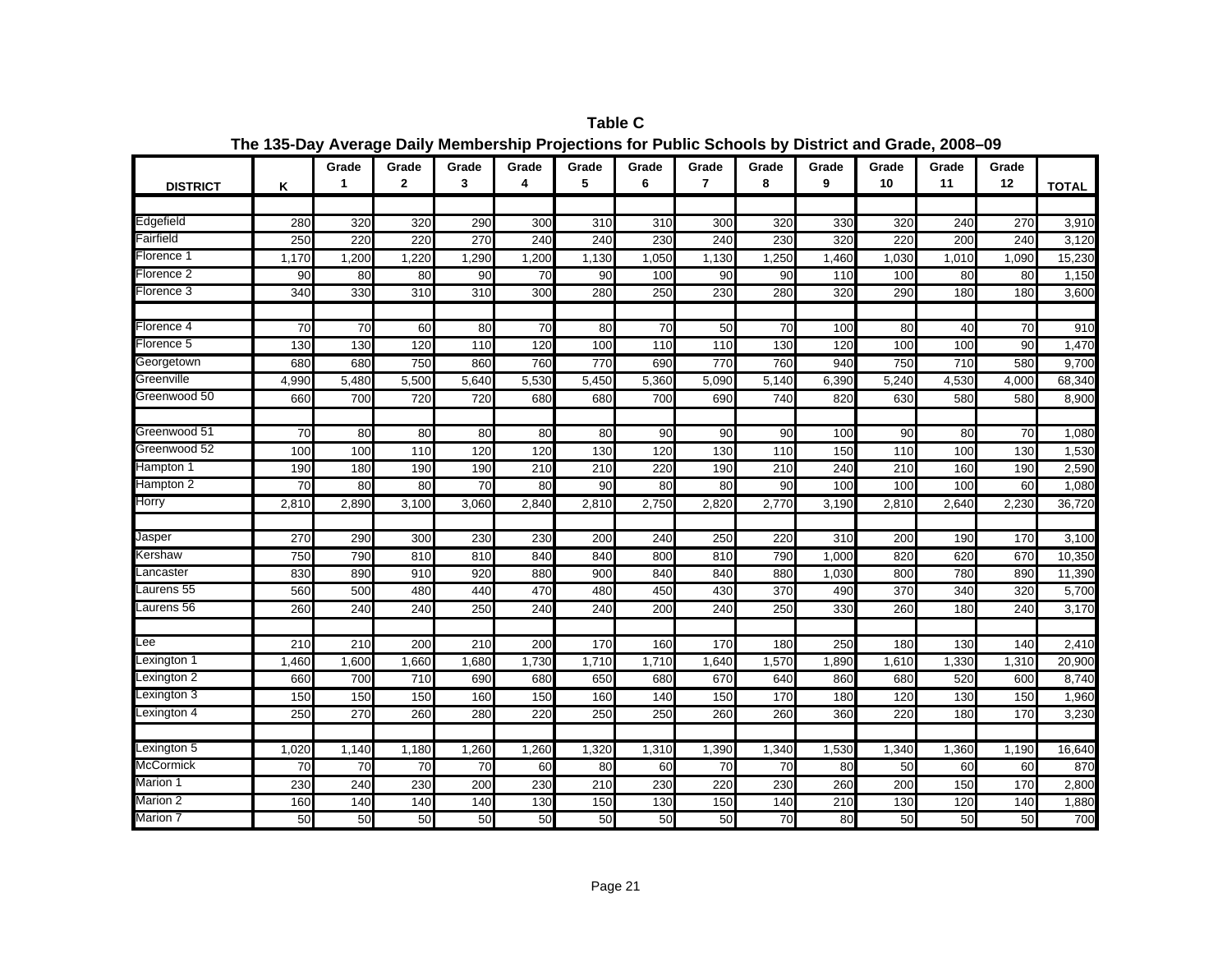# Table C

## The 135-Day Average Daily Membership Projections for Public Schools by District and Grade, 2008–09

| DISTRICT | K | Grade 1 | Grade 2 | Grade 3 | Grade 4 | Grade 5 | Grade 6 | Grade 7 | Grade 8 | Grade 9 | Grade 10 | Grade 11 | Grade 12 | TOTAL |
|---|---|---|---|---|---|---|---|---|---|---|---|---|---|---|
| Edgefield | 280 | 320 | 320 | 290 | 300 | 310 | 310 | 300 | 320 | 330 | 320 | 240 | 270 | 3,910 |
| Fairfield | 250 | 220 | 220 | 270 | 240 | 240 | 230 | 240 | 230 | 320 | 220 | 200 | 240 | 3,120 |
| Florence 1 | 1,170 | 1,200 | 1,220 | 1,290 | 1,200 | 1,130 | 1,050 | 1,130 | 1,250 | 1,460 | 1,030 | 1,010 | 1,090 | 15,230 |
| Florence 2 | 90 | 80 | 80 | 90 | 70 | 90 | 100 | 90 | 90 | 110 | 100 | 80 | 80 | 1,150 |
| Florence 3 | 340 | 330 | 310 | 310 | 300 | 280 | 250 | 230 | 280 | 320 | 290 | 180 | 180 | 3,600 |
| Florence 4 | 70 | 70 | 60 | 80 | 70 | 80 | 70 | 50 | 70 | 100 | 80 | 40 | 70 | 910 |
| Florence 5 | 130 | 130 | 120 | 110 | 120 | 100 | 110 | 110 | 130 | 120 | 100 | 100 | 90 | 1,470 |
| Georgetown | 680 | 680 | 750 | 860 | 760 | 770 | 690 | 770 | 760 | 940 | 750 | 710 | 580 | 9,700 |
| Greenville | 4,990 | 5,480 | 5,500 | 5,640 | 5,530 | 5,450 | 5,360 | 5,090 | 5,140 | 6,390 | 5,240 | 4,530 | 4,000 | 68,340 |
| Greenwood 50 | 660 | 700 | 720 | 720 | 680 | 680 | 700 | 690 | 740 | 820 | 630 | 580 | 580 | 8,900 |
| Greenwood 51 | 70 | 80 | 80 | 80 | 80 | 80 | 90 | 90 | 90 | 100 | 90 | 80 | 70 | 1,080 |
| Greenwood 52 | 100 | 100 | 110 | 120 | 120 | 130 | 120 | 130 | 110 | 150 | 110 | 100 | 130 | 1,530 |
| Hampton 1 | 190 | 180 | 190 | 190 | 210 | 210 | 220 | 190 | 210 | 240 | 210 | 160 | 190 | 2,590 |
| Hampton 2 | 70 | 80 | 80 | 70 | 80 | 90 | 80 | 80 | 90 | 100 | 100 | 100 | 60 | 1,080 |
| Horry | 2,810 | 2,890 | 3,100 | 3,060 | 2,840 | 2,810 | 2,750 | 2,820 | 2,770 | 3,190 | 2,810 | 2,640 | 2,230 | 36,720 |
| Jasper | 270 | 290 | 300 | 230 | 230 | 200 | 240 | 250 | 220 | 310 | 200 | 190 | 170 | 3,100 |
| Kershaw | 750 | 790 | 810 | 810 | 840 | 840 | 800 | 810 | 790 | 1,000 | 820 | 620 | 670 | 10,350 |
| Lancaster | 830 | 890 | 910 | 920 | 880 | 900 | 840 | 840 | 880 | 1,030 | 800 | 780 | 890 | 11,390 |
| Laurens 55 | 560 | 500 | 480 | 440 | 470 | 480 | 450 | 430 | 370 | 490 | 370 | 340 | 320 | 5,700 |
| Laurens 56 | 260 | 240 | 240 | 250 | 240 | 240 | 200 | 240 | 250 | 330 | 260 | 180 | 240 | 3,170 |
| Lee | 210 | 210 | 200 | 210 | 200 | 170 | 160 | 170 | 180 | 250 | 180 | 130 | 140 | 2,410 |
| Lexington 1 | 1,460 | 1,600 | 1,660 | 1,680 | 1,730 | 1,710 | 1,710 | 1,640 | 1,570 | 1,890 | 1,610 | 1,330 | 1,310 | 20,900 |
| Lexington 2 | 660 | 700 | 710 | 690 | 680 | 650 | 680 | 670 | 640 | 860 | 680 | 520 | 600 | 8,740 |
| Lexington 3 | 150 | 150 | 150 | 160 | 150 | 160 | 140 | 150 | 170 | 180 | 120 | 130 | 150 | 1,960 |
| Lexington 4 | 250 | 270 | 260 | 280 | 220 | 250 | 250 | 260 | 260 | 360 | 220 | 180 | 170 | 3,230 |
| Lexington 5 | 1,020 | 1,140 | 1,180 | 1,260 | 1,260 | 1,320 | 1,310 | 1,390 | 1,340 | 1,530 | 1,340 | 1,360 | 1,190 | 16,640 |
| McCormick | 70 | 70 | 70 | 70 | 60 | 80 | 60 | 70 | 70 | 80 | 50 | 60 | 60 | 870 |
| Marion 1 | 230 | 240 | 230 | 200 | 230 | 210 | 230 | 220 | 230 | 260 | 200 | 150 | 170 | 2,800 |
| Marion 2 | 160 | 140 | 140 | 140 | 130 | 150 | 130 | 150 | 140 | 210 | 130 | 120 | 140 | 1,880 |
| Marion 7 | 50 | 50 | 50 | 50 | 50 | 50 | 50 | 50 | 70 | 80 | 50 | 50 | 50 | 700 |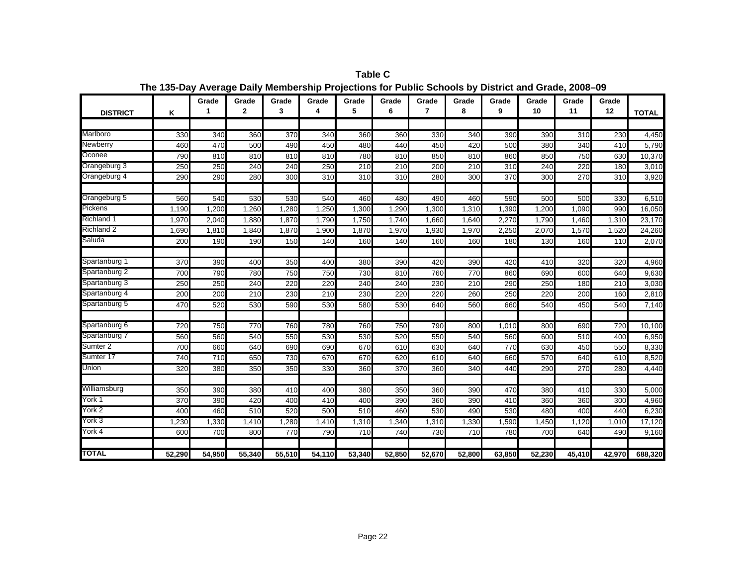**Table C**

**The 135-Day Average Daily Membership Projections for Public Schools by District and Grade, 2008–09**

| DISTRICT | K | Grade 1 | Grade 2 | Grade 3 | Grade 4 | Grade 5 | Grade 6 | Grade 7 | Grade 8 | Grade 9 | Grade 10 | Grade 11 | Grade 12 | TOTAL |
|---|---|---|---|---|---|---|---|---|---|---|---|---|---|---|
| Marlboro | 330 | 340 | 360 | 370 | 340 | 360 | 360 | 330 | 340 | 390 | 390 | 310 | 230 | 4,450 |
| Newberry | 460 | 470 | 500 | 490 | 450 | 480 | 440 | 450 | 420 | 500 | 380 | 340 | 410 | 5,790 |
| Oconee | 790 | 810 | 810 | 810 | 810 | 780 | 810 | 850 | 810 | 860 | 850 | 750 | 630 | 10,370 |
| Orangeburg 3 | 250 | 250 | 240 | 240 | 250 | 210 | 210 | 200 | 210 | 310 | 240 | 220 | 180 | 3,010 |
| Orangeburg 4 | 290 | 290 | 280 | 300 | 310 | 310 | 310 | 280 | 300 | 370 | 300 | 270 | 310 | 3,920 |
| | | | | | | | | | | | | | | |
| Orangeburg 5 | 560 | 540 | 530 | 530 | 540 | 460 | 480 | 490 | 460 | 590 | 500 | 500 | 330 | 6,510 |
| Pickens | 1,190 | 1,200 | 1,260 | 1,280 | 1,250 | 1,300 | 1,290 | 1,300 | 1,310 | 1,390 | 1,200 | 1,090 | 990 | 16,050 |
| Richland 1 | 1,970 | 2,040 | 1,880 | 1,870 | 1,790 | 1,750 | 1,740 | 1,660 | 1,640 | 2,270 | 1,790 | 1,460 | 1,310 | 23,170 |
| Richland 2 | 1,690 | 1,810 | 1,840 | 1,870 | 1,900 | 1,870 | 1,970 | 1,930 | 1,970 | 2,250 | 2,070 | 1,570 | 1,520 | 24,260 |
| Saluda | 200 | 190 | 190 | 150 | 140 | 160 | 140 | 160 | 160 | 180 | 130 | 160 | 110 | 2,070 |
| | | | | | | | | | | | | | | |
| Spartanburg 1 | 370 | 390 | 400 | 350 | 400 | 380 | 390 | 420 | 390 | 420 | 410 | 320 | 320 | 4,960 |
| Spartanburg 2 | 700 | 790 | 780 | 750 | 750 | 730 | 810 | 760 | 770 | 860 | 690 | 600 | 640 | 9,630 |
| Spartanburg 3 | 250 | 250 | 240 | 220 | 220 | 240 | 240 | 230 | 210 | 290 | 250 | 180 | 210 | 3,030 |
| Spartanburg 4 | 200 | 200 | 210 | 230 | 210 | 230 | 220 | 220 | 260 | 250 | 220 | 200 | 160 | 2,810 |
| Spartanburg 5 | 470 | 520 | 530 | 590 | 530 | 580 | 530 | 640 | 560 | 660 | 540 | 450 | 540 | 7,140 |
| | | | | | | | | | | | | | | |
| Spartanburg 6 | 720 | 750 | 770 | 760 | 780 | 760 | 750 | 790 | 800 | 1,010 | 800 | 690 | 720 | 10,100 |
| Spartanburg 7 | 560 | 560 | 540 | 550 | 530 | 530 | 520 | 550 | 540 | 560 | 600 | 510 | 400 | 6,950 |
| Sumter 2 | 700 | 660 | 640 | 690 | 690 | 670 | 610 | 630 | 640 | 770 | 630 | 450 | 550 | 8,330 |
| Sumter 17 | 740 | 710 | 650 | 730 | 670 | 670 | 620 | 610 | 640 | 660 | 570 | 640 | 610 | 8,520 |
| Union | 320 | 380 | 350 | 350 | 330 | 360 | 370 | 360 | 340 | 440 | 290 | 270 | 280 | 4,440 |
| | | | | | | | | | | | | | | |
| Williamsburg | 350 | 390 | 380 | 410 | 400 | 380 | 350 | 360 | 390 | 470 | 380 | 410 | 330 | 5,000 |
| York 1 | 370 | 390 | 420 | 400 | 410 | 400 | 390 | 360 | 390 | 410 | 360 | 360 | 300 | 4,960 |
| York 2 | 400 | 460 | 510 | 520 | 500 | 510 | 460 | 530 | 490 | 530 | 480 | 400 | 440 | 6,230 |
| York 3 | 1,230 | 1,330 | 1,410 | 1,280 | 1,410 | 1,310 | 1,340 | 1,310 | 1,330 | 1,590 | 1,450 | 1,120 | 1,010 | 17,120 |
| York 4 | 600 | 700 | 800 | 770 | 790 | 710 | 740 | 730 | 710 | 780 | 700 | 640 | 490 | 9,160 |
| | | | | | | | | | | | | | | |
| **TOTAL** | **52,290** | **54,950** | **55,340** | **55,510** | **54,110** | **53,340** | **52,850** | **52,670** | **52,800** | **63,850** | **52,230** | **45,410** | **42,970** | **688,320** |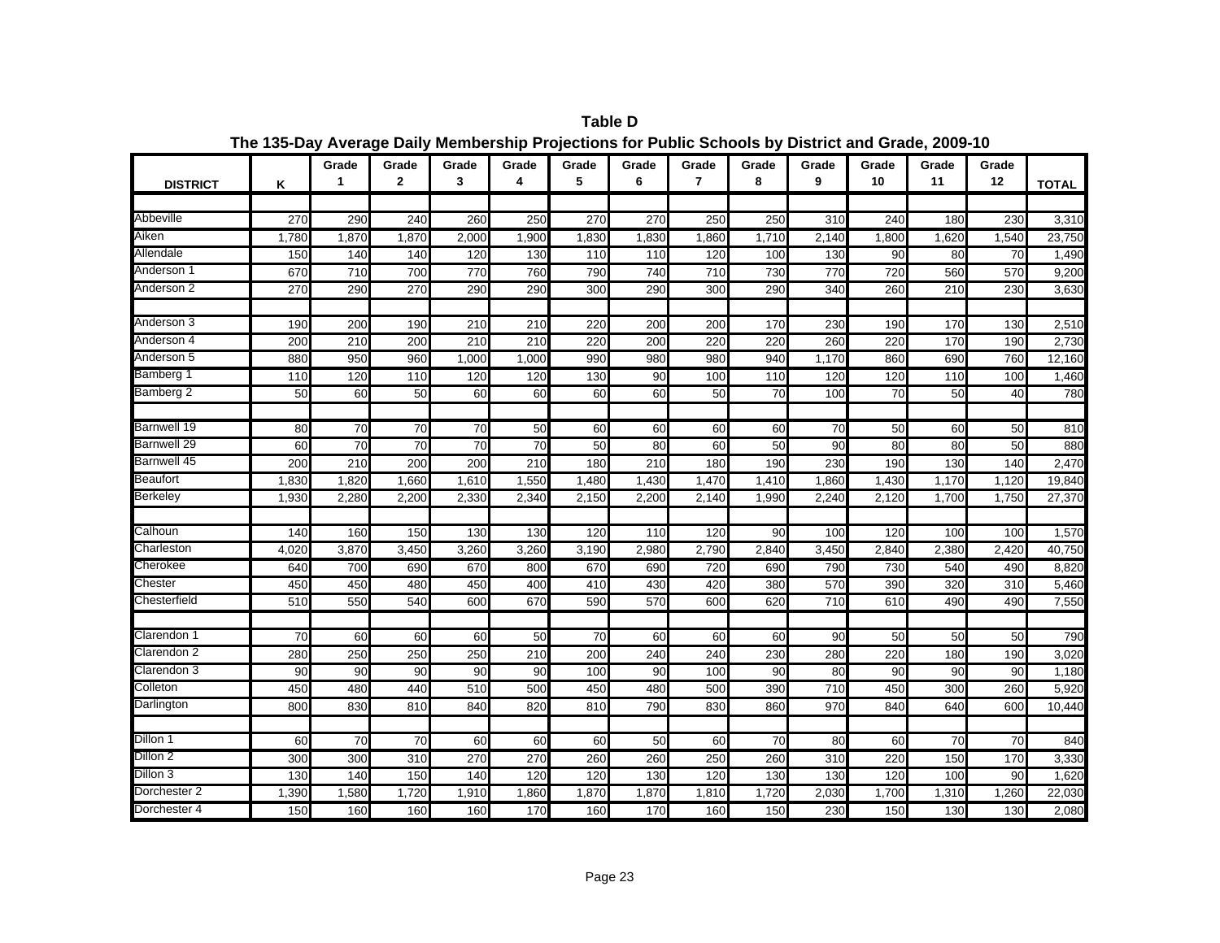**Table D**

**The 135-Day Average Daily Membership Projections for Public Schools by District and Grade, 2009-10**

| DISTRICT | K | Grade 1 | Grade 2 | Grade 3 | Grade 4 | Grade 5 | Grade 6 | Grade 7 | Grade 8 | Grade 9 | Grade 10 | Grade 11 | Grade 12 | TOTAL |
|---|---|---|---|---|---|---|---|---|---|---|---|---|---|---|
| Abbeville | 270 | 290 | 240 | 260 | 250 | 270 | 270 | 250 | 250 | 310 | 240 | 180 | 230 | 3,310 |
| Aiken | 1,780 | 1,870 | 1,870 | 2,000 | 1,900 | 1,830 | 1,830 | 1,860 | 1,710 | 2,140 | 1,800 | 1,620 | 1,540 | 23,750 |
| Allendale | 150 | 140 | 140 | 120 | 130 | 110 | 110 | 120 | 100 | 130 | 90 | 80 | 70 | 1,490 |
| Anderson 1 | 670 | 710 | 700 | 770 | 760 | 790 | 740 | 710 | 730 | 770 | 720 | 560 | 570 | 9,200 |
| Anderson 2 | 270 | 290 | 270 | 290 | 290 | 300 | 290 | 300 | 290 | 340 | 260 | 210 | 230 | 3,630 |
| Anderson 3 | 190 | 200 | 190 | 210 | 210 | 220 | 200 | 200 | 170 | 230 | 190 | 170 | 130 | 2,510 |
| Anderson 4 | 200 | 210 | 200 | 210 | 210 | 220 | 200 | 220 | 220 | 260 | 220 | 170 | 190 | 2,730 |
| Anderson 5 | 880 | 950 | 960 | 1,000 | 1,000 | 990 | 980 | 980 | 940 | 1,170 | 860 | 690 | 760 | 12,160 |
| Bamberg 1 | 110 | 120 | 110 | 120 | 120 | 130 | 90 | 100 | 110 | 120 | 120 | 110 | 100 | 1,460 |
| Bamberg 2 | 50 | 60 | 50 | 60 | 60 | 60 | 60 | 50 | 70 | 100 | 70 | 50 | 40 | 780 |
| Barnwell 19 | 80 | 70 | 70 | 70 | 50 | 60 | 60 | 60 | 60 | 70 | 50 | 60 | 50 | 810 |
| Barnwell 29 | 60 | 70 | 70 | 70 | 70 | 50 | 80 | 60 | 50 | 90 | 80 | 80 | 50 | 880 |
| Barnwell 45 | 200 | 210 | 200 | 200 | 210 | 180 | 210 | 180 | 190 | 230 | 190 | 130 | 140 | 2,470 |
| Beaufort | 1,830 | 1,820 | 1,660 | 1,610 | 1,550 | 1,480 | 1,430 | 1,470 | 1,410 | 1,860 | 1,430 | 1,170 | 1,120 | 19,840 |
| Berkeley | 1,930 | 2,280 | 2,200 | 2,330 | 2,340 | 2,150 | 2,200 | 2,140 | 1,990 | 2,240 | 2,120 | 1,700 | 1,750 | 27,370 |
| Calhoun | 140 | 160 | 150 | 130 | 130 | 120 | 110 | 120 | 90 | 100 | 120 | 100 | 100 | 1,570 |
| Charleston | 4,020 | 3,870 | 3,450 | 3,260 | 3,260 | 3,190 | 2,980 | 2,790 | 2,840 | 3,450 | 2,840 | 2,380 | 2,420 | 40,750 |
| Cherokee | 640 | 700 | 690 | 670 | 800 | 670 | 690 | 720 | 690 | 790 | 730 | 540 | 490 | 8,820 |
| Chester | 450 | 450 | 480 | 450 | 400 | 410 | 430 | 420 | 380 | 570 | 390 | 320 | 310 | 5,460 |
| Chesterfield | 510 | 550 | 540 | 600 | 670 | 590 | 570 | 600 | 620 | 710 | 610 | 490 | 490 | 7,550 |
| Clarendon 1 | 70 | 60 | 60 | 60 | 50 | 70 | 60 | 60 | 60 | 90 | 50 | 50 | 50 | 790 |
| Clarendon 2 | 280 | 250 | 250 | 250 | 210 | 200 | 240 | 240 | 230 | 280 | 220 | 180 | 190 | 3,020 |
| Clarendon 3 | 90 | 90 | 90 | 90 | 90 | 100 | 90 | 100 | 90 | 80 | 90 | 90 | 90 | 1,180 |
| Colleton | 450 | 480 | 440 | 510 | 500 | 450 | 480 | 500 | 390 | 710 | 450 | 300 | 260 | 5,920 |
| Darlington | 800 | 830 | 810 | 840 | 820 | 810 | 790 | 830 | 860 | 970 | 840 | 640 | 600 | 10,440 |
| Dillon 1 | 60 | 70 | 70 | 60 | 60 | 60 | 50 | 60 | 70 | 80 | 60 | 70 | 70 | 840 |
| Dillon 2 | 300 | 300 | 310 | 270 | 270 | 260 | 260 | 250 | 260 | 310 | 220 | 150 | 170 | 3,330 |
| Dillon 3 | 130 | 140 | 150 | 140 | 120 | 120 | 130 | 120 | 130 | 130 | 120 | 100 | 90 | 1,620 |
| Dorchester 2 | 1,390 | 1,580 | 1,720 | 1,910 | 1,860 | 1,870 | 1,870 | 1,810 | 1,720 | 2,030 | 1,700 | 1,310 | 1,260 | 22,030 |
| Dorchester 4 | 150 | 160 | 160 | 160 | 170 | 160 | 170 | 160 | 150 | 230 | 150 | 130 | 130 | 2,080 |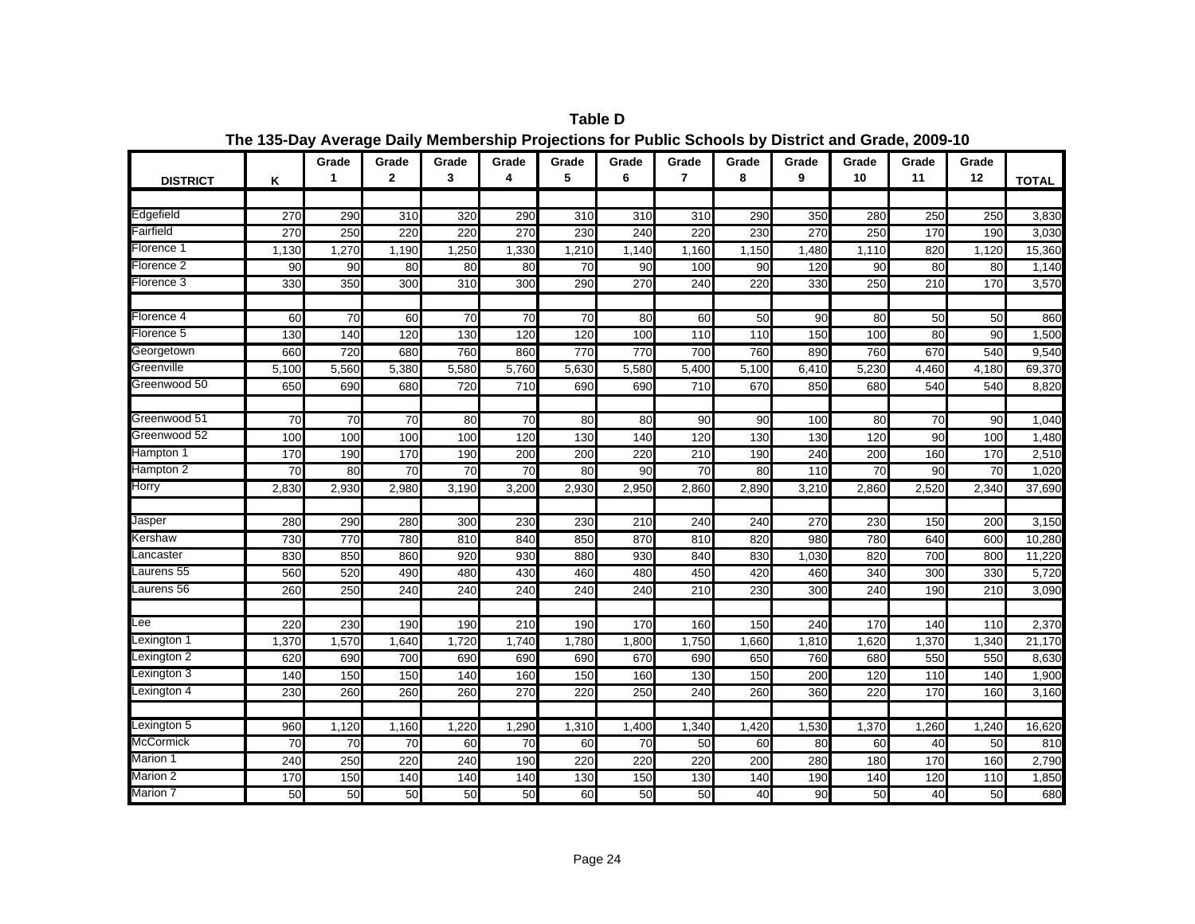# Table D

## The 135-Day Average Daily Membership Projections for Public Schools by District and Grade, 2009-10

| DISTRICT | K | Grade 1 | Grade 2 | Grade 3 | Grade 4 | Grade 5 | Grade 6 | Grade 7 | Grade 8 | Grade 9 | Grade 10 | Grade 11 | Grade 12 | TOTAL |
|---|---|---|---|---|---|---|---|---|---|---|---|---|---|---|
| Edgefield | 270 | 290 | 310 | 320 | 290 | 310 | 310 | 310 | 290 | 350 | 280 | 250 | 250 | 3,830 |
| Fairfield | 270 | 250 | 220 | 220 | 270 | 230 | 240 | 220 | 230 | 270 | 250 | 170 | 190 | 3,030 |
| Florence 1 | 1,130 | 1,270 | 1,190 | 1,250 | 1,330 | 1,210 | 1,140 | 1,160 | 1,150 | 1,480 | 1,110 | 820 | 1,120 | 15,360 |
| Florence 2 | 90 | 90 | 80 | 80 | 80 | 70 | 90 | 100 | 90 | 120 | 90 | 80 | 80 | 1,140 |
| Florence 3 | 330 | 350 | 300 | 310 | 300 | 290 | 270 | 240 | 220 | 330 | 250 | 210 | 170 | 3,570 |
| Florence 4 | 60 | 70 | 60 | 70 | 70 | 70 | 80 | 60 | 50 | 90 | 80 | 50 | 50 | 860 |
| Florence 5 | 130 | 140 | 120 | 130 | 120 | 120 | 100 | 110 | 110 | 150 | 100 | 80 | 90 | 1,500 |
| Georgetown | 660 | 720 | 680 | 760 | 860 | 770 | 770 | 700 | 760 | 890 | 760 | 670 | 540 | 9,540 |
| Greenville | 5,100 | 5,560 | 5,380 | 5,580 | 5,760 | 5,630 | 5,580 | 5,400 | 5,100 | 6,410 | 5,230 | 4,460 | 4,180 | 69,370 |
| Greenwood 50 | 650 | 690 | 680 | 720 | 710 | 690 | 690 | 710 | 670 | 850 | 680 | 540 | 540 | 8,820 |
| Greenwood 51 | 70 | 70 | 70 | 80 | 70 | 80 | 80 | 90 | 90 | 100 | 80 | 70 | 90 | 1,040 |
| Greenwood 52 | 100 | 100 | 100 | 100 | 120 | 130 | 140 | 120 | 130 | 130 | 120 | 90 | 100 | 1,480 |
| Hampton 1 | 170 | 190 | 170 | 190 | 200 | 200 | 220 | 210 | 190 | 240 | 200 | 160 | 170 | 2,510 |
| Hampton 2 | 70 | 80 | 70 | 70 | 70 | 80 | 90 | 70 | 80 | 110 | 70 | 90 | 70 | 1,020 |
| Horry | 2,830 | 2,930 | 2,980 | 3,190 | 3,200 | 2,930 | 2,950 | 2,860 | 2,890 | 3,210 | 2,860 | 2,520 | 2,340 | 37,690 |
| Jasper | 280 | 290 | 280 | 300 | 230 | 230 | 210 | 240 | 240 | 270 | 230 | 150 | 200 | 3,150 |
| Kershaw | 730 | 770 | 780 | 810 | 840 | 850 | 870 | 810 | 820 | 980 | 780 | 640 | 600 | 10,280 |
| Lancaster | 830 | 850 | 860 | 920 | 930 | 880 | 930 | 840 | 830 | 1,030 | 820 | 700 | 800 | 11,220 |
| Laurens 55 | 560 | 520 | 490 | 480 | 430 | 460 | 480 | 450 | 420 | 460 | 340 | 300 | 330 | 5,720 |
| Laurens 56 | 260 | 250 | 240 | 240 | 240 | 240 | 240 | 210 | 230 | 300 | 240 | 190 | 210 | 3,090 |
| Lee | 220 | 230 | 190 | 190 | 210 | 190 | 170 | 160 | 150 | 240 | 170 | 140 | 110 | 2,370 |
| Lexington 1 | 1,370 | 1,570 | 1,640 | 1,720 | 1,740 | 1,780 | 1,800 | 1,750 | 1,660 | 1,810 | 1,620 | 1,370 | 1,340 | 21,170 |
| Lexington 2 | 620 | 690 | 700 | 690 | 690 | 690 | 670 | 690 | 650 | 760 | 680 | 550 | 550 | 8,630 |
| Lexington 3 | 140 | 150 | 150 | 140 | 160 | 150 | 160 | 130 | 150 | 200 | 120 | 110 | 140 | 1,900 |
| Lexington 4 | 230 | 260 | 260 | 260 | 270 | 220 | 250 | 240 | 260 | 360 | 220 | 170 | 160 | 3,160 |
| Lexington 5 | 960 | 1,120 | 1,160 | 1,220 | 1,290 | 1,310 | 1,400 | 1,340 | 1,420 | 1,530 | 1,370 | 1,260 | 1,240 | 16,620 |
| McCormick | 70 | 70 | 70 | 60 | 70 | 60 | 70 | 50 | 60 | 80 | 60 | 40 | 50 | 810 |
| Marion 1 | 240 | 250 | 220 | 240 | 190 | 220 | 220 | 220 | 200 | 280 | 180 | 170 | 160 | 2,790 |
| Marion 2 | 170 | 150 | 140 | 140 | 140 | 130 | 150 | 130 | 140 | 190 | 140 | 120 | 110 | 1,850 |
| Marion 7 | 50 | 50 | 50 | 50 | 50 | 60 | 50 | 50 | 40 | 90 | 50 | 40 | 50 | 680 |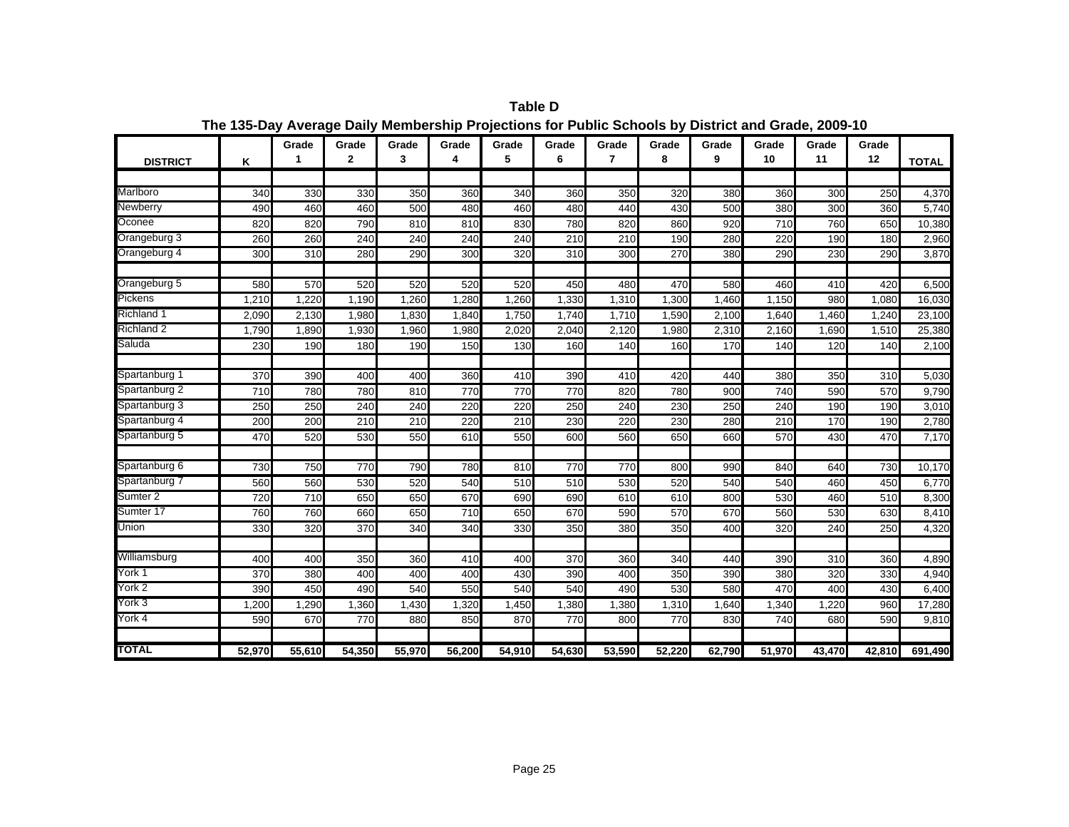**Table D**

**The 135-Day Average Daily Membership Projections for Public Schools by District and Grade, 2009-10**

| DISTRICT | K | Grade 1 | Grade 2 | Grade 3 | Grade 4 | Grade 5 | Grade 6 | Grade 7 | Grade 8 | Grade 9 | Grade 10 | Grade 11 | Grade 12 | TOTAL |
|---|---|---|---|---|---|---|---|---|---|---|---|---|---|---|
| Marlboro | 340 | 330 | 330 | 350 | 360 | 340 | 360 | 350 | 320 | 380 | 360 | 300 | 250 | 4,370 |
| Newberry | 490 | 460 | 460 | 500 | 480 | 460 | 480 | 440 | 430 | 500 | 380 | 300 | 360 | 5,740 |
| Oconee | 820 | 820 | 790 | 810 | 810 | 830 | 780 | 820 | 860 | 920 | 710 | 760 | 650 | 10,380 |
| Orangeburg 3 | 260 | 260 | 240 | 240 | 240 | 240 | 210 | 210 | 190 | 280 | 220 | 190 | 180 | 2,960 |
| Orangeburg 4 | 300 | 310 | 280 | 290 | 300 | 320 | 310 | 300 | 270 | 380 | 290 | 230 | 290 | 3,870 |
| | | | | | | | | | | | | | | |
| Orangeburg 5 | 580 | 570 | 520 | 520 | 520 | 520 | 450 | 480 | 470 | 580 | 460 | 410 | 420 | 6,500 |
| Pickens | 1,210 | 1,220 | 1,190 | 1,260 | 1,280 | 1,260 | 1,330 | 1,310 | 1,300 | 1,460 | 1,150 | 980 | 1,080 | 16,030 |
| Richland 1 | 2,090 | 2,130 | 1,980 | 1,830 | 1,840 | 1,750 | 1,740 | 1,710 | 1,590 | 2,100 | 1,640 | 1,460 | 1,240 | 23,100 |
| Richland 2 | 1,790 | 1,890 | 1,930 | 1,960 | 1,980 | 2,020 | 2,040 | 2,120 | 1,980 | 2,310 | 2,160 | 1,690 | 1,510 | 25,380 |
| Saluda | 230 | 190 | 180 | 190 | 150 | 130 | 160 | 140 | 160 | 170 | 140 | 120 | 140 | 2,100 |
| | | | | | | | | | | | | | | |
| Spartanburg 1 | 370 | 390 | 400 | 400 | 360 | 410 | 390 | 410 | 420 | 440 | 380 | 350 | 310 | 5,030 |
| Spartanburg 2 | 710 | 780 | 780 | 810 | 770 | 770 | 770 | 820 | 780 | 900 | 740 | 590 | 570 | 9,790 |
| Spartanburg 3 | 250 | 250 | 240 | 240 | 220 | 220 | 250 | 240 | 230 | 250 | 240 | 190 | 190 | 3,010 |
| Spartanburg 4 | 200 | 200 | 210 | 210 | 220 | 210 | 230 | 220 | 230 | 280 | 210 | 170 | 190 | 2,780 |
| Spartanburg 5 | 470 | 520 | 530 | 550 | 610 | 550 | 600 | 560 | 650 | 660 | 570 | 430 | 470 | 7,170 |
| | | | | | | | | | | | | | | |
| Spartanburg 6 | 730 | 750 | 770 | 790 | 780 | 810 | 770 | 770 | 800 | 990 | 840 | 640 | 730 | 10,170 |
| Spartanburg 7 | 560 | 560 | 530 | 520 | 540 | 510 | 510 | 530 | 520 | 540 | 540 | 460 | 450 | 6,770 |
| Sumter 2 | 720 | 710 | 650 | 650 | 670 | 690 | 690 | 610 | 610 | 800 | 530 | 460 | 510 | 8,300 |
| Sumter 17 | 760 | 760 | 660 | 650 | 710 | 650 | 670 | 590 | 570 | 670 | 560 | 530 | 630 | 8,410 |
| Union | 330 | 320 | 370 | 340 | 340 | 330 | 350 | 380 | 350 | 400 | 320 | 240 | 250 | 4,320 |
| | | | | | | | | | | | | | | |
| Williamsburg | 400 | 400 | 350 | 360 | 410 | 400 | 370 | 360 | 340 | 440 | 390 | 310 | 360 | 4,890 |
| York 1 | 370 | 380 | 400 | 400 | 400 | 430 | 390 | 400 | 350 | 390 | 380 | 320 | 330 | 4,940 |
| York 2 | 390 | 450 | 490 | 540 | 550 | 540 | 540 | 490 | 530 | 580 | 470 | 400 | 430 | 6,400 |
| York 3 | 1,200 | 1,290 | 1,360 | 1,430 | 1,320 | 1,450 | 1,380 | 1,380 | 1,310 | 1,640 | 1,340 | 1,220 | 960 | 17,280 |
| York 4 | 590 | 670 | 770 | 880 | 850 | 870 | 770 | 800 | 770 | 830 | 740 | 680 | 590 | 9,810 |
| | | | | | | | | | | | | | | |
| **TOTAL** | **52,970** | **55,610** | **54,350** | **55,970** | **56,200** | **54,910** | **54,630** | **53,590** | **52,220** | **62,790** | **51,970** | **43,470** | **42,810** | **691,490** |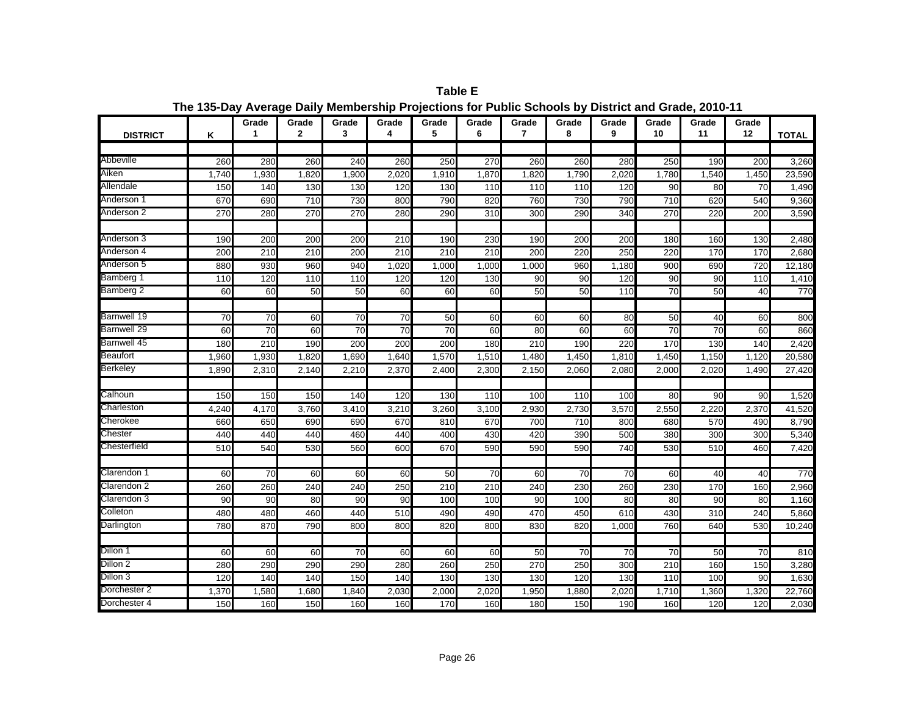**Table E**

**The 135-Day Average Daily Membership Projections for Public Schools by District and Grade, 2010-11**

| DISTRICT | K | Grade 1 | Grade 2 | Grade 3 | Grade 4 | Grade 5 | Grade 6 | Grade 7 | Grade 8 | Grade 9 | Grade 10 | Grade 11 | Grade 12 | TOTAL |
|---|---|---|---|---|---|---|---|---|---|---|---|---|---|---|
| Abbeville | 260 | 280 | 260 | 240 | 260 | 250 | 270 | 260 | 260 | 280 | 250 | 190 | 200 | 3,260 |
| Aiken | 1,740 | 1,930 | 1,820 | 1,900 | 2,020 | 1,910 | 1,870 | 1,820 | 1,790 | 2,020 | 1,780 | 1,540 | 1,450 | 23,590 |
| Allendale | 150 | 140 | 130 | 130 | 120 | 130 | 110 | 110 | 110 | 120 | 90 | 80 | 70 | 1,490 |
| Anderson 1 | 670 | 690 | 710 | 730 | 800 | 790 | 820 | 760 | 730 | 790 | 710 | 620 | 540 | 9,360 |
| Anderson 2 | 270 | 280 | 270 | 270 | 280 | 290 | 310 | 300 | 290 | 340 | 270 | 220 | 200 | 3,590 |
| | | | | | | | | | | | | | | |
| Anderson 3 | 190 | 200 | 200 | 200 | 210 | 190 | 230 | 190 | 200 | 200 | 180 | 160 | 130 | 2,480 |
| Anderson 4 | 200 | 210 | 210 | 200 | 210 | 210 | 210 | 200 | 220 | 250 | 220 | 170 | 170 | 2,680 |
| Anderson 5 | 880 | 930 | 960 | 940 | 1,020 | 1,000 | 1,000 | 1,000 | 960 | 1,180 | 900 | 690 | 720 | 12,180 |
| Bamberg 1 | 110 | 120 | 110 | 110 | 120 | 120 | 130 | 90 | 90 | 120 | 90 | 90 | 110 | 1,410 |
| Bamberg 2 | 60 | 60 | 50 | 50 | 60 | 60 | 60 | 50 | 50 | 110 | 70 | 50 | 40 | 770 |
| | | | | | | | | | | | | | | |
| Barnwell 19 | 70 | 70 | 60 | 70 | 70 | 50 | 60 | 60 | 60 | 80 | 50 | 40 | 60 | 800 |
| Barnwell 29 | 60 | 70 | 60 | 70 | 70 | 70 | 60 | 80 | 60 | 60 | 70 | 70 | 60 | 860 |
| Barnwell 45 | 180 | 210 | 190 | 200 | 200 | 200 | 180 | 210 | 190 | 220 | 170 | 130 | 140 | 2,420 |
| Beaufort | 1,960 | 1,930 | 1,820 | 1,690 | 1,640 | 1,570 | 1,510 | 1,480 | 1,450 | 1,810 | 1,450 | 1,150 | 1,120 | 20,580 |
| Berkeley | 1,890 | 2,310 | 2,140 | 2,210 | 2,370 | 2,400 | 2,300 | 2,150 | 2,060 | 2,080 | 2,000 | 2,020 | 1,490 | 27,420 |
| | | | | | | | | | | | | | | |
| Calhoun | 150 | 150 | 150 | 140 | 120 | 130 | 110 | 100 | 110 | 100 | 80 | 90 | 90 | 1,520 |
| Charleston | 4,240 | 4,170 | 3,760 | 3,410 | 3,210 | 3,260 | 3,100 | 2,930 | 2,730 | 3,570 | 2,550 | 2,220 | 2,370 | 41,520 |
| Cherokee | 660 | 650 | 690 | 690 | 670 | 810 | 670 | 700 | 710 | 800 | 680 | 570 | 490 | 8,790 |
| Chester | 440 | 440 | 440 | 460 | 440 | 400 | 430 | 420 | 390 | 500 | 380 | 300 | 300 | 5,340 |
| Chesterfield | 510 | 540 | 530 | 560 | 600 | 670 | 590 | 590 | 590 | 740 | 530 | 510 | 460 | 7,420 |
| | | | | | | | | | | | | | | |
| Clarendon 1 | 60 | 70 | 60 | 60 | 60 | 50 | 70 | 60 | 70 | 70 | 60 | 40 | 40 | 770 |
| Clarendon 2 | 260 | 260 | 240 | 240 | 250 | 210 | 210 | 240 | 230 | 260 | 230 | 170 | 160 | 2,960 |
| Clarendon 3 | 90 | 90 | 80 | 90 | 90 | 100 | 100 | 90 | 100 | 80 | 80 | 90 | 80 | 1,160 |
| Colleton | 480 | 480 | 460 | 440 | 510 | 490 | 490 | 470 | 450 | 610 | 430 | 310 | 240 | 5,860 |
| Darlington | 780 | 870 | 790 | 800 | 800 | 820 | 800 | 830 | 820 | 1,000 | 760 | 640 | 530 | 10,240 |
| | | | | | | | | | | | | | | |
| Dillon 1 | 60 | 60 | 60 | 70 | 60 | 60 | 60 | 50 | 70 | 70 | 70 | 50 | 70 | 810 |
| Dillon 2 | 280 | 290 | 290 | 290 | 280 | 260 | 250 | 270 | 250 | 300 | 210 | 160 | 150 | 3,280 |
| Dillon 3 | 120 | 140 | 140 | 150 | 140 | 130 | 130 | 130 | 120 | 130 | 110 | 100 | 90 | 1,630 |
| Dorchester 2 | 1,370 | 1,580 | 1,680 | 1,840 | 2,030 | 2,000 | 2,020 | 1,950 | 1,880 | 2,020 | 1,710 | 1,360 | 1,320 | 22,760 |
| Dorchester 4 | 150 | 160 | 150 | 160 | 160 | 170 | 160 | 180 | 150 | 190 | 160 | 120 | 120 | 2,030 |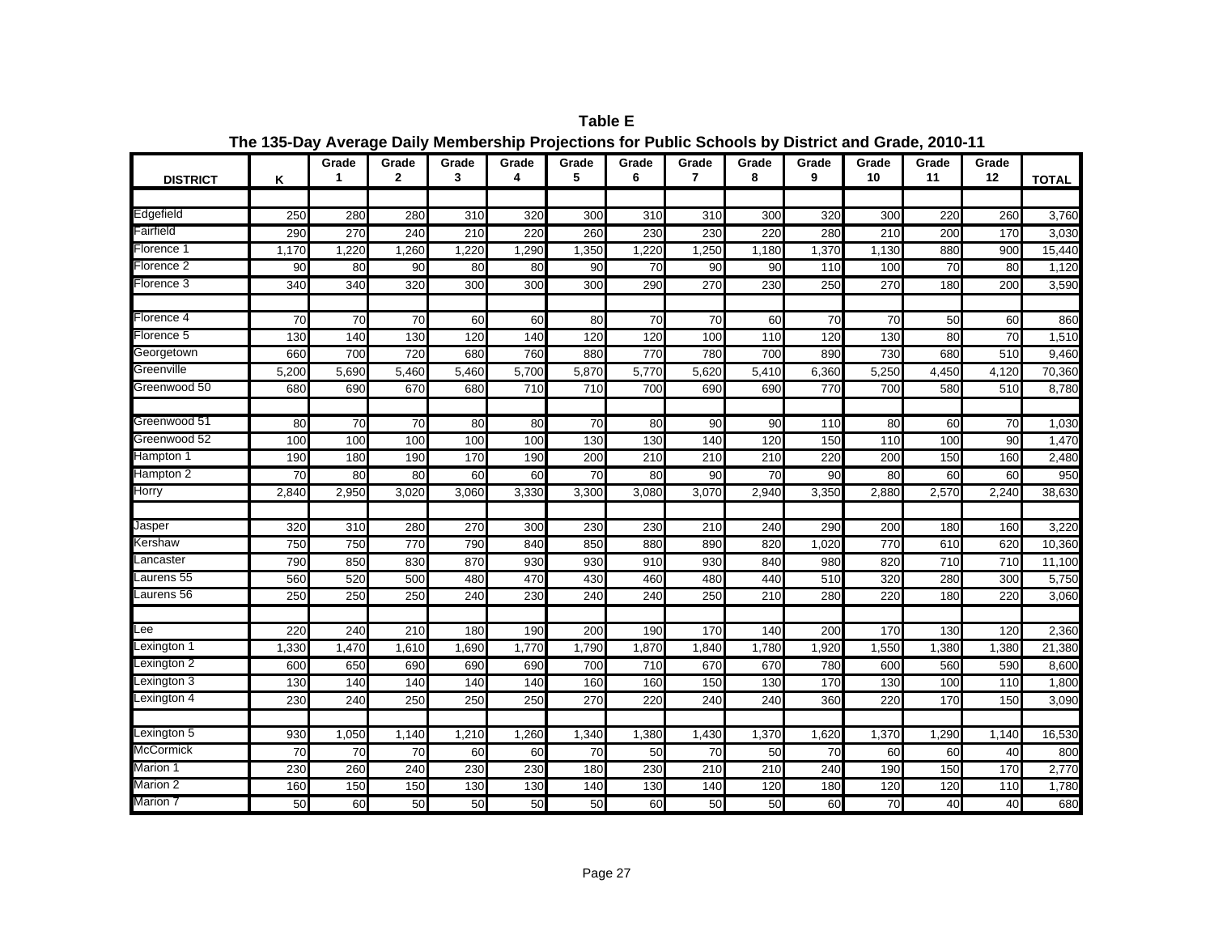**Table E**

**The 135-Day Average Daily Membership Projections for Public Schools by District and Grade, 2010-11**

| DISTRICT | K | Grade 1 | Grade 2 | Grade 3 | Grade 4 | Grade 5 | Grade 6 | Grade 7 | Grade 8 | Grade 9 | Grade 10 | Grade 11 | Grade 12 | TOTAL |
|---|---|---|---|---|---|---|---|---|---|---|---|---|---|---|
| Edgefield | 250 | 280 | 280 | 310 | 320 | 300 | 310 | 310 | 300 | 320 | 300 | 220 | 260 | 3,760 |
| Fairfield | 290 | 270 | 240 | 210 | 220 | 260 | 230 | 230 | 220 | 280 | 210 | 200 | 170 | 3,030 |
| Florence 1 | 1,170 | 1,220 | 1,260 | 1,220 | 1,290 | 1,350 | 1,220 | 1,250 | 1,180 | 1,370 | 1,130 | 880 | 900 | 15,440 |
| Florence 2 | 90 | 80 | 90 | 80 | 80 | 90 | 70 | 90 | 90 | 110 | 100 | 70 | 80 | 1,120 |
| Florence 3 | 340 | 340 | 320 | 300 | 300 | 300 | 290 | 270 | 230 | 250 | 270 | 180 | 200 | 3,590 |
| Florence 4 | 70 | 70 | 70 | 60 | 60 | 80 | 70 | 70 | 60 | 70 | 70 | 50 | 60 | 860 |
| Florence 5 | 130 | 140 | 130 | 120 | 140 | 120 | 120 | 100 | 110 | 120 | 130 | 80 | 70 | 1,510 |
| Georgetown | 660 | 700 | 720 | 680 | 760 | 880 | 770 | 780 | 700 | 890 | 730 | 680 | 510 | 9,460 |
| Greenville | 5,200 | 5,690 | 5,460 | 5,460 | 5,700 | 5,870 | 5,770 | 5,620 | 5,410 | 6,360 | 5,250 | 4,450 | 4,120 | 70,360 |
| Greenwood 50 | 680 | 690 | 670 | 680 | 710 | 710 | 700 | 690 | 690 | 770 | 700 | 580 | 510 | 8,780 |
| Greenwood 51 | 80 | 70 | 70 | 80 | 80 | 70 | 80 | 90 | 90 | 110 | 80 | 60 | 70 | 1,030 |
| Greenwood 52 | 100 | 100 | 100 | 100 | 100 | 130 | 130 | 140 | 120 | 150 | 110 | 100 | 90 | 1,470 |
| Hampton 1 | 190 | 180 | 190 | 170 | 190 | 200 | 210 | 210 | 210 | 220 | 200 | 150 | 160 | 2,480 |
| Hampton 2 | 70 | 80 | 80 | 60 | 60 | 70 | 80 | 90 | 70 | 90 | 80 | 60 | 60 | 950 |
| Horry | 2,840 | 2,950 | 3,020 | 3,060 | 3,330 | 3,300 | 3,080 | 3,070 | 2,940 | 3,350 | 2,880 | 2,570 | 2,240 | 38,630 |
| Jasper | 320 | 310 | 280 | 270 | 300 | 230 | 230 | 210 | 240 | 290 | 200 | 180 | 160 | 3,220 |
| Kershaw | 750 | 750 | 770 | 790 | 840 | 850 | 880 | 890 | 820 | 1,020 | 770 | 610 | 620 | 10,360 |
| Lancaster | 790 | 850 | 830 | 870 | 930 | 930 | 910 | 930 | 840 | 980 | 820 | 710 | 710 | 11,100 |
| Laurens 55 | 560 | 520 | 500 | 480 | 470 | 430 | 460 | 480 | 440 | 510 | 320 | 280 | 300 | 5,750 |
| Laurens 56 | 250 | 250 | 250 | 240 | 230 | 240 | 240 | 250 | 210 | 280 | 220 | 180 | 220 | 3,060 |
| Lee | 220 | 240 | 210 | 180 | 190 | 200 | 190 | 170 | 140 | 200 | 170 | 130 | 120 | 2,360 |
| Lexington 1 | 1,330 | 1,470 | 1,610 | 1,690 | 1,770 | 1,790 | 1,870 | 1,840 | 1,780 | 1,920 | 1,550 | 1,380 | 1,380 | 21,380 |
| Lexington 2 | 600 | 650 | 690 | 690 | 690 | 700 | 710 | 670 | 670 | 780 | 600 | 560 | 590 | 8,600 |
| Lexington 3 | 130 | 140 | 140 | 140 | 140 | 160 | 160 | 150 | 130 | 170 | 130 | 100 | 110 | 1,800 |
| Lexington 4 | 230 | 240 | 250 | 250 | 250 | 270 | 220 | 240 | 240 | 360 | 220 | 170 | 150 | 3,090 |
| Lexington 5 | 930 | 1,050 | 1,140 | 1,210 | 1,260 | 1,340 | 1,380 | 1,430 | 1,370 | 1,620 | 1,370 | 1,290 | 1,140 | 16,530 |
| McCormick | 70 | 70 | 70 | 60 | 60 | 70 | 50 | 70 | 50 | 70 | 60 | 60 | 40 | 800 |
| Marion 1 | 230 | 260 | 240 | 230 | 230 | 180 | 230 | 210 | 210 | 240 | 190 | 150 | 170 | 2,770 |
| Marion 2 | 160 | 150 | 150 | 130 | 130 | 140 | 130 | 140 | 120 | 180 | 120 | 120 | 110 | 1,780 |
| Marion 7 | 50 | 60 | 50 | 50 | 50 | 50 | 60 | 50 | 50 | 60 | 70 | 40 | 40 | 680 |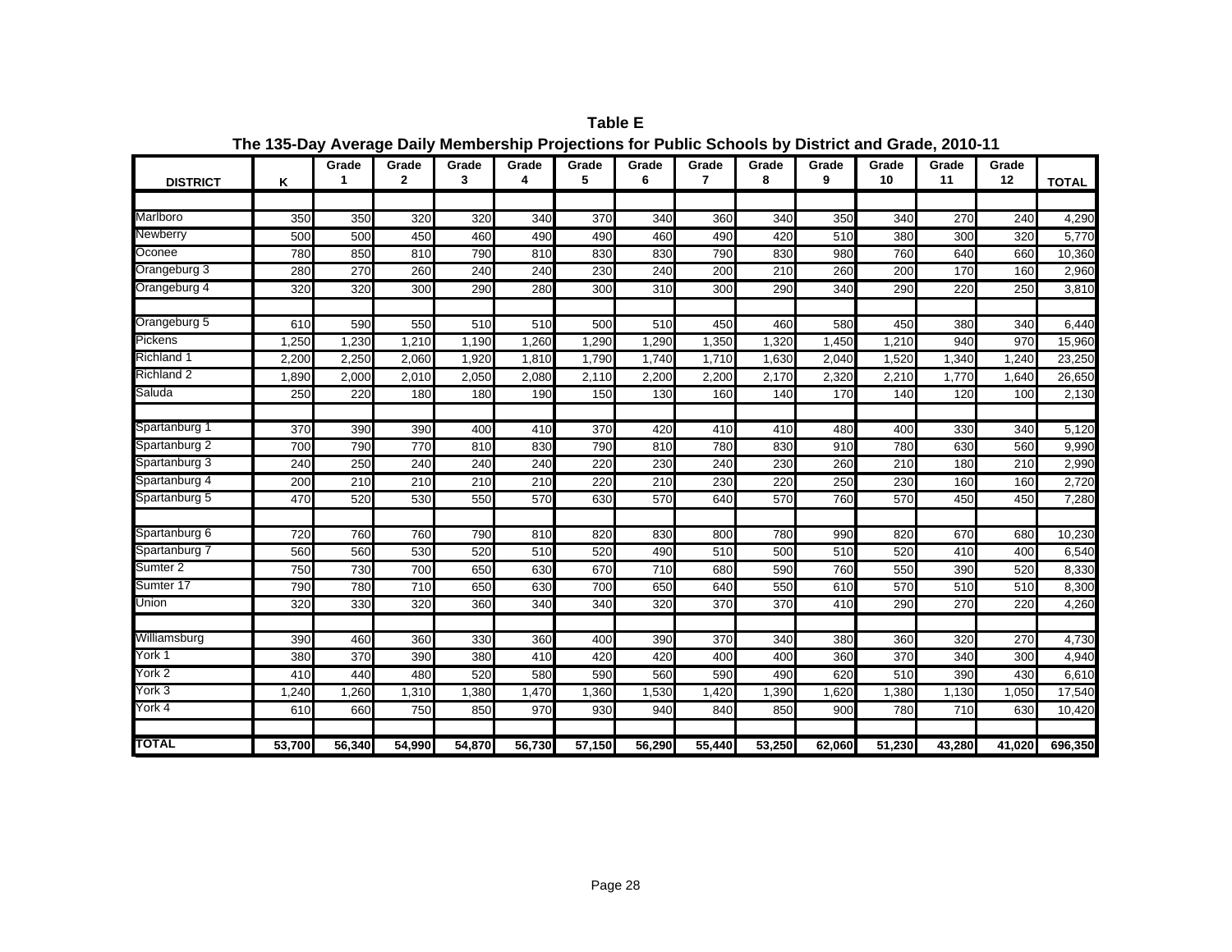**Table E**

**The 135-Day Average Daily Membership Projections for Public Schools by District and Grade, 2010-11**

| DISTRICT | K | Grade 1 | Grade 2 | Grade 3 | Grade 4 | Grade 5 | Grade 6 | Grade 7 | Grade 8 | Grade 9 | Grade 10 | Grade 11 | Grade 12 | TOTAL |
|---|---|---|---|---|---|---|---|---|---|---|---|---|---|---|
| Marlboro | 350 | 350 | 320 | 320 | 340 | 370 | 340 | 360 | 340 | 350 | 340 | 270 | 240 | 4,290 |
| Newberry | 500 | 500 | 450 | 460 | 490 | 490 | 460 | 490 | 420 | 510 | 380 | 300 | 320 | 5,770 |
| Oconee | 780 | 850 | 810 | 790 | 810 | 830 | 830 | 790 | 830 | 980 | 760 | 640 | 660 | 10,360 |
| Orangeburg 3 | 280 | 270 | 260 | 240 | 240 | 230 | 240 | 200 | 210 | 260 | 200 | 170 | 160 | 2,960 |
| Orangeburg 4 | 320 | 320 | 300 | 290 | 280 | 300 | 310 | 300 | 290 | 340 | 290 | 220 | 250 | 3,810 |
| Orangeburg 5 | 610 | 590 | 550 | 510 | 510 | 500 | 510 | 450 | 460 | 580 | 450 | 380 | 340 | 6,440 |
| Pickens | 1,250 | 1,230 | 1,210 | 1,190 | 1,260 | 1,290 | 1,290 | 1,350 | 1,320 | 1,450 | 1,210 | 940 | 970 | 15,960 |
| Richland 1 | 2,200 | 2,250 | 2,060 | 1,920 | 1,810 | 1,790 | 1,740 | 1,710 | 1,630 | 2,040 | 1,520 | 1,340 | 1,240 | 23,250 |
| Richland 2 | 1,890 | 2,000 | 2,010 | 2,050 | 2,080 | 2,110 | 2,200 | 2,200 | 2,170 | 2,320 | 2,210 | 1,770 | 1,640 | 26,650 |
| Saluda | 250 | 220 | 180 | 180 | 190 | 150 | 130 | 160 | 140 | 170 | 140 | 120 | 100 | 2,130 |
| Spartanburg 1 | 370 | 390 | 390 | 400 | 410 | 370 | 420 | 410 | 410 | 480 | 400 | 330 | 340 | 5,120 |
| Spartanburg 2 | 700 | 790 | 770 | 810 | 830 | 790 | 810 | 780 | 830 | 910 | 780 | 630 | 560 | 9,990 |
| Spartanburg 3 | 240 | 250 | 240 | 240 | 240 | 220 | 230 | 240 | 230 | 260 | 210 | 180 | 210 | 2,990 |
| Spartanburg 4 | 200 | 210 | 210 | 210 | 210 | 220 | 210 | 230 | 220 | 250 | 230 | 160 | 160 | 2,720 |
| Spartanburg 5 | 470 | 520 | 530 | 550 | 570 | 630 | 570 | 640 | 570 | 760 | 570 | 450 | 450 | 7,280 |
| Spartanburg 6 | 720 | 760 | 760 | 790 | 810 | 820 | 830 | 800 | 780 | 990 | 820 | 670 | 680 | 10,230 |
| Spartanburg 7 | 560 | 560 | 530 | 520 | 510 | 520 | 490 | 510 | 500 | 510 | 520 | 410 | 400 | 6,540 |
| Sumter 2 | 750 | 730 | 700 | 650 | 630 | 670 | 710 | 680 | 590 | 760 | 550 | 390 | 520 | 8,330 |
| Sumter 17 | 790 | 780 | 710 | 650 | 630 | 700 | 650 | 640 | 550 | 610 | 570 | 510 | 510 | 8,300 |
| Union | 320 | 330 | 320 | 360 | 340 | 340 | 320 | 370 | 370 | 410 | 290 | 270 | 220 | 4,260 |
| Williamsburg | 390 | 460 | 360 | 330 | 360 | 400 | 390 | 370 | 340 | 380 | 360 | 320 | 270 | 4,730 |
| York 1 | 380 | 370 | 390 | 380 | 410 | 420 | 420 | 400 | 400 | 360 | 370 | 340 | 300 | 4,940 |
| York 2 | 410 | 440 | 480 | 520 | 580 | 590 | 560 | 590 | 490 | 620 | 510 | 390 | 430 | 6,610 |
| York 3 | 1,240 | 1,260 | 1,310 | 1,380 | 1,470 | 1,360 | 1,530 | 1,420 | 1,390 | 1,620 | 1,380 | 1,130 | 1,050 | 17,540 |
| York 4 | 610 | 660 | 750 | 850 | 970 | 930 | 940 | 840 | 850 | 900 | 780 | 710 | 630 | 10,420 |
| **TOTAL** | **53,700** | **56,340** | **54,990** | **54,870** | **56,730** | **57,150** | **56,290** | **55,440** | **53,250** | **62,060** | **51,230** | **43,280** | **41,020** | **696,350** |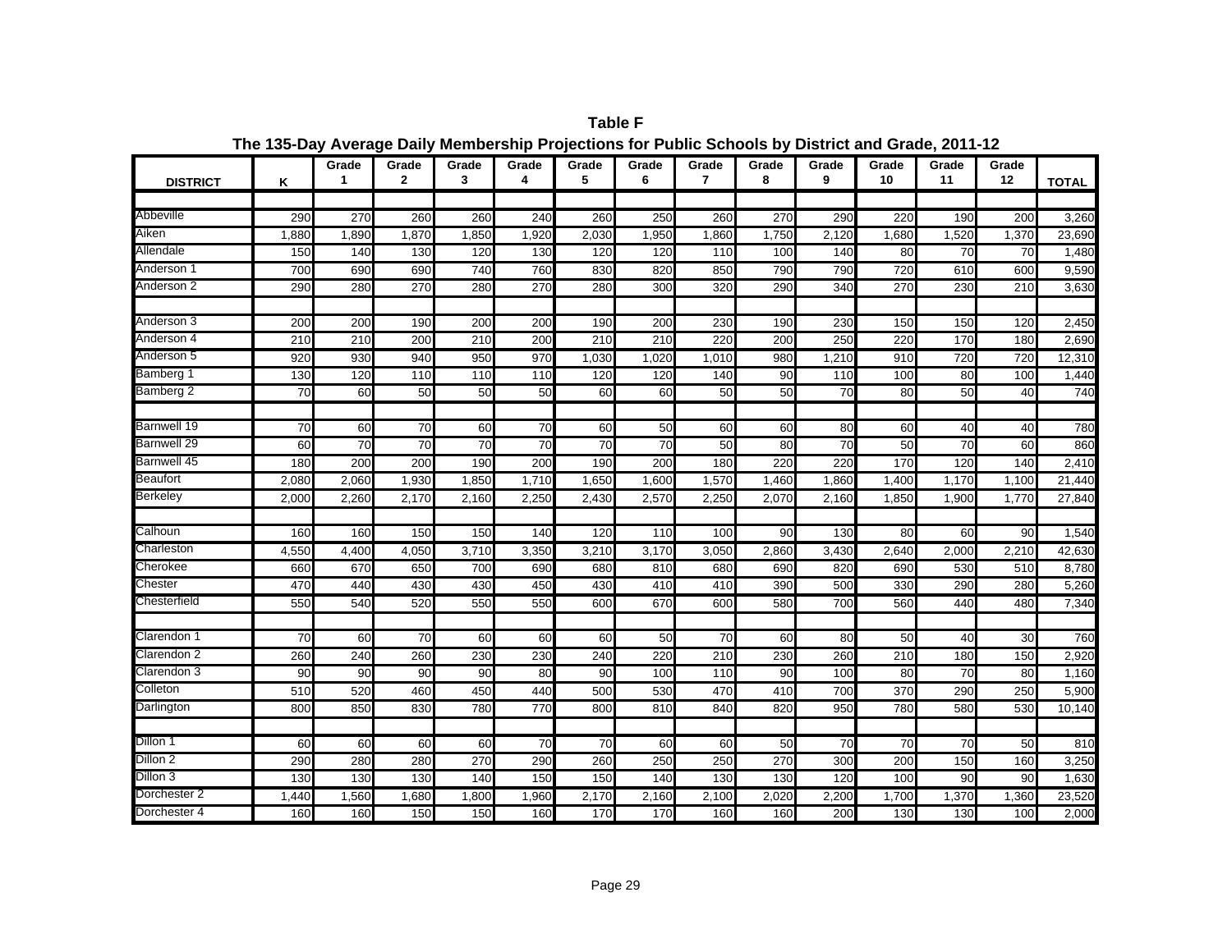**Table F**

**The 135-Day Average Daily Membership Projections for Public Schools by District and Grade, 2011-12**

| DISTRICT | K | Grade 1 | Grade 2 | Grade 3 | Grade 4 | Grade 5 | Grade 6 | Grade 7 | Grade 8 | Grade 9 | Grade 10 | Grade 11 | Grade 12 | TOTAL |
|---|---|---|---|---|---|---|---|---|---|---|---|---|---|---|
| Abbeville | 290 | 270 | 260 | 260 | 240 | 260 | 250 | 260 | 270 | 290 | 220 | 190 | 200 | 3,260 |
| Aiken | 1,880 | 1,890 | 1,870 | 1,850 | 1,920 | 2,030 | 1,950 | 1,860 | 1,750 | 2,120 | 1,680 | 1,520 | 1,370 | 23,690 |
| Allendale | 150 | 140 | 130 | 120 | 130 | 120 | 120 | 110 | 100 | 140 | 80 | 70 | 70 | 1,480 |
| Anderson 1 | 700 | 690 | 690 | 740 | 760 | 830 | 820 | 850 | 790 | 790 | 720 | 610 | 600 | 9,590 |
| Anderson 2 | 290 | 280 | 270 | 280 | 270 | 280 | 300 | 320 | 290 | 340 | 270 | 230 | 210 | 3,630 |
| Anderson 3 | 200 | 200 | 190 | 200 | 200 | 190 | 200 | 230 | 190 | 230 | 150 | 150 | 120 | 2,450 |
| Anderson 4 | 210 | 210 | 200 | 210 | 200 | 210 | 210 | 220 | 200 | 250 | 220 | 170 | 180 | 2,690 |
| Anderson 5 | 920 | 930 | 940 | 950 | 970 | 1,030 | 1,020 | 1,010 | 980 | 1,210 | 910 | 720 | 720 | 12,310 |
| Bamberg 1 | 130 | 120 | 110 | 110 | 110 | 120 | 120 | 140 | 90 | 110 | 100 | 80 | 100 | 1,440 |
| Bamberg 2 | 70 | 60 | 50 | 50 | 50 | 60 | 60 | 50 | 50 | 70 | 80 | 50 | 40 | 740 |
| Barnwell 19 | 70 | 60 | 70 | 60 | 70 | 60 | 50 | 60 | 60 | 80 | 60 | 40 | 40 | 780 |
| Barnwell 29 | 60 | 70 | 70 | 70 | 70 | 70 | 70 | 50 | 80 | 70 | 50 | 70 | 60 | 860 |
| Barnwell 45 | 180 | 200 | 200 | 190 | 200 | 190 | 200 | 180 | 220 | 220 | 170 | 120 | 140 | 2,410 |
| Beaufort | 2,080 | 2,060 | 1,930 | 1,850 | 1,710 | 1,650 | 1,600 | 1,570 | 1,460 | 1,860 | 1,400 | 1,170 | 1,100 | 21,440 |
| Berkeley | 2,000 | 2,260 | 2,170 | 2,160 | 2,250 | 2,430 | 2,570 | 2,250 | 2,070 | 2,160 | 1,850 | 1,900 | 1,770 | 27,840 |
| Calhoun | 160 | 160 | 150 | 150 | 140 | 120 | 110 | 100 | 90 | 130 | 80 | 60 | 90 | 1,540 |
| Charleston | 4,550 | 4,400 | 4,050 | 3,710 | 3,350 | 3,210 | 3,170 | 3,050 | 2,860 | 3,430 | 2,640 | 2,000 | 2,210 | 42,630 |
| Cherokee | 660 | 670 | 650 | 700 | 690 | 680 | 810 | 680 | 690 | 820 | 690 | 530 | 510 | 8,780 |
| Chester | 470 | 440 | 430 | 430 | 450 | 430 | 410 | 410 | 390 | 500 | 330 | 290 | 280 | 5,260 |
| Chesterfield | 550 | 540 | 520 | 550 | 550 | 600 | 670 | 600 | 580 | 700 | 560 | 440 | 480 | 7,340 |
| Clarendon 1 | 70 | 60 | 70 | 60 | 60 | 60 | 50 | 70 | 60 | 80 | 50 | 40 | 30 | 760 |
| Clarendon 2 | 260 | 240 | 260 | 230 | 230 | 240 | 220 | 210 | 230 | 260 | 210 | 180 | 150 | 2,920 |
| Clarendon 3 | 90 | 90 | 90 | 90 | 80 | 90 | 100 | 110 | 90 | 100 | 80 | 70 | 80 | 1,160 |
| Colleton | 510 | 520 | 460 | 450 | 440 | 500 | 530 | 470 | 410 | 700 | 370 | 290 | 250 | 5,900 |
| Darlington | 800 | 850 | 830 | 780 | 770 | 800 | 810 | 840 | 820 | 950 | 780 | 580 | 530 | 10,140 |
| Dillon 1 | 60 | 60 | 60 | 60 | 70 | 70 | 60 | 60 | 50 | 70 | 70 | 70 | 50 | 810 |
| Dillon 2 | 290 | 280 | 280 | 270 | 290 | 260 | 250 | 250 | 270 | 300 | 200 | 150 | 160 | 3,250 |
| Dillon 3 | 130 | 130 | 130 | 140 | 150 | 150 | 140 | 130 | 130 | 120 | 100 | 90 | 90 | 1,630 |
| Dorchester 2 | 1,440 | 1,560 | 1,680 | 1,800 | 1,960 | 2,170 | 2,160 | 2,100 | 2,020 | 2,200 | 1,700 | 1,370 | 1,360 | 23,520 |
| Dorchester 4 | 160 | 160 | 150 | 150 | 160 | 170 | 170 | 160 | 160 | 200 | 130 | 130 | 100 | 2,000 |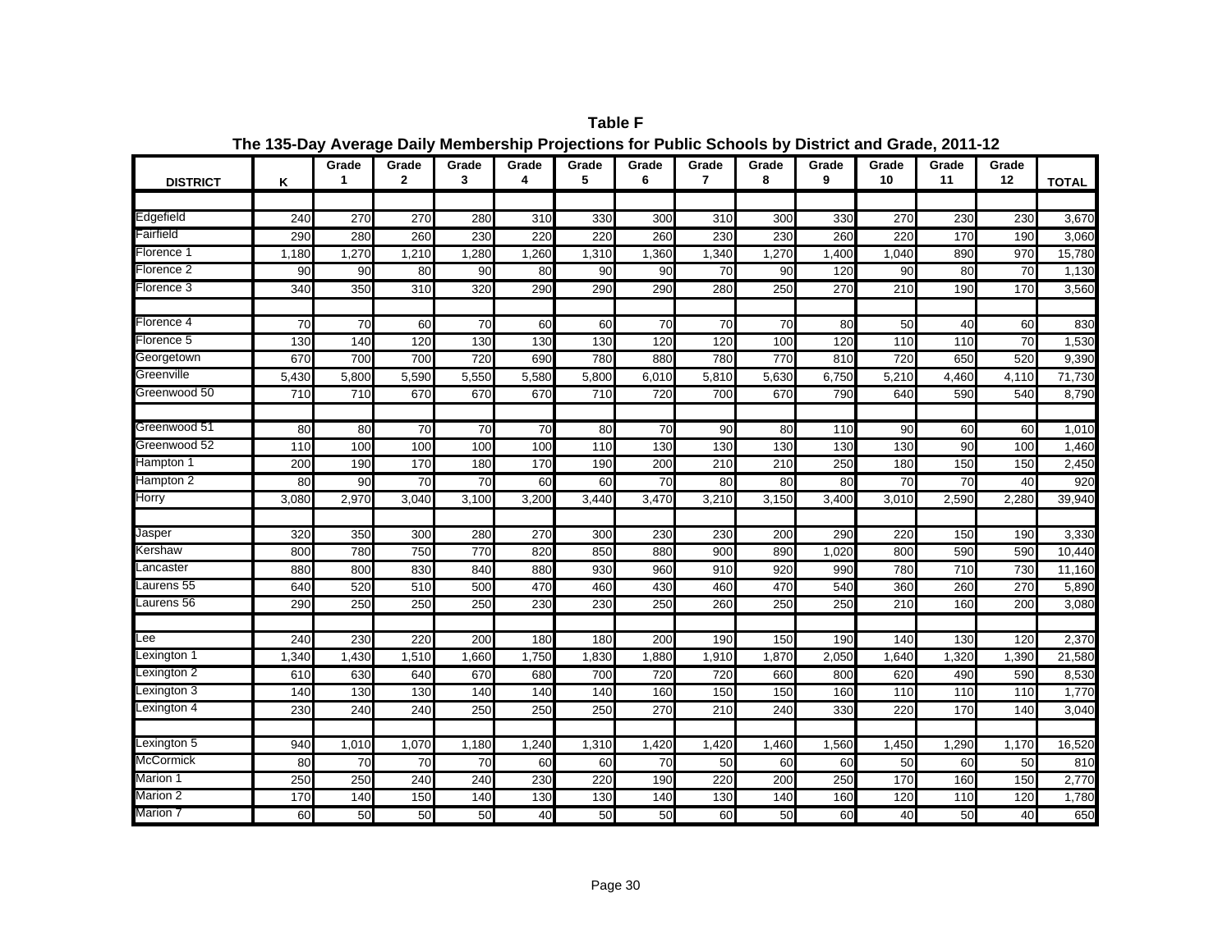**Table F**

**The 135-Day Average Daily Membership Projections for Public Schools by District and Grade, 2011-12**

| DISTRICT | K | Grade 1 | Grade 2 | Grade 3 | Grade 4 | Grade 5 | Grade 6 | Grade 7 | Grade 8 | Grade 9 | Grade 10 | Grade 11 | Grade 12 | TOTAL |
|---|---|---|---|---|---|---|---|---|---|---|---|---|---|---|
| | | | | | | | | | | | | | | |
| Edgefield | 240 | 270 | 270 | 280 | 310 | 330 | 300 | 310 | 300 | 330 | 270 | 230 | 230 | 3,670 |
| Fairfield | 290 | 280 | 260 | 230 | 220 | 220 | 260 | 230 | 230 | 260 | 220 | 170 | 190 | 3,060 |
| Florence 1 | 1,180 | 1,270 | 1,210 | 1,280 | 1,260 | 1,310 | 1,360 | 1,340 | 1,270 | 1,400 | 1,040 | 890 | 970 | 15,780 |
| Florence 2 | 90 | 90 | 80 | 90 | 80 | 90 | 90 | 70 | 90 | 120 | 90 | 80 | 70 | 1,130 |
| Florence 3 | 340 | 350 | 310 | 320 | 290 | 290 | 290 | 280 | 250 | 270 | 210 | 190 | 170 | 3,560 |
| | | | | | | | | | | | | | | |
| Florence 4 | 70 | 70 | 60 | 70 | 60 | 60 | 70 | 70 | 70 | 80 | 50 | 40 | 60 | 830 |
| Florence 5 | 130 | 140 | 120 | 130 | 130 | 130 | 120 | 120 | 100 | 120 | 110 | 110 | 70 | 1,530 |
| Georgetown | 670 | 700 | 700 | 720 | 690 | 780 | 880 | 780 | 770 | 810 | 720 | 650 | 520 | 9,390 |
| Greenville | 5,430 | 5,800 | 5,590 | 5,550 | 5,580 | 5,800 | 6,010 | 5,810 | 5,630 | 6,750 | 5,210 | 4,460 | 4,110 | 71,730 |
| Greenwood 50 | 710 | 710 | 670 | 670 | 670 | 710 | 720 | 700 | 670 | 790 | 640 | 590 | 540 | 8,790 |
| | | | | | | | | | | | | | | |
| Greenwood 51 | 80 | 80 | 70 | 70 | 70 | 80 | 70 | 90 | 80 | 110 | 90 | 60 | 60 | 1,010 |
| Greenwood 52 | 110 | 100 | 100 | 100 | 100 | 110 | 130 | 130 | 130 | 130 | 130 | 90 | 100 | 1,460 |
| Hampton 1 | 200 | 190 | 170 | 180 | 170 | 190 | 200 | 210 | 210 | 250 | 180 | 150 | 150 | 2,450 |
| Hampton 2 | 80 | 90 | 70 | 70 | 60 | 60 | 70 | 80 | 80 | 80 | 70 | 70 | 40 | 920 |
| Horry | 3,080 | 2,970 | 3,040 | 3,100 | 3,200 | 3,440 | 3,470 | 3,210 | 3,150 | 3,400 | 3,010 | 2,590 | 2,280 | 39,940 |
| | | | | | | | | | | | | | | |
| Jasper | 320 | 350 | 300 | 280 | 270 | 300 | 230 | 230 | 200 | 290 | 220 | 150 | 190 | 3,330 |
| Kershaw | 800 | 780 | 750 | 770 | 820 | 850 | 880 | 900 | 890 | 1,020 | 800 | 590 | 590 | 10,440 |
| Lancaster | 880 | 800 | 830 | 840 | 880 | 930 | 960 | 910 | 920 | 990 | 780 | 710 | 730 | 11,160 |
| Laurens 55 | 640 | 520 | 510 | 500 | 470 | 460 | 430 | 460 | 470 | 540 | 360 | 260 | 270 | 5,890 |
| Laurens 56 | 290 | 250 | 250 | 250 | 230 | 230 | 250 | 260 | 250 | 250 | 210 | 160 | 200 | 3,080 |
| | | | | | | | | | | | | | | |
| Lee | 240 | 230 | 220 | 200 | 180 | 180 | 200 | 190 | 150 | 190 | 140 | 130 | 120 | 2,370 |
| Lexington 1 | 1,340 | 1,430 | 1,510 | 1,660 | 1,750 | 1,830 | 1,880 | 1,910 | 1,870 | 2,050 | 1,640 | 1,320 | 1,390 | 21,580 |
| Lexington 2 | 610 | 630 | 640 | 670 | 680 | 700 | 720 | 720 | 660 | 800 | 620 | 490 | 590 | 8,530 |
| Lexington 3 | 140 | 130 | 130 | 140 | 140 | 140 | 160 | 150 | 150 | 160 | 110 | 110 | 110 | 1,770 |
| Lexington 4 | 230 | 240 | 240 | 250 | 250 | 250 | 270 | 210 | 240 | 330 | 220 | 170 | 140 | 3,040 |
| | | | | | | | | | | | | | | |
| Lexington 5 | 940 | 1,010 | 1,070 | 1,180 | 1,240 | 1,310 | 1,420 | 1,420 | 1,460 | 1,560 | 1,450 | 1,290 | 1,170 | 16,520 |
| McCormick | 80 | 70 | 70 | 70 | 60 | 60 | 70 | 50 | 60 | 60 | 50 | 60 | 50 | 810 |
| Marion 1 | 250 | 250 | 240 | 240 | 230 | 220 | 190 | 220 | 200 | 250 | 170 | 160 | 150 | 2,770 |
| Marion 2 | 170 | 140 | 150 | 140 | 130 | 130 | 140 | 130 | 140 | 160 | 120 | 110 | 120 | 1,780 |
| Marion 7 | 60 | 50 | 50 | 50 | 40 | 50 | 50 | 60 | 50 | 60 | 40 | 50 | 40 | 650 |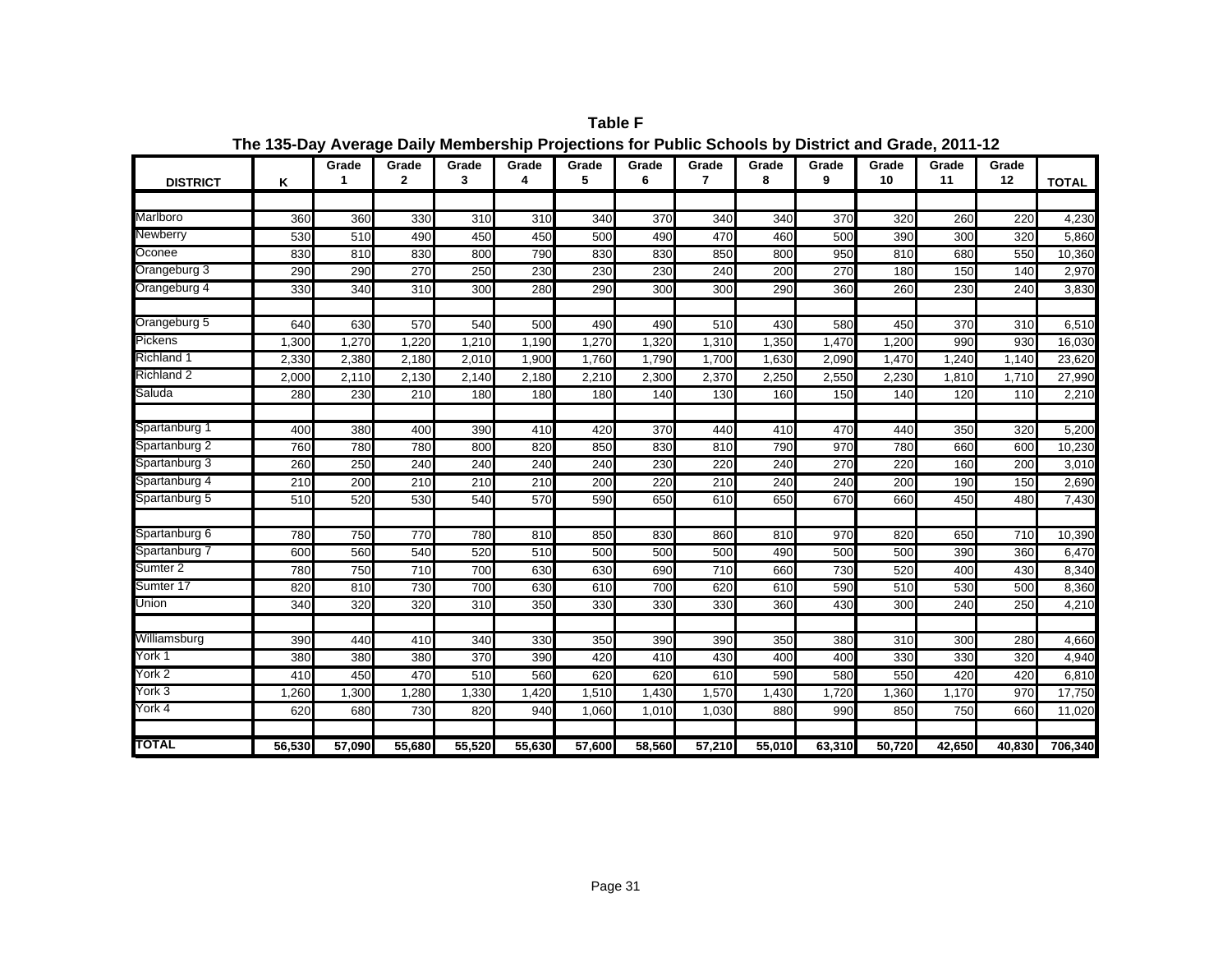**Table F**

**The 135-Day Average Daily Membership Projections for Public Schools by District and Grade, 2011-12**

| DISTRICT | K | Grade 1 | Grade 2 | Grade 3 | Grade 4 | Grade 5 | Grade 6 | Grade 7 | Grade 8 | Grade 9 | Grade 10 | Grade 11 | Grade 12 | TOTAL |
|---|---|---|---|---|---|---|---|---|---|---|---|---|---|---|
| Marlboro | 360 | 360 | 330 | 310 | 310 | 340 | 370 | 340 | 340 | 370 | 320 | 260 | 220 | 4,230 |
| Newberry | 530 | 510 | 490 | 450 | 450 | 500 | 490 | 470 | 460 | 500 | 390 | 300 | 320 | 5,860 |
| Oconee | 830 | 810 | 830 | 800 | 790 | 830 | 830 | 850 | 800 | 950 | 810 | 680 | 550 | 10,360 |
| Orangeburg 3 | 290 | 290 | 270 | 250 | 230 | 230 | 230 | 240 | 200 | 270 | 180 | 150 | 140 | 2,970 |
| Orangeburg 4 | 330 | 340 | 310 | 300 | 280 | 290 | 300 | 300 | 290 | 360 | 260 | 230 | 240 | 3,830 |
| Orangeburg 5 | 640 | 630 | 570 | 540 | 500 | 490 | 490 | 510 | 430 | 580 | 450 | 370 | 310 | 6,510 |
| Pickens | 1,300 | 1,270 | 1,220 | 1,210 | 1,190 | 1,270 | 1,320 | 1,310 | 1,350 | 1,470 | 1,200 | 990 | 930 | 16,030 |
| Richland 1 | 2,330 | 2,380 | 2,180 | 2,010 | 1,900 | 1,760 | 1,790 | 1,700 | 1,630 | 2,090 | 1,470 | 1,240 | 1,140 | 23,620 |
| Richland 2 | 2,000 | 2,110 | 2,130 | 2,140 | 2,180 | 2,210 | 2,300 | 2,370 | 2,250 | 2,550 | 2,230 | 1,810 | 1,710 | 27,990 |
| Saluda | 280 | 230 | 210 | 180 | 180 | 180 | 140 | 130 | 160 | 150 | 140 | 120 | 110 | 2,210 |
| Spartanburg 1 | 400 | 380 | 400 | 390 | 410 | 420 | 370 | 440 | 410 | 470 | 440 | 350 | 320 | 5,200 |
| Spartanburg 2 | 760 | 780 | 780 | 800 | 820 | 850 | 830 | 810 | 790 | 970 | 780 | 660 | 600 | 10,230 |
| Spartanburg 3 | 260 | 250 | 240 | 240 | 240 | 240 | 230 | 220 | 240 | 270 | 220 | 160 | 200 | 3,010 |
| Spartanburg 4 | 210 | 200 | 210 | 210 | 210 | 200 | 220 | 210 | 240 | 240 | 200 | 190 | 150 | 2,690 |
| Spartanburg 5 | 510 | 520 | 530 | 540 | 570 | 590 | 650 | 610 | 650 | 670 | 660 | 450 | 480 | 7,430 |
| Spartanburg 6 | 780 | 750 | 770 | 780 | 810 | 850 | 830 | 860 | 810 | 970 | 820 | 650 | 710 | 10,390 |
| Spartanburg 7 | 600 | 560 | 540 | 520 | 510 | 500 | 500 | 500 | 490 | 500 | 500 | 390 | 360 | 6,470 |
| Sumter 2 | 780 | 750 | 710 | 700 | 630 | 630 | 690 | 710 | 660 | 730 | 520 | 400 | 430 | 8,340 |
| Sumter 17 | 820 | 810 | 730 | 700 | 630 | 610 | 700 | 620 | 610 | 590 | 510 | 530 | 500 | 8,360 |
| Union | 340 | 320 | 320 | 310 | 350 | 330 | 330 | 330 | 360 | 430 | 300 | 240 | 250 | 4,210 |
| Williamsburg | 390 | 440 | 410 | 340 | 330 | 350 | 390 | 390 | 350 | 380 | 310 | 300 | 280 | 4,660 |
| York 1 | 380 | 380 | 380 | 370 | 390 | 420 | 410 | 430 | 400 | 400 | 330 | 330 | 320 | 4,940 |
| York 2 | 410 | 450 | 470 | 510 | 560 | 620 | 620 | 610 | 590 | 580 | 550 | 420 | 420 | 6,810 |
| York 3 | 1,260 | 1,300 | 1,280 | 1,330 | 1,420 | 1,510 | 1,430 | 1,570 | 1,430 | 1,720 | 1,360 | 1,170 | 970 | 17,750 |
| York 4 | 620 | 680 | 730 | 820 | 940 | 1,060 | 1,010 | 1,030 | 880 | 990 | 850 | 750 | 660 | 11,020 |
| **TOTAL** | **56,530** | **57,090** | **55,680** | **55,520** | **55,630** | **57,600** | **58,560** | **57,210** | **55,010** | **63,310** | **50,720** | **42,650** | **40,830** | **706,340** |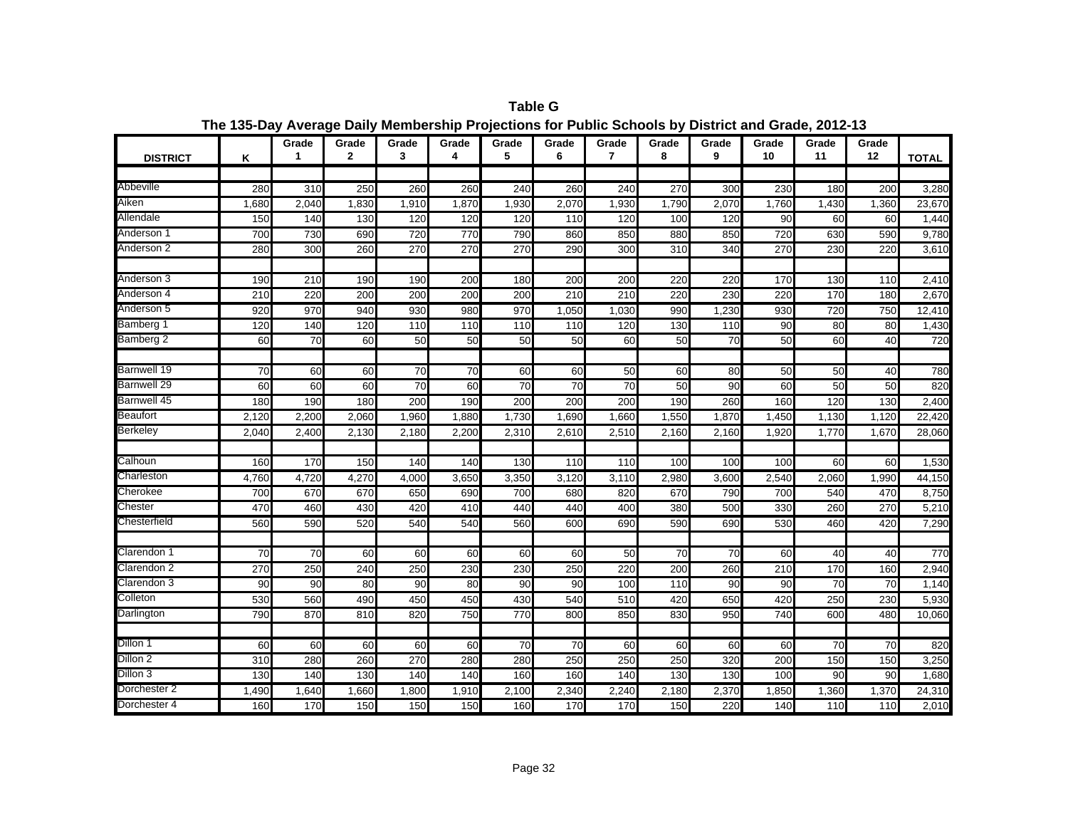**Table G**

**The 135-Day Average Daily Membership Projections for Public Schools by District and Grade, 2012-13**

| DISTRICT | K | Grade 1 | Grade 2 | Grade 3 | Grade 4 | Grade 5 | Grade 6 | Grade 7 | Grade 8 | Grade 9 | Grade 10 | Grade 11 | Grade 12 | TOTAL |
|---|---|---|---|---|---|---|---|---|---|---|---|---|---|---|
| Abbeville | 280 | 310 | 250 | 260 | 260 | 240 | 260 | 240 | 270 | 300 | 230 | 180 | 200 | 3,280 |
| Aiken | 1,680 | 2,040 | 1,830 | 1,910 | 1,870 | 1,930 | 2,070 | 1,930 | 1,790 | 2,070 | 1,760 | 1,430 | 1,360 | 23,670 |
| Allendale | 150 | 140 | 130 | 120 | 120 | 120 | 110 | 120 | 100 | 120 | 90 | 60 | 60 | 1,440 |
| Anderson 1 | 700 | 730 | 690 | 720 | 770 | 790 | 860 | 850 | 880 | 850 | 720 | 630 | 590 | 9,780 |
| Anderson 2 | 280 | 300 | 260 | 270 | 270 | 270 | 290 | 300 | 310 | 340 | 270 | 230 | 220 | 3,610 |
| Anderson 3 | 190 | 210 | 190 | 190 | 200 | 180 | 200 | 200 | 220 | 220 | 170 | 130 | 110 | 2,410 |
| Anderson 4 | 210 | 220 | 200 | 200 | 200 | 200 | 210 | 210 | 220 | 230 | 220 | 170 | 180 | 2,670 |
| Anderson 5 | 920 | 970 | 940 | 930 | 980 | 970 | 1,050 | 1,030 | 990 | 1,230 | 930 | 720 | 750 | 12,410 |
| Bamberg 1 | 120 | 140 | 120 | 110 | 110 | 110 | 110 | 120 | 130 | 110 | 90 | 80 | 80 | 1,430 |
| Bamberg 2 | 60 | 70 | 60 | 50 | 50 | 50 | 50 | 60 | 50 | 70 | 50 | 60 | 40 | 720 |
| Barnwell 19 | 70 | 60 | 60 | 70 | 70 | 60 | 60 | 50 | 60 | 80 | 50 | 50 | 40 | 780 |
| Barnwell 29 | 60 | 60 | 60 | 70 | 60 | 70 | 70 | 70 | 50 | 90 | 60 | 50 | 50 | 820 |
| Barnwell 45 | 180 | 190 | 180 | 200 | 190 | 200 | 200 | 200 | 190 | 260 | 160 | 120 | 130 | 2,400 |
| Beaufort | 2,120 | 2,200 | 2,060 | 1,960 | 1,880 | 1,730 | 1,690 | 1,660 | 1,550 | 1,870 | 1,450 | 1,130 | 1,120 | 22,420 |
| Berkeley | 2,040 | 2,400 | 2,130 | 2,180 | 2,200 | 2,310 | 2,610 | 2,510 | 2,160 | 2,160 | 1,920 | 1,770 | 1,670 | 28,060 |
| Calhoun | 160 | 170 | 150 | 140 | 140 | 130 | 110 | 110 | 100 | 100 | 100 | 60 | 60 | 1,530 |
| Charleston | 4,760 | 4,720 | 4,270 | 4,000 | 3,650 | 3,350 | 3,120 | 3,110 | 2,980 | 3,600 | 2,540 | 2,060 | 1,990 | 44,150 |
| Cherokee | 700 | 670 | 670 | 650 | 690 | 700 | 680 | 820 | 670 | 790 | 700 | 540 | 470 | 8,750 |
| Chester | 470 | 460 | 430 | 420 | 410 | 440 | 440 | 400 | 380 | 500 | 330 | 260 | 270 | 5,210 |
| Chesterfield | 560 | 590 | 520 | 540 | 540 | 560 | 600 | 690 | 590 | 690 | 530 | 460 | 420 | 7,290 |
| Clarendon 1 | 70 | 70 | 60 | 60 | 60 | 60 | 60 | 50 | 70 | 70 | 60 | 40 | 40 | 770 |
| Clarendon 2 | 270 | 250 | 240 | 250 | 230 | 230 | 250 | 220 | 200 | 260 | 210 | 170 | 160 | 2,940 |
| Clarendon 3 | 90 | 90 | 80 | 90 | 80 | 90 | 90 | 100 | 110 | 90 | 90 | 70 | 70 | 1,140 |
| Colleton | 530 | 560 | 490 | 450 | 450 | 430 | 540 | 510 | 420 | 650 | 420 | 250 | 230 | 5,930 |
| Darlington | 790 | 870 | 810 | 820 | 750 | 770 | 800 | 850 | 830 | 950 | 740 | 600 | 480 | 10,060 |
| Dillon 1 | 60 | 60 | 60 | 60 | 60 | 70 | 70 | 60 | 60 | 60 | 60 | 70 | 70 | 820 |
| Dillon 2 | 310 | 280 | 260 | 270 | 280 | 280 | 250 | 250 | 250 | 320 | 200 | 150 | 150 | 3,250 |
| Dillon 3 | 130 | 140 | 130 | 140 | 140 | 160 | 160 | 140 | 130 | 130 | 100 | 90 | 90 | 1,680 |
| Dorchester 2 | 1,490 | 1,640 | 1,660 | 1,800 | 1,910 | 2,100 | 2,340 | 2,240 | 2,180 | 2,370 | 1,850 | 1,360 | 1,370 | 24,310 |
| Dorchester 4 | 160 | 170 | 150 | 150 | 150 | 160 | 170 | 170 | 150 | 220 | 140 | 110 | 110 | 2,010 |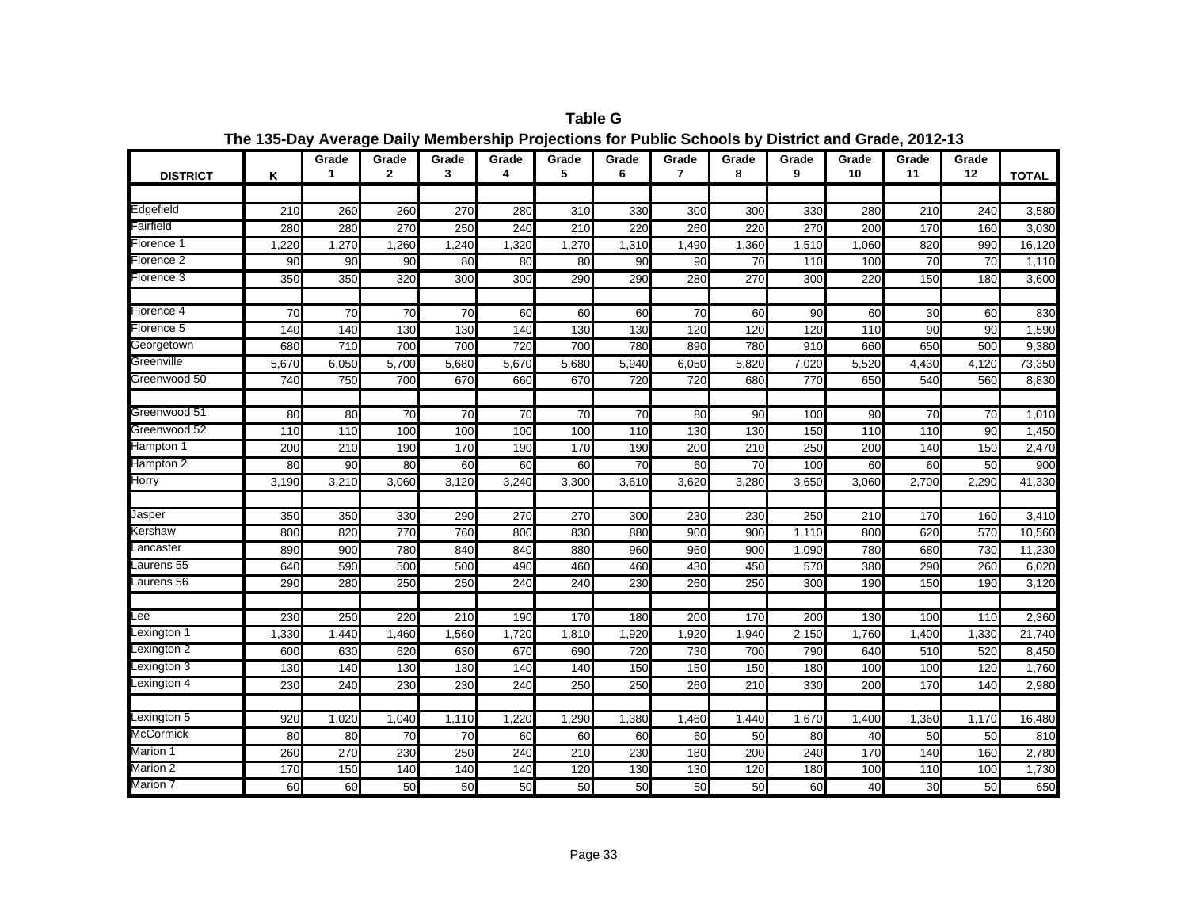**Table G**

**The 135-Day Average Daily Membership Projections for Public Schools by District and Grade, 2012-13**

| DISTRICT | K | Grade 1 | Grade 2 | Grade 3 | Grade 4 | Grade 5 | Grade 6 | Grade 7 | Grade 8 | Grade 9 | Grade 10 | Grade 11 | Grade 12 | TOTAL |
|---|---|---|---|---|---|---|---|---|---|---|---|---|---|---|
| Edgefield | 210 | 260 | 260 | 270 | 280 | 310 | 330 | 300 | 300 | 330 | 280 | 210 | 240 | 3,580 |
| Fairfield | 280 | 280 | 270 | 250 | 240 | 210 | 220 | 260 | 220 | 270 | 200 | 170 | 160 | 3,030 |
| Florence 1 | 1,220 | 1,270 | 1,260 | 1,240 | 1,320 | 1,270 | 1,310 | 1,490 | 1,360 | 1,510 | 1,060 | 820 | 990 | 16,120 |
| Florence 2 | 90 | 90 | 90 | 80 | 80 | 80 | 90 | 90 | 70 | 110 | 100 | 70 | 70 | 1,110 |
| Florence 3 | 350 | 350 | 320 | 300 | 300 | 290 | 290 | 280 | 270 | 300 | 220 | 150 | 180 | 3,600 |
| Florence 4 | 70 | 70 | 70 | 70 | 60 | 60 | 60 | 70 | 60 | 90 | 60 | 30 | 60 | 830 |
| Florence 5 | 140 | 140 | 130 | 130 | 140 | 130 | 130 | 120 | 120 | 120 | 110 | 90 | 90 | 1,590 |
| Georgetown | 680 | 710 | 700 | 700 | 720 | 700 | 780 | 890 | 780 | 910 | 660 | 650 | 500 | 9,380 |
| Greenville | 5,670 | 6,050 | 5,700 | 5,680 | 5,670 | 5,680 | 5,940 | 6,050 | 5,820 | 7,020 | 5,520 | 4,430 | 4,120 | 73,350 |
| Greenwood 50 | 740 | 750 | 700 | 670 | 660 | 670 | 720 | 720 | 680 | 770 | 650 | 540 | 560 | 8,830 |
| Greenwood 51 | 80 | 80 | 70 | 70 | 70 | 70 | 70 | 80 | 90 | 100 | 90 | 70 | 70 | 1,010 |
| Greenwood 52 | 110 | 110 | 100 | 100 | 100 | 100 | 110 | 130 | 130 | 150 | 110 | 110 | 90 | 1,450 |
| Hampton 1 | 200 | 210 | 190 | 170 | 190 | 170 | 190 | 200 | 210 | 250 | 200 | 140 | 150 | 2,470 |
| Hampton 2 | 80 | 90 | 80 | 60 | 60 | 60 | 70 | 60 | 70 | 100 | 60 | 60 | 50 | 900 |
| Horry | 3,190 | 3,210 | 3,060 | 3,120 | 3,240 | 3,300 | 3,610 | 3,620 | 3,280 | 3,650 | 3,060 | 2,700 | 2,290 | 41,330 |
| Jasper | 350 | 350 | 330 | 290 | 270 | 270 | 300 | 230 | 230 | 250 | 210 | 170 | 160 | 3,410 |
| Kershaw | 800 | 820 | 770 | 760 | 800 | 830 | 880 | 900 | 900 | 1,110 | 800 | 620 | 570 | 10,560 |
| Lancaster | 890 | 900 | 780 | 840 | 840 | 880 | 960 | 960 | 900 | 1,090 | 780 | 680 | 730 | 11,230 |
| Laurens 55 | 640 | 590 | 500 | 500 | 490 | 460 | 460 | 430 | 450 | 570 | 380 | 290 | 260 | 6,020 |
| Laurens 56 | 290 | 280 | 250 | 250 | 240 | 240 | 230 | 260 | 250 | 300 | 190 | 150 | 190 | 3,120 |
| Lee | 230 | 250 | 220 | 210 | 190 | 170 | 180 | 200 | 170 | 200 | 130 | 100 | 110 | 2,360 |
| Lexington 1 | 1,330 | 1,440 | 1,460 | 1,560 | 1,720 | 1,810 | 1,920 | 1,920 | 1,940 | 2,150 | 1,760 | 1,400 | 1,330 | 21,740 |
| Lexington 2 | 600 | 630 | 620 | 630 | 670 | 690 | 720 | 730 | 700 | 790 | 640 | 510 | 520 | 8,450 |
| Lexington 3 | 130 | 140 | 130 | 130 | 140 | 140 | 150 | 150 | 150 | 180 | 100 | 100 | 120 | 1,760 |
| Lexington 4 | 230 | 240 | 230 | 230 | 240 | 250 | 250 | 260 | 210 | 330 | 200 | 170 | 140 | 2,980 |
| Lexington 5 | 920 | 1,020 | 1,040 | 1,110 | 1,220 | 1,290 | 1,380 | 1,460 | 1,440 | 1,670 | 1,400 | 1,360 | 1,170 | 16,480 |
| McCormick | 80 | 80 | 70 | 70 | 60 | 60 | 60 | 60 | 50 | 80 | 40 | 50 | 50 | 810 |
| Marion 1 | 260 | 270 | 230 | 250 | 240 | 210 | 230 | 180 | 200 | 240 | 170 | 140 | 160 | 2,780 |
| Marion 2 | 170 | 150 | 140 | 140 | 140 | 120 | 130 | 130 | 120 | 180 | 100 | 110 | 100 | 1,730 |
| Marion 7 | 60 | 60 | 50 | 50 | 50 | 50 | 50 | 50 | 50 | 60 | 40 | 30 | 50 | 650 |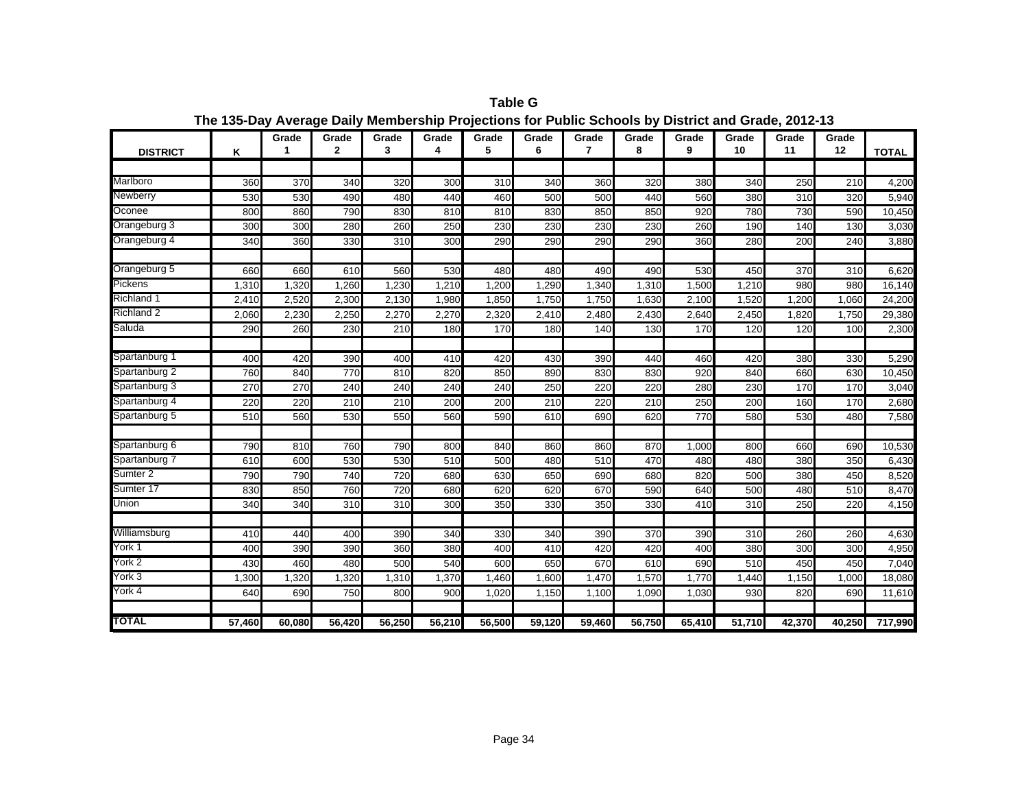**Table G**

**The 135-Day Average Daily Membership Projections for Public Schools by District and Grade, 2012-13**

| DISTRICT | K | Grade 1 | Grade 2 | Grade 3 | Grade 4 | Grade 5 | Grade 6 | Grade 7 | Grade 8 | Grade 9 | Grade 10 | Grade 11 | Grade 12 | TOTAL |
|---|---|---|---|---|---|---|---|---|---|---|---|---|---|---|
| Marlboro | 360 | 370 | 340 | 320 | 300 | 310 | 340 | 360 | 320 | 380 | 340 | 250 | 210 | 4,200 |
| Newberry | 530 | 530 | 490 | 480 | 440 | 460 | 500 | 500 | 440 | 560 | 380 | 310 | 320 | 5,940 |
| Oconee | 800 | 860 | 790 | 830 | 810 | 810 | 830 | 850 | 850 | 920 | 780 | 730 | 590 | 10,450 |
| Orangeburg 3 | 300 | 300 | 280 | 260 | 250 | 230 | 230 | 230 | 230 | 260 | 190 | 140 | 130 | 3,030 |
| Orangeburg 4 | 340 | 360 | 330 | 310 | 300 | 290 | 290 | 290 | 290 | 360 | 280 | 200 | 240 | 3,880 |
| Orangeburg 5 | 660 | 660 | 610 | 560 | 530 | 480 | 480 | 490 | 490 | 530 | 450 | 370 | 310 | 6,620 |
| Pickens | 1,310 | 1,320 | 1,260 | 1,230 | 1,210 | 1,200 | 1,290 | 1,340 | 1,310 | 1,500 | 1,210 | 980 | 980 | 16,140 |
| Richland 1 | 2,410 | 2,520 | 2,300 | 2,130 | 1,980 | 1,850 | 1,750 | 1,750 | 1,630 | 2,100 | 1,520 | 1,200 | 1,060 | 24,200 |
| Richland 2 | 2,060 | 2,230 | 2,250 | 2,270 | 2,270 | 2,320 | 2,410 | 2,480 | 2,430 | 2,640 | 2,450 | 1,820 | 1,750 | 29,380 |
| Saluda | 290 | 260 | 230 | 210 | 180 | 170 | 180 | 140 | 130 | 170 | 120 | 120 | 100 | 2,300 |
| Spartanburg 1 | 400 | 420 | 390 | 400 | 410 | 420 | 430 | 390 | 440 | 460 | 420 | 380 | 330 | 5,290 |
| Spartanburg 2 | 760 | 840 | 770 | 810 | 820 | 850 | 890 | 830 | 830 | 920 | 840 | 660 | 630 | 10,450 |
| Spartanburg 3 | 270 | 270 | 240 | 240 | 240 | 240 | 250 | 220 | 220 | 280 | 230 | 170 | 170 | 3,040 |
| Spartanburg 4 | 220 | 220 | 210 | 210 | 200 | 200 | 210 | 220 | 210 | 250 | 200 | 160 | 170 | 2,680 |
| Spartanburg 5 | 510 | 560 | 530 | 550 | 560 | 590 | 610 | 690 | 620 | 770 | 580 | 530 | 480 | 7,580 |
| Spartanburg 6 | 790 | 810 | 760 | 790 | 800 | 840 | 860 | 860 | 870 | 1,000 | 800 | 660 | 690 | 10,530 |
| Spartanburg 7 | 610 | 600 | 530 | 530 | 510 | 500 | 480 | 510 | 470 | 480 | 480 | 380 | 350 | 6,430 |
| Sumter 2 | 790 | 790 | 740 | 720 | 680 | 630 | 650 | 690 | 680 | 820 | 500 | 380 | 450 | 8,520 |
| Sumter 17 | 830 | 850 | 760 | 720 | 680 | 620 | 620 | 670 | 590 | 640 | 500 | 480 | 510 | 8,470 |
| Union | 340 | 340 | 310 | 310 | 300 | 350 | 330 | 350 | 330 | 410 | 310 | 250 | 220 | 4,150 |
| Williamsburg | 410 | 440 | 400 | 390 | 340 | 330 | 340 | 390 | 370 | 390 | 310 | 260 | 260 | 4,630 |
| York 1 | 400 | 390 | 390 | 360 | 380 | 400 | 410 | 420 | 420 | 400 | 380 | 300 | 300 | 4,950 |
| York 2 | 430 | 460 | 480 | 500 | 540 | 600 | 650 | 670 | 610 | 690 | 510 | 450 | 450 | 7,040 |
| York 3 | 1,300 | 1,320 | 1,320 | 1,310 | 1,370 | 1,460 | 1,600 | 1,470 | 1,570 | 1,770 | 1,440 | 1,150 | 1,000 | 18,080 |
| York 4 | 640 | 690 | 750 | 800 | 900 | 1,020 | 1,150 | 1,100 | 1,090 | 1,030 | 930 | 820 | 690 | 11,610 |
| **TOTAL** | **57,460** | **60,080** | **56,420** | **56,250** | **56,210** | **56,500** | **59,120** | **59,460** | **56,750** | **65,410** | **51,710** | **42,370** | **40,250** | **717,990** |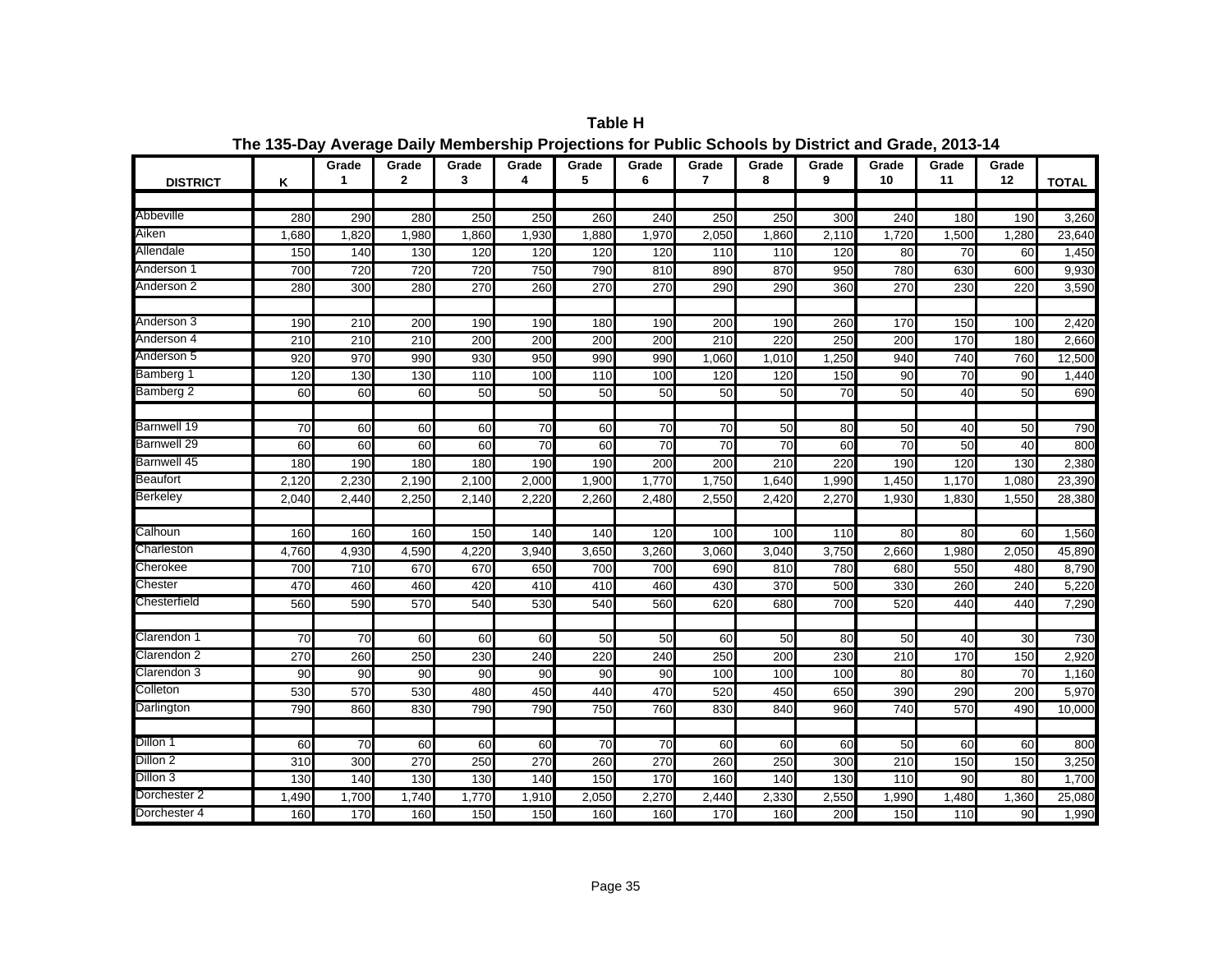# Table H

## The 135-Day Average Daily Membership Projections for Public Schools by District and Grade, 2013-14

| DISTRICT | K | Grade 1 | Grade 2 | Grade 3 | Grade 4 | Grade 5 | Grade 6 | Grade 7 | Grade 8 | Grade 9 | Grade 10 | Grade 11 | Grade 12 | TOTAL |
|---|---|---|---|---|---|---|---|---|---|---|---|---|---|---|
| Abbeville | 280 | 290 | 280 | 250 | 250 | 260 | 240 | 250 | 250 | 300 | 240 | 180 | 190 | 3,260 |
| Aiken | 1,680 | 1,820 | 1,980 | 1,860 | 1,930 | 1,880 | 1,970 | 2,050 | 1,860 | 2,110 | 1,720 | 1,500 | 1,280 | 23,640 |
| Allendale | 150 | 140 | 130 | 120 | 120 | 120 | 120 | 110 | 110 | 120 | 80 | 70 | 60 | 1,450 |
| Anderson 1 | 700 | 720 | 720 | 720 | 750 | 790 | 810 | 890 | 870 | 950 | 780 | 630 | 600 | 9,930 |
| Anderson 2 | 280 | 300 | 280 | 270 | 260 | 270 | 270 | 290 | 290 | 360 | 270 | 230 | 220 | 3,590 |
| Anderson 3 | 190 | 210 | 200 | 190 | 190 | 180 | 190 | 200 | 190 | 260 | 170 | 150 | 100 | 2,420 |
| Anderson 4 | 210 | 210 | 210 | 200 | 200 | 200 | 200 | 210 | 220 | 250 | 200 | 170 | 180 | 2,660 |
| Anderson 5 | 920 | 970 | 990 | 930 | 950 | 990 | 990 | 1,060 | 1,010 | 1,250 | 940 | 740 | 760 | 12,500 |
| Bamberg 1 | 120 | 130 | 130 | 110 | 100 | 110 | 100 | 120 | 120 | 150 | 90 | 70 | 90 | 1,440 |
| Bamberg 2 | 60 | 60 | 60 | 50 | 50 | 50 | 50 | 50 | 50 | 70 | 50 | 40 | 50 | 690 |
| Barnwell 19 | 70 | 60 | 60 | 60 | 70 | 60 | 70 | 70 | 50 | 80 | 50 | 40 | 50 | 790 |
| Barnwell 29 | 60 | 60 | 60 | 60 | 70 | 60 | 70 | 70 | 70 | 60 | 70 | 50 | 40 | 800 |
| Barnwell 45 | 180 | 190 | 180 | 180 | 190 | 190 | 200 | 200 | 210 | 220 | 190 | 120 | 130 | 2,380 |
| Beaufort | 2,120 | 2,230 | 2,190 | 2,100 | 2,000 | 1,900 | 1,770 | 1,750 | 1,640 | 1,990 | 1,450 | 1,170 | 1,080 | 23,390 |
| Berkeley | 2,040 | 2,440 | 2,250 | 2,140 | 2,220 | 2,260 | 2,480 | 2,550 | 2,420 | 2,270 | 1,930 | 1,830 | 1,550 | 28,380 |
| Calhoun | 160 | 160 | 160 | 150 | 140 | 140 | 120 | 100 | 100 | 110 | 80 | 80 | 60 | 1,560 |
| Charleston | 4,760 | 4,930 | 4,590 | 4,220 | 3,940 | 3,650 | 3,260 | 3,060 | 3,040 | 3,750 | 2,660 | 1,980 | 2,050 | 45,890 |
| Cherokee | 700 | 710 | 670 | 670 | 650 | 700 | 700 | 690 | 810 | 780 | 680 | 550 | 480 | 8,790 |
| Chester | 470 | 460 | 460 | 420 | 410 | 410 | 460 | 430 | 370 | 500 | 330 | 260 | 240 | 5,220 |
| Chesterfield | 560 | 590 | 570 | 540 | 530 | 540 | 560 | 620 | 680 | 700 | 520 | 440 | 440 | 7,290 |
| Clarendon 1 | 70 | 70 | 60 | 60 | 60 | 50 | 50 | 60 | 50 | 80 | 50 | 40 | 30 | 730 |
| Clarendon 2 | 270 | 260 | 250 | 230 | 240 | 220 | 240 | 250 | 200 | 230 | 210 | 170 | 150 | 2,920 |
| Clarendon 3 | 90 | 90 | 90 | 90 | 90 | 90 | 90 | 100 | 100 | 100 | 80 | 80 | 70 | 1,160 |
| Colleton | 530 | 570 | 530 | 480 | 450 | 440 | 470 | 520 | 450 | 650 | 390 | 290 | 200 | 5,970 |
| Darlington | 790 | 860 | 830 | 790 | 790 | 750 | 760 | 830 | 840 | 960 | 740 | 570 | 490 | 10,000 |
| Dillon 1 | 60 | 70 | 60 | 60 | 60 | 70 | 70 | 60 | 60 | 60 | 50 | 60 | 60 | 800 |
| Dillon 2 | 310 | 300 | 270 | 250 | 270 | 260 | 270 | 260 | 250 | 300 | 210 | 150 | 150 | 3,250 |
| Dillon 3 | 130 | 140 | 130 | 130 | 140 | 150 | 170 | 160 | 140 | 130 | 110 | 90 | 80 | 1,700 |
| Dorchester 2 | 1,490 | 1,700 | 1,740 | 1,770 | 1,910 | 2,050 | 2,270 | 2,440 | 2,330 | 2,550 | 1,990 | 1,480 | 1,360 | 25,080 |
| Dorchester 4 | 160 | 170 | 160 | 150 | 150 | 160 | 160 | 170 | 160 | 200 | 150 | 110 | 90 | 1,990 |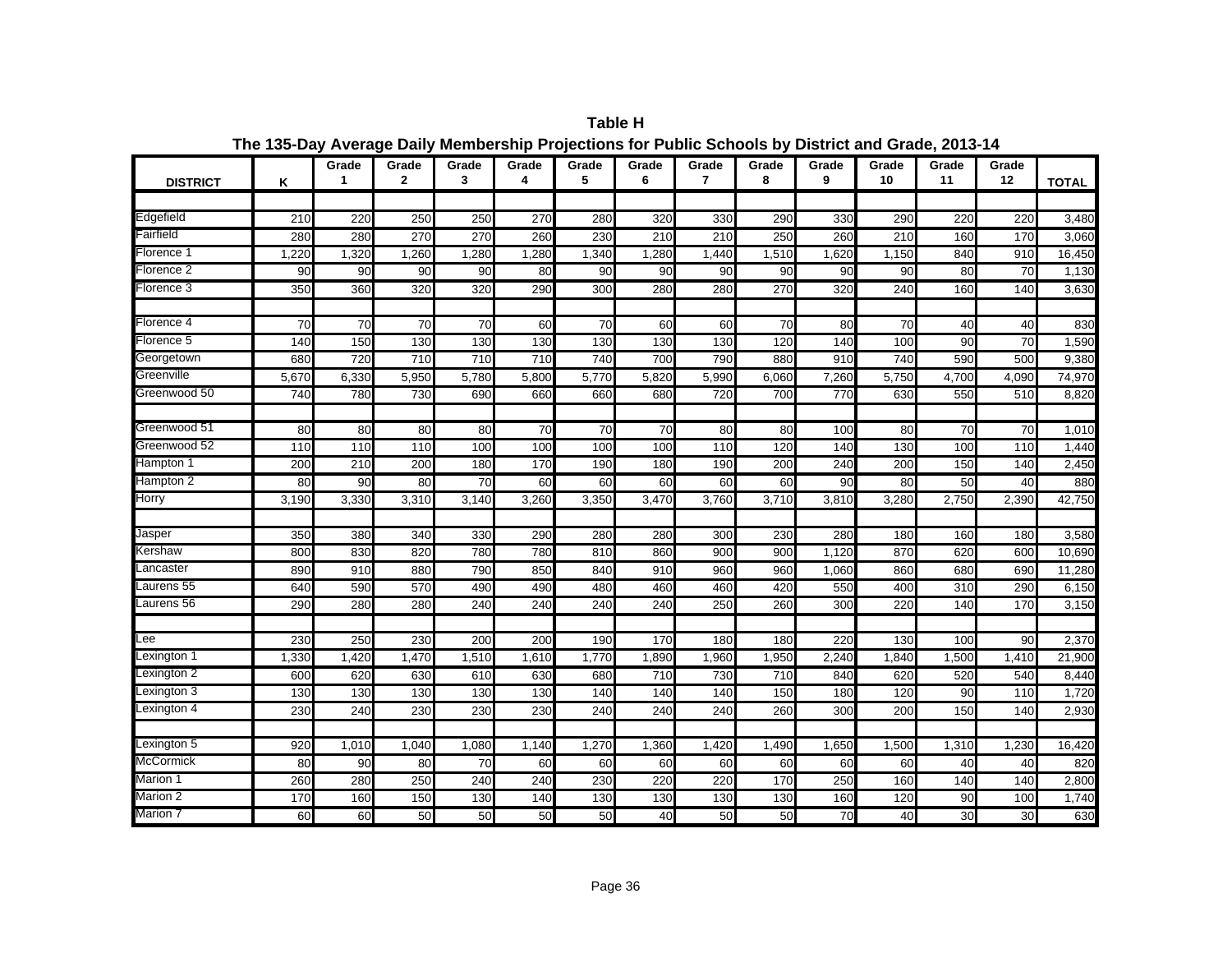**Table H**

**The 135-Day Average Daily Membership Projections for Public Schools by District and Grade, 2013-14**

| DISTRICT | K | Grade 1 | Grade 2 | Grade 3 | Grade 4 | Grade 5 | Grade 6 | Grade 7 | Grade 8 | Grade 9 | Grade 10 | Grade 11 | Grade 12 | TOTAL |
|---|---|---|---|---|---|---|---|---|---|---|---|---|---|---|
| Edgefield | 210 | 220 | 250 | 250 | 270 | 280 | 320 | 330 | 290 | 330 | 290 | 220 | 220 | 3,480 |
| Fairfield | 280 | 280 | 270 | 270 | 260 | 230 | 210 | 210 | 250 | 260 | 210 | 160 | 170 | 3,060 |
| Florence 1 | 1,220 | 1,320 | 1,260 | 1,280 | 1,280 | 1,340 | 1,280 | 1,440 | 1,510 | 1,620 | 1,150 | 840 | 910 | 16,450 |
| Florence 2 | 90 | 90 | 90 | 90 | 80 | 90 | 90 | 90 | 90 | 90 | 90 | 80 | 70 | 1,130 |
| Florence 3 | 350 | 360 | 320 | 320 | 290 | 300 | 280 | 280 | 270 | 320 | 240 | 160 | 140 | 3,630 |
| Florence 4 | 70 | 70 | 70 | 70 | 60 | 70 | 60 | 60 | 70 | 80 | 70 | 40 | 40 | 830 |
| Florence 5 | 140 | 150 | 130 | 130 | 130 | 130 | 130 | 130 | 120 | 140 | 100 | 90 | 70 | 1,590 |
| Georgetown | 680 | 720 | 710 | 710 | 710 | 740 | 700 | 790 | 880 | 910 | 740 | 590 | 500 | 9,380 |
| Greenville | 5,670 | 6,330 | 5,950 | 5,780 | 5,800 | 5,770 | 5,820 | 5,990 | 6,060 | 7,260 | 5,750 | 4,700 | 4,090 | 74,970 |
| Greenwood 50 | 740 | 780 | 730 | 690 | 660 | 660 | 680 | 720 | 700 | 770 | 630 | 550 | 510 | 8,820 |
| Greenwood 51 | 80 | 80 | 80 | 80 | 70 | 70 | 70 | 80 | 80 | 100 | 80 | 70 | 70 | 1,010 |
| Greenwood 52 | 110 | 110 | 110 | 100 | 100 | 100 | 100 | 110 | 120 | 140 | 130 | 100 | 110 | 1,440 |
| Hampton 1 | 200 | 210 | 200 | 180 | 170 | 190 | 180 | 190 | 200 | 240 | 200 | 150 | 140 | 2,450 |
| Hampton 2 | 80 | 90 | 80 | 70 | 60 | 60 | 60 | 60 | 60 | 90 | 80 | 50 | 40 | 880 |
| Horry | 3,190 | 3,330 | 3,310 | 3,140 | 3,260 | 3,350 | 3,470 | 3,760 | 3,710 | 3,810 | 3,280 | 2,750 | 2,390 | 42,750 |
| Jasper | 350 | 380 | 340 | 330 | 290 | 280 | 280 | 300 | 230 | 280 | 180 | 160 | 180 | 3,580 |
| Kershaw | 800 | 830 | 820 | 780 | 780 | 810 | 860 | 900 | 900 | 1,120 | 870 | 620 | 600 | 10,690 |
| Lancaster | 890 | 910 | 880 | 790 | 850 | 840 | 910 | 960 | 960 | 1,060 | 860 | 680 | 690 | 11,280 |
| Laurens 55 | 640 | 590 | 570 | 490 | 490 | 480 | 460 | 460 | 420 | 550 | 400 | 310 | 290 | 6,150 |
| Laurens 56 | 290 | 280 | 280 | 240 | 240 | 240 | 240 | 250 | 260 | 300 | 220 | 140 | 170 | 3,150 |
| Lee | 230 | 250 | 230 | 200 | 200 | 190 | 170 | 180 | 180 | 220 | 130 | 100 | 90 | 2,370 |
| Lexington 1 | 1,330 | 1,420 | 1,470 | 1,510 | 1,610 | 1,770 | 1,890 | 1,960 | 1,950 | 2,240 | 1,840 | 1,500 | 1,410 | 21,900 |
| Lexington 2 | 600 | 620 | 630 | 610 | 630 | 680 | 710 | 730 | 710 | 840 | 620 | 520 | 540 | 8,440 |
| Lexington 3 | 130 | 130 | 130 | 130 | 130 | 140 | 140 | 140 | 150 | 180 | 120 | 90 | 110 | 1,720 |
| Lexington 4 | 230 | 240 | 230 | 230 | 230 | 240 | 240 | 240 | 260 | 300 | 200 | 150 | 140 | 2,930 |
| Lexington 5 | 920 | 1,010 | 1,040 | 1,080 | 1,140 | 1,270 | 1,360 | 1,420 | 1,490 | 1,650 | 1,500 | 1,310 | 1,230 | 16,420 |
| McCormick | 80 | 90 | 80 | 70 | 60 | 60 | 60 | 60 | 60 | 60 | 60 | 40 | 40 | 820 |
| Marion 1 | 260 | 280 | 250 | 240 | 240 | 230 | 220 | 220 | 170 | 250 | 160 | 140 | 140 | 2,800 |
| Marion 2 | 170 | 160 | 150 | 130 | 140 | 130 | 130 | 130 | 130 | 160 | 120 | 90 | 100 | 1,740 |
| Marion 7 | 60 | 60 | 50 | 50 | 50 | 50 | 40 | 50 | 50 | 70 | 40 | 30 | 30 | 630 |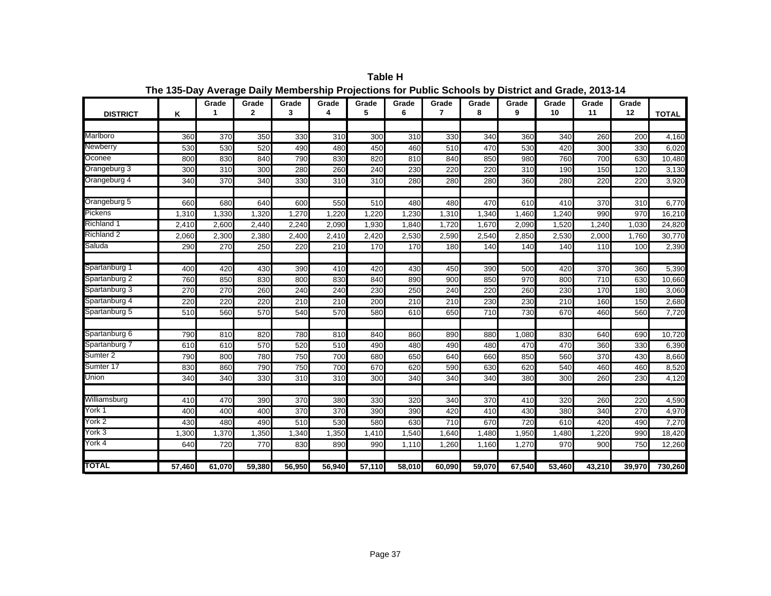**Table H**

**The 135-Day Average Daily Membership Projections for Public Schools by District and Grade, 2013-14**

| DISTRICT | K | Grade 1 | Grade 2 | Grade 3 | Grade 4 | Grade 5 | Grade 6 | Grade 7 | Grade 8 | Grade 9 | Grade 10 | Grade 11 | Grade 12 | TOTAL |
|---|---|---|---|---|---|---|---|---|---|---|---|---|---|---|
| Marlboro | 360 | 370 | 350 | 330 | 310 | 300 | 310 | 330 | 340 | 360 | 340 | 260 | 200 | 4,160 |
| Newberry | 530 | 530 | 520 | 490 | 480 | 450 | 460 | 510 | 470 | 530 | 420 | 300 | 330 | 6,020 |
| Oconee | 800 | 830 | 840 | 790 | 830 | 820 | 810 | 840 | 850 | 980 | 760 | 700 | 630 | 10,480 |
| Orangeburg 3 | 300 | 310 | 300 | 280 | 260 | 240 | 230 | 220 | 220 | 310 | 190 | 150 | 120 | 3,130 |
| Orangeburg 4 | 340 | 370 | 340 | 330 | 310 | 310 | 280 | 280 | 280 | 360 | 280 | 220 | 220 | 3,920 |
| Orangeburg 5 | 660 | 680 | 640 | 600 | 550 | 510 | 480 | 480 | 470 | 610 | 410 | 370 | 310 | 6,770 |
| Pickens | 1,310 | 1,330 | 1,320 | 1,270 | 1,220 | 1,220 | 1,230 | 1,310 | 1,340 | 1,460 | 1,240 | 990 | 970 | 16,210 |
| Richland 1 | 2,410 | 2,600 | 2,440 | 2,240 | 2,090 | 1,930 | 1,840 | 1,720 | 1,670 | 2,090 | 1,520 | 1,240 | 1,030 | 24,820 |
| Richland 2 | 2,060 | 2,300 | 2,380 | 2,400 | 2,410 | 2,420 | 2,530 | 2,590 | 2,540 | 2,850 | 2,530 | 2,000 | 1,760 | 30,770 |
| Saluda | 290 | 270 | 250 | 220 | 210 | 170 | 170 | 180 | 140 | 140 | 140 | 110 | 100 | 2,390 |
| Spartanburg 1 | 400 | 420 | 430 | 390 | 410 | 420 | 430 | 450 | 390 | 500 | 420 | 370 | 360 | 5,390 |
| Spartanburg 2 | 760 | 850 | 830 | 800 | 830 | 840 | 890 | 900 | 850 | 970 | 800 | 710 | 630 | 10,660 |
| Spartanburg 3 | 270 | 270 | 260 | 240 | 240 | 230 | 250 | 240 | 220 | 260 | 230 | 170 | 180 | 3,060 |
| Spartanburg 4 | 220 | 220 | 220 | 210 | 210 | 200 | 210 | 210 | 230 | 230 | 210 | 160 | 150 | 2,680 |
| Spartanburg 5 | 510 | 560 | 570 | 540 | 570 | 580 | 610 | 650 | 710 | 730 | 670 | 460 | 560 | 7,720 |
| Spartanburg 6 | 790 | 810 | 820 | 780 | 810 | 840 | 860 | 890 | 880 | 1,080 | 830 | 640 | 690 | 10,720 |
| Spartanburg 7 | 610 | 610 | 570 | 520 | 510 | 490 | 480 | 490 | 480 | 470 | 470 | 360 | 330 | 6,390 |
| Sumter 2 | 790 | 800 | 780 | 750 | 700 | 680 | 650 | 640 | 660 | 850 | 560 | 370 | 430 | 8,660 |
| Sumter 17 | 830 | 860 | 790 | 750 | 700 | 670 | 620 | 590 | 630 | 620 | 540 | 460 | 460 | 8,520 |
| Union | 340 | 340 | 330 | 310 | 310 | 300 | 340 | 340 | 340 | 380 | 300 | 260 | 230 | 4,120 |
| Williamsburg | 410 | 470 | 390 | 370 | 380 | 330 | 320 | 340 | 370 | 410 | 320 | 260 | 220 | 4,590 |
| York 1 | 400 | 400 | 400 | 370 | 370 | 390 | 390 | 420 | 410 | 430 | 380 | 340 | 270 | 4,970 |
| York 2 | 430 | 480 | 490 | 510 | 530 | 580 | 630 | 710 | 670 | 720 | 610 | 420 | 490 | 7,270 |
| York 3 | 1,300 | 1,370 | 1,350 | 1,340 | 1,350 | 1,410 | 1,540 | 1,640 | 1,480 | 1,950 | 1,480 | 1,220 | 990 | 18,420 |
| York 4 | 640 | 720 | 770 | 830 | 890 | 990 | 1,110 | 1,260 | 1,160 | 1,270 | 970 | 900 | 750 | 12,260 |
| **TOTAL** | **57,460** | **61,070** | **59,380** | **56,950** | **56,940** | **57,110** | **58,010** | **60,090** | **59,070** | **67,540** | **53,460** | **43,210** | **39,970** | **730,260** |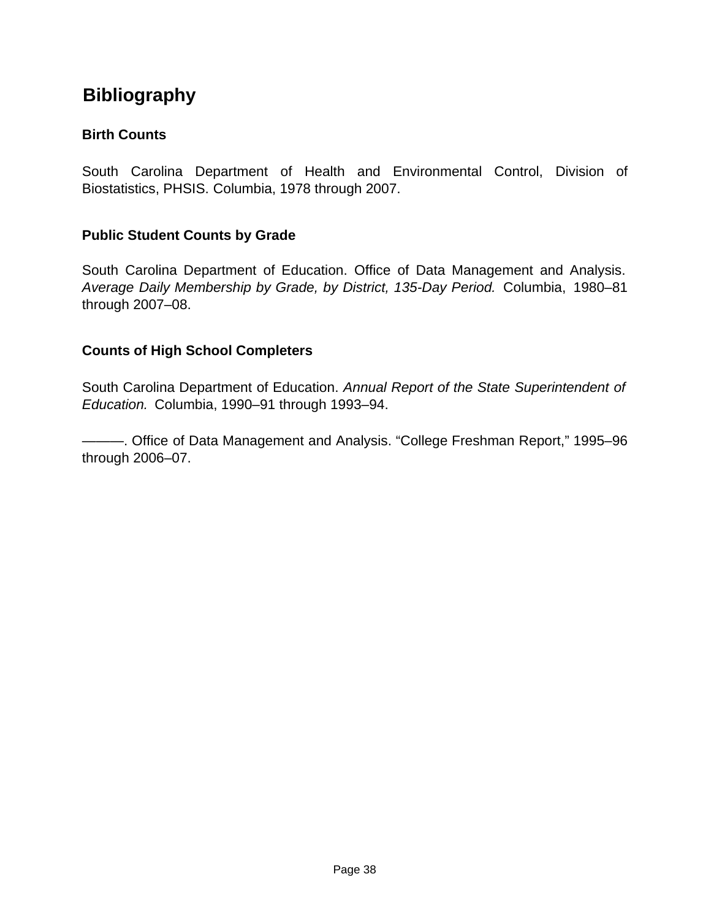# Bibliography

### Birth Counts

South Carolina Department of Health and Environmental Control, Division of Biostatistics, PHSIS. Columbia, 1978 through 2007.

### Public Student Counts by Grade

South Carolina Department of Education. Office of Data Management and Analysis. *Average Daily Membership by Grade, by District, 135-Day Period.* Columbia, 1980–81 through 2007–08.

### Counts of High School Completers

South Carolina Department of Education. *Annual Report of the State Superintendent of Education.* Columbia, 1990–91 through 1993–94.

———. Office of Data Management and Analysis. “College Freshman Report,” 1995–96 through 2006–07.